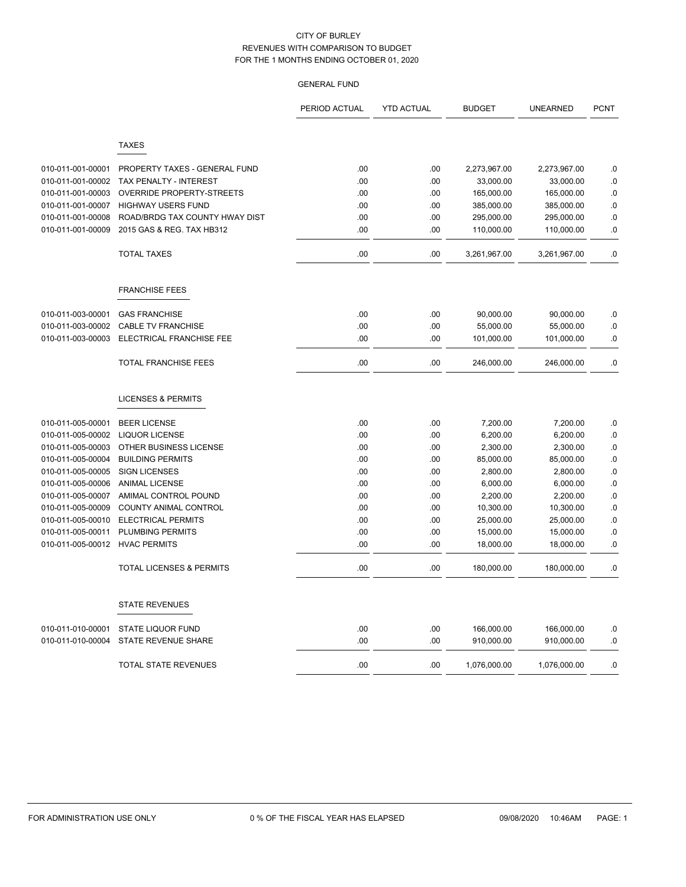# CITY OF BURLEY

## REVENUES WITH COMPARISON TO BUDGET

## FOR THE 1 MONTHS ENDING OCTOBER 01, 2020

### GENERAL FUND

| | | PERIOD ACTUAL | YTD ACTUAL | BUDGET | UNEARNED | PCNT |
|---|---|---|---|---|---|---|
| | **TAXES** | | | | | |
| 010-011-001-00001 | PROPERTY TAXES - GENERAL FUND | .00 | .00 | 2,273,967.00 | 2,273,967.00 | .0 |
| 010-011-001-00002 | TAX PENALTY - INTEREST | .00 | .00 | 33,000.00 | 33,000.00 | .0 |
| 010-011-001-00003 | OVERRIDE PROPERTY-STREETS | .00 | .00 | 165,000.00 | 165,000.00 | .0 |
| 010-011-001-00007 | HIGHWAY USERS FUND | .00 | .00 | 385,000.00 | 385,000.00 | .0 |
| 010-011-001-00008 | ROAD/BRDG TAX COUNTY HWAY DIST | .00 | .00 | 295,000.00 | 295,000.00 | .0 |
| 010-011-001-00009 | 2015 GAS & REG. TAX HB312 | .00 | .00 | 110,000.00 | 110,000.00 | .0 |
| | TOTAL TAXES | .00 | .00 | 3,261,967.00 | 3,261,967.00 | .0 |
| | **FRANCHISE FEES** | | | | | |
| 010-011-003-00001 | GAS FRANCHISE | .00 | .00 | 90,000.00 | 90,000.00 | .0 |
| 010-011-003-00002 | CABLE TV FRANCHISE | .00 | .00 | 55,000.00 | 55,000.00 | .0 |
| 010-011-003-00003 | ELECTRICAL FRANCHISE FEE | .00 | .00 | 101,000.00 | 101,000.00 | .0 |
| | TOTAL FRANCHISE FEES | .00 | .00 | 246,000.00 | 246,000.00 | .0 |
| | **LICENSES & PERMITS** | | | | | |
| 010-011-005-00001 | BEER LICENSE | .00 | .00 | 7,200.00 | 7,200.00 | .0 |
| 010-011-005-00002 | LIQUOR LICENSE | .00 | .00 | 6,200.00 | 6,200.00 | .0 |
| 010-011-005-00003 | OTHER BUSINESS LICENSE | .00 | .00 | 2,300.00 | 2,300.00 | .0 |
| 010-011-005-00004 | BUILDING PERMITS | .00 | .00 | 85,000.00 | 85,000.00 | .0 |
| 010-011-005-00005 | SIGN LICENSES | .00 | .00 | 2,800.00 | 2,800.00 | .0 |
| 010-011-005-00006 | ANIMAL LICENSE | .00 | .00 | 6,000.00 | 6,000.00 | .0 |
| 010-011-005-00007 | AMIMAL CONTROL POUND | .00 | .00 | 2,200.00 | 2,200.00 | .0 |
| 010-011-005-00009 | COUNTY ANIMAL CONTROL | .00 | .00 | 10,300.00 | 10,300.00 | .0 |
| 010-011-005-00010 | ELECTRICAL PERMITS | .00 | .00 | 25,000.00 | 25,000.00 | .0 |
| 010-011-005-00011 | PLUMBING PERMITS | .00 | .00 | 15,000.00 | 15,000.00 | .0 |
| 010-011-005-00012 | HVAC PERMITS | .00 | .00 | 18,000.00 | 18,000.00 | .0 |
| | TOTAL LICENSES & PERMITS | .00 | .00 | 180,000.00 | 180,000.00 | .0 |
| | **STATE REVENUES** | | | | | |
| 010-011-010-00001 | STATE LIQUOR FUND | .00 | .00 | 166,000.00 | 166,000.00 | .0 |
| 010-011-010-00004 | STATE REVENUE SHARE | .00 | .00 | 910,000.00 | 910,000.00 | .0 |
| | TOTAL STATE REVENUES | .00 | .00 | 1,076,000.00 | 1,076,000.00 | .0 |

FOR ADMINISTRATION USE ONLY 0 % OF THE FISCAL YEAR HAS ELAPSED 09/08/2020 10:46AM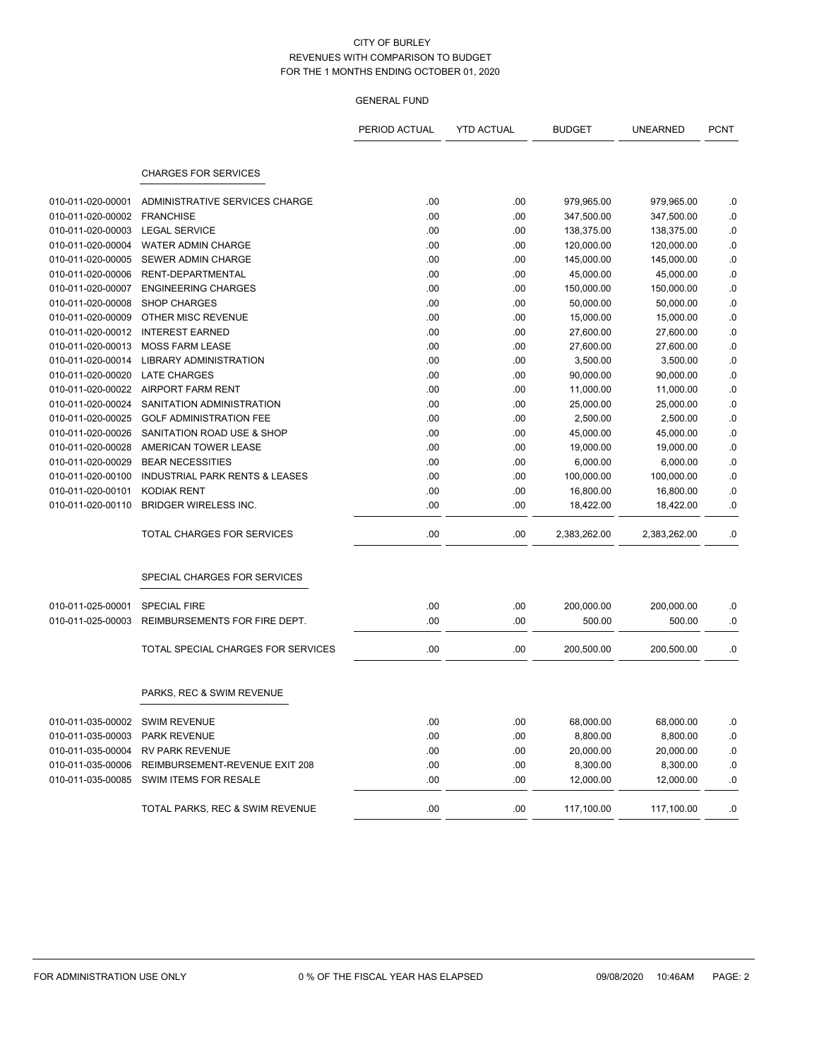CITY OF BURLEY
REVENUES WITH COMPARISON TO BUDGET
FOR THE 1 MONTHS ENDING OCTOBER 01, 2020

GENERAL FUND

| | | PERIOD ACTUAL | YTD ACTUAL | BUDGET | UNEARNED | PCNT |
|---|---|---|---|---|---|---|
| | **CHARGES FOR SERVICES** | | | | | |
| 010-011-020-00001 | ADMINISTRATIVE SERVICES CHARGE | .00 | .00 | 979,965.00 | 979,965.00 | .0 |
| 010-011-020-00002 | FRANCHISE | .00 | .00 | 347,500.00 | 347,500.00 | .0 |
| 010-011-020-00003 | LEGAL SERVICE | .00 | .00 | 138,375.00 | 138,375.00 | .0 |
| 010-011-020-00004 | WATER ADMIN CHARGE | .00 | .00 | 120,000.00 | 120,000.00 | .0 |
| 010-011-020-00005 | SEWER ADMIN CHARGE | .00 | .00 | 145,000.00 | 145,000.00 | .0 |
| 010-011-020-00006 | RENT-DEPARTMENTAL | .00 | .00 | 45,000.00 | 45,000.00 | .0 |
| 010-011-020-00007 | ENGINEERING CHARGES | .00 | .00 | 150,000.00 | 150,000.00 | .0 |
| 010-011-020-00008 | SHOP CHARGES | .00 | .00 | 50,000.00 | 50,000.00 | .0 |
| 010-011-020-00009 | OTHER MISC REVENUE | .00 | .00 | 15,000.00 | 15,000.00 | .0 |
| 010-011-020-00012 | INTEREST EARNED | .00 | .00 | 27,600.00 | 27,600.00 | .0 |
| 010-011-020-00013 | MOSS FARM LEASE | .00 | .00 | 27,600.00 | 27,600.00 | .0 |
| 010-011-020-00014 | LIBRARY ADMINISTRATION | .00 | .00 | 3,500.00 | 3,500.00 | .0 |
| 010-011-020-00020 | LATE CHARGES | .00 | .00 | 90,000.00 | 90,000.00 | .0 |
| 010-011-020-00022 | AIRPORT FARM RENT | .00 | .00 | 11,000.00 | 11,000.00 | .0 |
| 010-011-020-00024 | SANITATION ADMINISTRATION | .00 | .00 | 25,000.00 | 25,000.00 | .0 |
| 010-011-020-00025 | GOLF ADMINISTRATION FEE | .00 | .00 | 2,500.00 | 2,500.00 | .0 |
| 010-011-020-00026 | SANITATION ROAD USE & SHOP | .00 | .00 | 45,000.00 | 45,000.00 | .0 |
| 010-011-020-00028 | AMERICAN TOWER LEASE | .00 | .00 | 19,000.00 | 19,000.00 | .0 |
| 010-011-020-00029 | BEAR NECESSITIES | .00 | .00 | 6,000.00 | 6,000.00 | .0 |
| 010-011-020-00100 | INDUSTRIAL PARK RENTS & LEASES | .00 | .00 | 100,000.00 | 100,000.00 | .0 |
| 010-011-020-00101 | KODIAK RENT | .00 | .00 | 16,800.00 | 16,800.00 | .0 |
| 010-011-020-00110 | BRIDGER WIRELESS INC. | .00 | .00 | 18,422.00 | 18,422.00 | .0 |
| | TOTAL CHARGES FOR SERVICES | .00 | .00 | 2,383,262.00 | 2,383,262.00 | .0 |
| | **SPECIAL CHARGES FOR SERVICES** | | | | | |
| 010-011-025-00001 | SPECIAL FIRE | .00 | .00 | 200,000.00 | 200,000.00 | .0 |
| 010-011-025-00003 | REIMBURSEMENTS FOR FIRE DEPT. | .00 | .00 | 500.00 | 500.00 | .0 |
| | TOTAL SPECIAL CHARGES FOR SERVICES | .00 | .00 | 200,500.00 | 200,500.00 | .0 |
| | **PARKS, REC & SWIM REVENUE** | | | | | |
| 010-011-035-00002 | SWIM REVENUE | .00 | .00 | 68,000.00 | 68,000.00 | .0 |
| 010-011-035-00003 | PARK REVENUE | .00 | .00 | 8,800.00 | 8,800.00 | .0 |
| 010-011-035-00004 | RV PARK REVENUE | .00 | .00 | 20,000.00 | 20,000.00 | .0 |
| 010-011-035-00006 | REIMBURSEMENT-REVENUE EXIT 208 | .00 | .00 | 8,300.00 | 8,300.00 | .0 |
| 010-011-035-00085 | SWIM ITEMS FOR RESALE | .00 | .00 | 12,000.00 | 12,000.00 | .0 |
| | TOTAL PARKS, REC & SWIM REVENUE | .00 | .00 | 117,100.00 | 117,100.00 | .0 |

FOR ADMINISTRATION USE ONLY — 0 % OF THE FISCAL YEAR HAS ELAPSED — 09/08/2020 10:46AM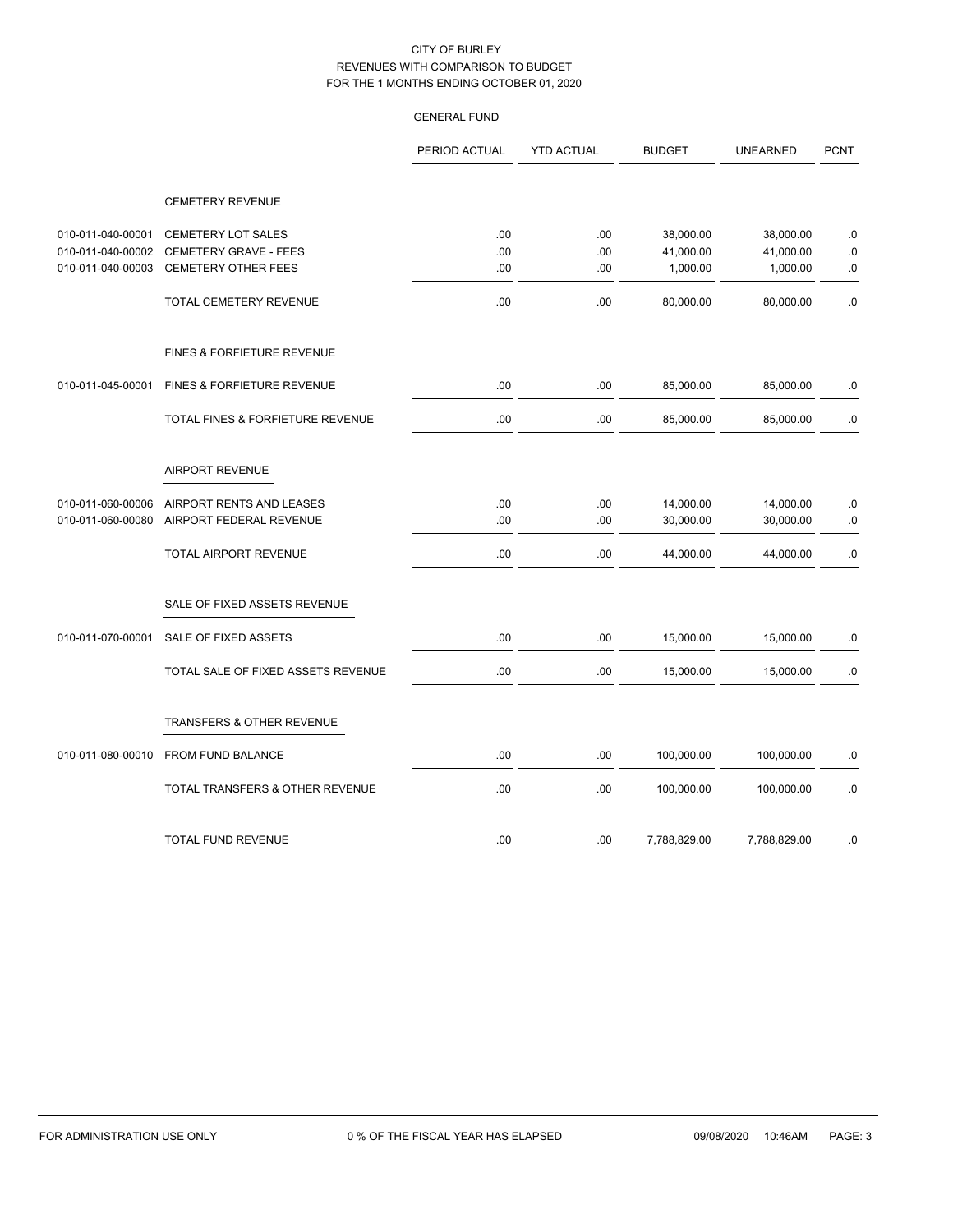CITY OF BURLEY
REVENUES WITH COMPARISON TO BUDGET
FOR THE 1 MONTHS ENDING OCTOBER 01, 2020

GENERAL FUND

| | | PERIOD ACTUAL | YTD ACTUAL | BUDGET | UNEARNED | PCNT |
|---|---|---|---|---|---|---|
| | CEMETERY REVENUE | | | | | |
| 010-011-040-00001 | CEMETERY LOT SALES | .00 | .00 | 38,000.00 | 38,000.00 | .0 |
| 010-011-040-00002 | CEMETERY GRAVE - FEES | .00 | .00 | 41,000.00 | 41,000.00 | .0 |
| 010-011-040-00003 | CEMETERY OTHER FEES | .00 | .00 | 1,000.00 | 1,000.00 | .0 |
| | TOTAL CEMETERY REVENUE | .00 | .00 | 80,000.00 | 80,000.00 | .0 |
| | FINES & FORFIETURE REVENUE | | | | | |
| 010-011-045-00001 | FINES & FORFIETURE REVENUE | .00 | .00 | 85,000.00 | 85,000.00 | .0 |
| | TOTAL FINES & FORFIETURE REVENUE | .00 | .00 | 85,000.00 | 85,000.00 | .0 |
| | AIRPORT REVENUE | | | | | |
| 010-011-060-00006 | AIRPORT RENTS AND LEASES | .00 | .00 | 14,000.00 | 14,000.00 | .0 |
| 010-011-060-00080 | AIRPORT FEDERAL REVENUE | .00 | .00 | 30,000.00 | 30,000.00 | .0 |
| | TOTAL AIRPORT REVENUE | .00 | .00 | 44,000.00 | 44,000.00 | .0 |
| | SALE OF FIXED ASSETS REVENUE | | | | | |
| 010-011-070-00001 | SALE OF FIXED ASSETS | .00 | .00 | 15,000.00 | 15,000.00 | .0 |
| | TOTAL SALE OF FIXED ASSETS REVENUE | .00 | .00 | 15,000.00 | 15,000.00 | .0 |
| | TRANSFERS & OTHER REVENUE | | | | | |
| 010-011-080-00010 | FROM FUND BALANCE | .00 | .00 | 100,000.00 | 100,000.00 | .0 |
| | TOTAL TRANSFERS & OTHER REVENUE | .00 | .00 | 100,000.00 | 100,000.00 | .0 |
| | TOTAL FUND REVENUE | .00 | .00 | 7,788,829.00 | 7,788,829.00 | .0 |

FOR ADMINISTRATION USE ONLY    0 % OF THE FISCAL YEAR HAS ELAPSED    09/08/2020 10:46AM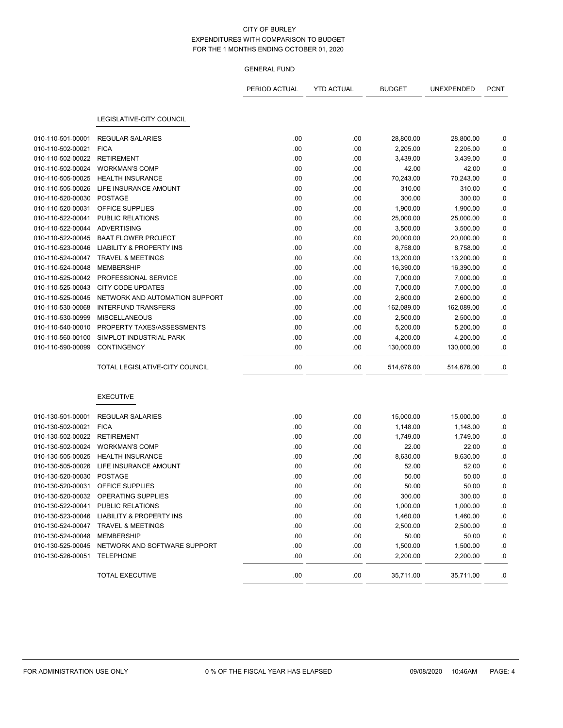# CITY OF BURLEY
## EXPENDITURES WITH COMPARISON TO BUDGET
### FOR THE 1 MONTHS ENDING OCTOBER 01, 2020

GENERAL FUND

| | | PERIOD ACTUAL | YTD ACTUAL | BUDGET | UNEXPENDED | PCNT |
|---|---|---|---|---|---|---|
| | **LEGISLATIVE-CITY COUNCIL** | | | | | |
| 010-110-501-00001 | REGULAR SALARIES | .00 | .00 | 28,800.00 | 28,800.00 | .0 |
| 010-110-502-00021 | FICA | .00 | .00 | 2,205.00 | 2,205.00 | .0 |
| 010-110-502-00022 | RETIREMENT | .00 | .00 | 3,439.00 | 3,439.00 | .0 |
| 010-110-502-00024 | WORKMAN'S COMP | .00 | .00 | 42.00 | 42.00 | .0 |
| 010-110-505-00025 | HEALTH INSURANCE | .00 | .00 | 70,243.00 | 70,243.00 | .0 |
| 010-110-505-00026 | LIFE INSURANCE AMOUNT | .00 | .00 | 310.00 | 310.00 | .0 |
| 010-110-520-00030 | POSTAGE | .00 | .00 | 300.00 | 300.00 | .0 |
| 010-110-520-00031 | OFFICE SUPPLIES | .00 | .00 | 1,900.00 | 1,900.00 | .0 |
| 010-110-522-00041 | PUBLIC RELATIONS | .00 | .00 | 25,000.00 | 25,000.00 | .0 |
| 010-110-522-00044 | ADVERTISING | .00 | .00 | 3,500.00 | 3,500.00 | .0 |
| 010-110-522-00045 | BAAT FLOWER PROJECT | .00 | .00 | 20,000.00 | 20,000.00 | .0 |
| 010-110-523-00046 | LIABILITY & PROPERTY INS | .00 | .00 | 8,758.00 | 8,758.00 | .0 |
| 010-110-524-00047 | TRAVEL & MEETINGS | .00 | .00 | 13,200.00 | 13,200.00 | .0 |
| 010-110-524-00048 | MEMBERSHIP | .00 | .00 | 16,390.00 | 16,390.00 | .0 |
| 010-110-525-00042 | PROFESSIONAL SERVICE | .00 | .00 | 7,000.00 | 7,000.00 | .0 |
| 010-110-525-00043 | CITY CODE UPDATES | .00 | .00 | 7,000.00 | 7,000.00 | .0 |
| 010-110-525-00045 | NETWORK AND AUTOMATION SUPPORT | .00 | .00 | 2,600.00 | 2,600.00 | .0 |
| 010-110-530-00068 | INTERFUND TRANSFERS | .00 | .00 | 162,089.00 | 162,089.00 | .0 |
| 010-110-530-00999 | MISCELLANEOUS | .00 | .00 | 2,500.00 | 2,500.00 | .0 |
| 010-110-540-00010 | PROPERTY TAXES/ASSESSMENTS | .00 | .00 | 5,200.00 | 5,200.00 | .0 |
| 010-110-560-00100 | SIMPLOT INDUSTRIAL PARK | .00 | .00 | 4,200.00 | 4,200.00 | .0 |
| 010-110-590-00099 | CONTINGENCY | .00 | .00 | 130,000.00 | 130,000.00 | .0 |
| | TOTAL LEGISLATIVE-CITY COUNCIL | .00 | .00 | 514,676.00 | 514,676.00 | .0 |
| | **EXECUTIVE** | | | | | |
| 010-130-501-00001 | REGULAR SALARIES | .00 | .00 | 15,000.00 | 15,000.00 | .0 |
| 010-130-502-00021 | FICA | .00 | .00 | 1,148.00 | 1,148.00 | .0 |
| 010-130-502-00022 | RETIREMENT | .00 | .00 | 1,749.00 | 1,749.00 | .0 |
| 010-130-502-00024 | WORKMAN'S COMP | .00 | .00 | 22.00 | 22.00 | .0 |
| 010-130-505-00025 | HEALTH INSURANCE | .00 | .00 | 8,630.00 | 8,630.00 | .0 |
| 010-130-505-00026 | LIFE INSURANCE AMOUNT | .00 | .00 | 52.00 | 52.00 | .0 |
| 010-130-520-00030 | POSTAGE | .00 | .00 | 50.00 | 50.00 | .0 |
| 010-130-520-00031 | OFFICE SUPPLIES | .00 | .00 | 50.00 | 50.00 | .0 |
| 010-130-520-00032 | OPERATING SUPPLIES | .00 | .00 | 300.00 | 300.00 | .0 |
| 010-130-522-00041 | PUBLIC RELATIONS | .00 | .00 | 1,000.00 | 1,000.00 | .0 |
| 010-130-523-00046 | LIABILITY & PROPERTY INS | .00 | .00 | 1,460.00 | 1,460.00 | .0 |
| 010-130-524-00047 | TRAVEL & MEETINGS | .00 | .00 | 2,500.00 | 2,500.00 | .0 |
| 010-130-524-00048 | MEMBERSHIP | .00 | .00 | 50.00 | 50.00 | .0 |
| 010-130-525-00045 | NETWORK AND SOFTWARE SUPPORT | .00 | .00 | 1,500.00 | 1,500.00 | .0 |
| 010-130-526-00051 | TELEPHONE | .00 | .00 | 2,200.00 | 2,200.00 | .0 |
| | TOTAL EXECUTIVE | .00 | .00 | 35,711.00 | 35,711.00 | .0 |

FOR ADMINISTRATION USE ONLY    0 % OF THE FISCAL YEAR HAS ELAPSED    09/08/2020 10:46AM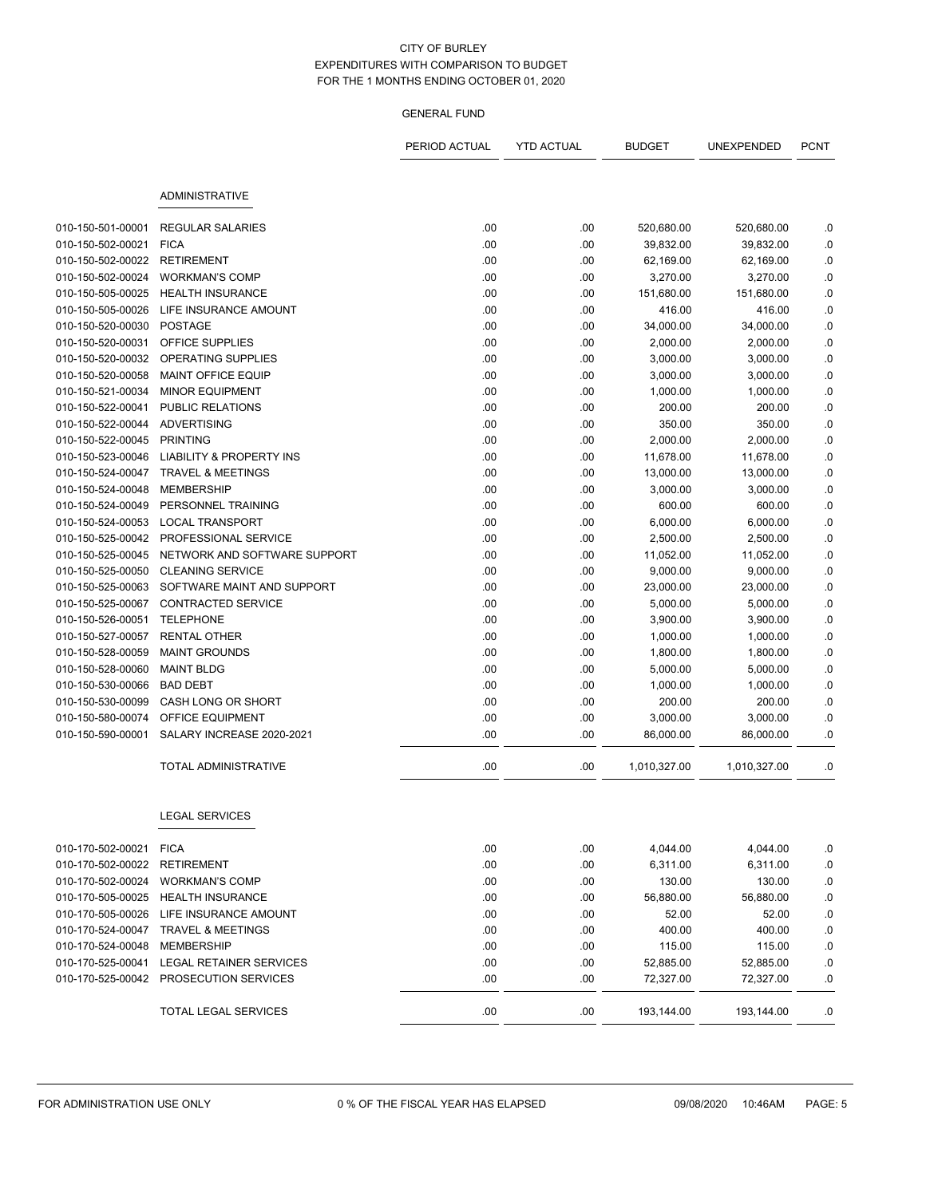CITY OF BURLEY
EXPENDITURES WITH COMPARISON TO BUDGET
FOR THE 1 MONTHS ENDING OCTOBER 01, 2020

GENERAL FUND

| | | PERIOD ACTUAL | YTD ACTUAL | BUDGET | UNEXPENDED | PCNT |
|---|---|---|---|---|---|---|
| | **ADMINISTRATIVE** | | | | | |
| 010-150-501-00001 | REGULAR SALARIES | .00 | .00 | 520,680.00 | 520,680.00 | .0 |
| 010-150-502-00021 | FICA | .00 | .00 | 39,832.00 | 39,832.00 | .0 |
| 010-150-502-00022 | RETIREMENT | .00 | .00 | 62,169.00 | 62,169.00 | .0 |
| 010-150-502-00024 | WORKMAN'S COMP | .00 | .00 | 3,270.00 | 3,270.00 | .0 |
| 010-150-505-00025 | HEALTH INSURANCE | .00 | .00 | 151,680.00 | 151,680.00 | .0 |
| 010-150-505-00026 | LIFE INSURANCE AMOUNT | .00 | .00 | 416.00 | 416.00 | .0 |
| 010-150-520-00030 | POSTAGE | .00 | .00 | 34,000.00 | 34,000.00 | .0 |
| 010-150-520-00031 | OFFICE SUPPLIES | .00 | .00 | 2,000.00 | 2,000.00 | .0 |
| 010-150-520-00032 | OPERATING SUPPLIES | .00 | .00 | 3,000.00 | 3,000.00 | .0 |
| 010-150-520-00058 | MAINT OFFICE EQUIP | .00 | .00 | 3,000.00 | 3,000.00 | .0 |
| 010-150-521-00034 | MINOR EQUIPMENT | .00 | .00 | 1,000.00 | 1,000.00 | .0 |
| 010-150-522-00041 | PUBLIC RELATIONS | .00 | .00 | 200.00 | 200.00 | .0 |
| 010-150-522-00044 | ADVERTISING | .00 | .00 | 350.00 | 350.00 | .0 |
| 010-150-522-00045 | PRINTING | .00 | .00 | 2,000.00 | 2,000.00 | .0 |
| 010-150-523-00046 | LIABILITY & PROPERTY INS | .00 | .00 | 11,678.00 | 11,678.00 | .0 |
| 010-150-524-00047 | TRAVEL & MEETINGS | .00 | .00 | 13,000.00 | 13,000.00 | .0 |
| 010-150-524-00048 | MEMBERSHIP | .00 | .00 | 3,000.00 | 3,000.00 | .0 |
| 010-150-524-00049 | PERSONNEL TRAINING | .00 | .00 | 600.00 | 600.00 | .0 |
| 010-150-524-00053 | LOCAL TRANSPORT | .00 | .00 | 6,000.00 | 6,000.00 | .0 |
| 010-150-525-00042 | PROFESSIONAL SERVICE | .00 | .00 | 2,500.00 | 2,500.00 | .0 |
| 010-150-525-00045 | NETWORK AND SOFTWARE SUPPORT | .00 | .00 | 11,052.00 | 11,052.00 | .0 |
| 010-150-525-00050 | CLEANING SERVICE | .00 | .00 | 9,000.00 | 9,000.00 | .0 |
| 010-150-525-00063 | SOFTWARE MAINT AND SUPPORT | .00 | .00 | 23,000.00 | 23,000.00 | .0 |
| 010-150-525-00067 | CONTRACTED SERVICE | .00 | .00 | 5,000.00 | 5,000.00 | .0 |
| 010-150-526-00051 | TELEPHONE | .00 | .00 | 3,900.00 | 3,900.00 | .0 |
| 010-150-527-00057 | RENTAL OTHER | .00 | .00 | 1,000.00 | 1,000.00 | .0 |
| 010-150-528-00059 | MAINT GROUNDS | .00 | .00 | 1,800.00 | 1,800.00 | .0 |
| 010-150-528-00060 | MAINT BLDG | .00 | .00 | 5,000.00 | 5,000.00 | .0 |
| 010-150-530-00066 | BAD DEBT | .00 | .00 | 1,000.00 | 1,000.00 | .0 |
| 010-150-530-00099 | CASH LONG OR SHORT | .00 | .00 | 200.00 | 200.00 | .0 |
| 010-150-580-00074 | OFFICE EQUIPMENT | .00 | .00 | 3,000.00 | 3,000.00 | .0 |
| 010-150-590-00001 | SALARY INCREASE 2020-2021 | .00 | .00 | 86,000.00 | 86,000.00 | .0 |
| | TOTAL ADMINISTRATIVE | .00 | .00 | 1,010,327.00 | 1,010,327.00 | .0 |
| | **LEGAL SERVICES** | | | | | |
| 010-170-502-00021 | FICA | .00 | .00 | 4,044.00 | 4,044.00 | .0 |
| 010-170-502-00022 | RETIREMENT | .00 | .00 | 6,311.00 | 6,311.00 | .0 |
| 010-170-502-00024 | WORKMAN'S COMP | .00 | .00 | 130.00 | 130.00 | .0 |
| 010-170-505-00025 | HEALTH INSURANCE | .00 | .00 | 56,880.00 | 56,880.00 | .0 |
| 010-170-505-00026 | LIFE INSURANCE AMOUNT | .00 | .00 | 52.00 | 52.00 | .0 |
| 010-170-524-00047 | TRAVEL & MEETINGS | .00 | .00 | 400.00 | 400.00 | .0 |
| 010-170-524-00048 | MEMBERSHIP | .00 | .00 | 115.00 | 115.00 | .0 |
| 010-170-525-00041 | LEGAL RETAINER SERVICES | .00 | .00 | 52,885.00 | 52,885.00 | .0 |
| 010-170-525-00042 | PROSECUTION SERVICES | .00 | .00 | 72,327.00 | 72,327.00 | .0 |
| | TOTAL LEGAL SERVICES | .00 | .00 | 193,144.00 | 193,144.00 | .0 |

FOR ADMINISTRATION USE ONLY | 0 % OF THE FISCAL YEAR HAS ELAPSED | 09/08/2020 10:46AM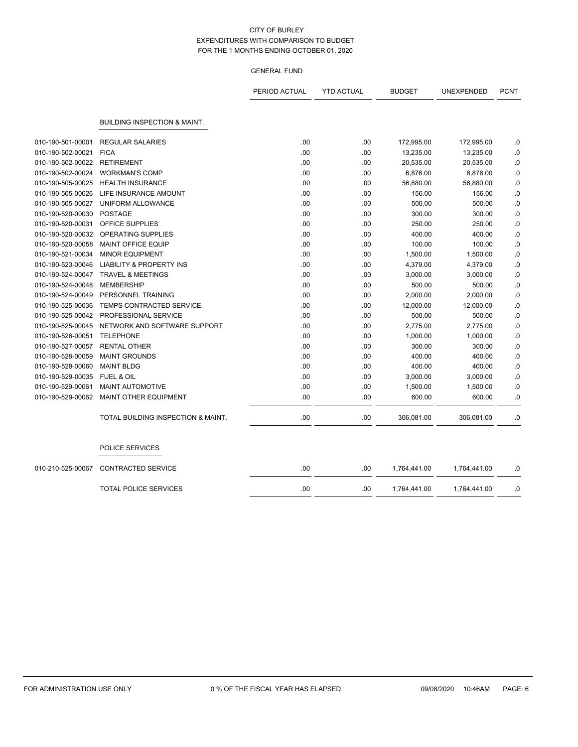CITY OF BURLEY
EXPENDITURES WITH COMPARISON TO BUDGET
FOR THE 1 MONTHS ENDING OCTOBER 01, 2020

GENERAL FUND

| | | PERIOD ACTUAL | YTD ACTUAL | BUDGET | UNEXPENDED | PCNT |
|---|---|---|---|---|---|---|
| | **BUILDING INSPECTION & MAINT.** | | | | | |
| 010-190-501-00001 | REGULAR SALARIES | .00 | .00 | 172,995.00 | 172,995.00 | .0 |
| 010-190-502-00021 | FICA | .00 | .00 | 13,235.00 | 13,235.00 | .0 |
| 010-190-502-00022 | RETIREMENT | .00 | .00 | 20,535.00 | 20,535.00 | .0 |
| 010-190-502-00024 | WORKMAN'S COMP | .00 | .00 | 6,876.00 | 6,876.00 | .0 |
| 010-190-505-00025 | HEALTH INSURANCE | .00 | .00 | 56,880.00 | 56,880.00 | .0 |
| 010-190-505-00026 | LIFE INSURANCE AMOUNT | .00 | .00 | 156.00 | 156.00 | .0 |
| 010-190-505-00027 | UNIFORM ALLOWANCE | .00 | .00 | 500.00 | 500.00 | .0 |
| 010-190-520-00030 | POSTAGE | .00 | .00 | 300.00 | 300.00 | .0 |
| 010-190-520-00031 | OFFICE SUPPLIES | .00 | .00 | 250.00 | 250.00 | .0 |
| 010-190-520-00032 | OPERATING SUPPLIES | .00 | .00 | 400.00 | 400.00 | .0 |
| 010-190-520-00058 | MAINT OFFICE EQUIP | .00 | .00 | 100.00 | 100.00 | .0 |
| 010-190-521-00034 | MINOR EQUIPMENT | .00 | .00 | 1,500.00 | 1,500.00 | .0 |
| 010-190-523-00046 | LIABILITY & PROPERTY INS | .00 | .00 | 4,379.00 | 4,379.00 | .0 |
| 010-190-524-00047 | TRAVEL & MEETINGS | .00 | .00 | 3,000.00 | 3,000.00 | .0 |
| 010-190-524-00048 | MEMBERSHIP | .00 | .00 | 500.00 | 500.00 | .0 |
| 010-190-524-00049 | PERSONNEL TRAINING | .00 | .00 | 2,000.00 | 2,000.00 | .0 |
| 010-190-525-00036 | TEMPS CONTRACTED SERVICE | .00 | .00 | 12,000.00 | 12,000.00 | .0 |
| 010-190-525-00042 | PROFESSIONAL SERVICE | .00 | .00 | 500.00 | 500.00 | .0 |
| 010-190-525-00045 | NETWORK AND SOFTWARE SUPPORT | .00 | .00 | 2,775.00 | 2,775.00 | .0 |
| 010-190-526-00051 | TELEPHONE | .00 | .00 | 1,000.00 | 1,000.00 | .0 |
| 010-190-527-00057 | RENTAL OTHER | .00 | .00 | 300.00 | 300.00 | .0 |
| 010-190-528-00059 | MAINT GROUNDS | .00 | .00 | 400.00 | 400.00 | .0 |
| 010-190-528-00060 | MAINT BLDG | .00 | .00 | 400.00 | 400.00 | .0 |
| 010-190-529-00035 | FUEL & OIL | .00 | .00 | 3,000.00 | 3,000.00 | .0 |
| 010-190-529-00061 | MAINT AUTOMOTIVE | .00 | .00 | 1,500.00 | 1,500.00 | .0 |
| 010-190-529-00062 | MAINT OTHER EQUIPMENT | .00 | .00 | 600.00 | 600.00 | .0 |
| | TOTAL BUILDING INSPECTION & MAINT. | .00 | .00 | 306,081.00 | 306,081.00 | .0 |
| | **POLICE SERVICES** | | | | | |
| 010-210-525-00067 | CONTRACTED SERVICE | .00 | .00 | 1,764,441.00 | 1,764,441.00 | .0 |
| | TOTAL POLICE SERVICES | .00 | .00 | 1,764,441.00 | 1,764,441.00 | .0 |

FOR ADMINISTRATION USE ONLY — 0 % OF THE FISCAL YEAR HAS ELAPSED — 09/08/2020 10:46AM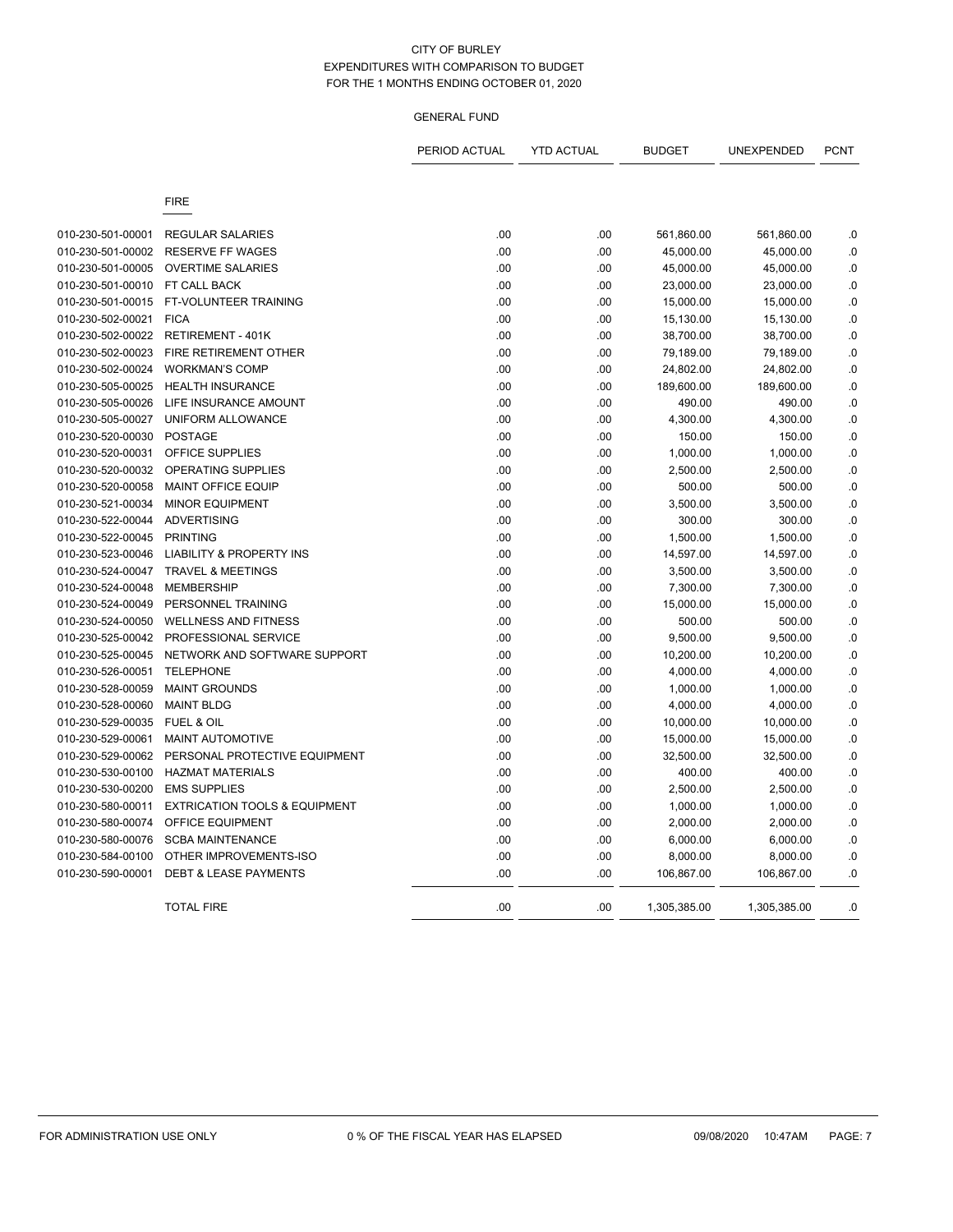CITY OF BURLEY
EXPENDITURES WITH COMPARISON TO BUDGET
FOR THE 1 MONTHS ENDING OCTOBER 01, 2020

GENERAL FUND

| | | PERIOD ACTUAL | YTD ACTUAL | BUDGET | UNEXPENDED | PCNT |
|---|---|---|---|---|---|---|
| | **FIRE** | | | | | |
| 010-230-501-00001 | REGULAR SALARIES | .00 | .00 | 561,860.00 | 561,860.00 | .0 |
| 010-230-501-00002 | RESERVE FF WAGES | .00 | .00 | 45,000.00 | 45,000.00 | .0 |
| 010-230-501-00005 | OVERTIME SALARIES | .00 | .00 | 45,000.00 | 45,000.00 | .0 |
| 010-230-501-00010 | FT CALL BACK | .00 | .00 | 23,000.00 | 23,000.00 | .0 |
| 010-230-501-00015 | FT-VOLUNTEER TRAINING | .00 | .00 | 15,000.00 | 15,000.00 | .0 |
| 010-230-502-00021 | FICA | .00 | .00 | 15,130.00 | 15,130.00 | .0 |
| 010-230-502-00022 | RETIREMENT - 401K | .00 | .00 | 38,700.00 | 38,700.00 | .0 |
| 010-230-502-00023 | FIRE RETIREMENT OTHER | .00 | .00 | 79,189.00 | 79,189.00 | .0 |
| 010-230-502-00024 | WORKMAN'S COMP | .00 | .00 | 24,802.00 | 24,802.00 | .0 |
| 010-230-505-00025 | HEALTH INSURANCE | .00 | .00 | 189,600.00 | 189,600.00 | .0 |
| 010-230-505-00026 | LIFE INSURANCE AMOUNT | .00 | .00 | 490.00 | 490.00 | .0 |
| 010-230-505-00027 | UNIFORM ALLOWANCE | .00 | .00 | 4,300.00 | 4,300.00 | .0 |
| 010-230-520-00030 | POSTAGE | .00 | .00 | 150.00 | 150.00 | .0 |
| 010-230-520-00031 | OFFICE SUPPLIES | .00 | .00 | 1,000.00 | 1,000.00 | .0 |
| 010-230-520-00032 | OPERATING SUPPLIES | .00 | .00 | 2,500.00 | 2,500.00 | .0 |
| 010-230-520-00058 | MAINT OFFICE EQUIP | .00 | .00 | 500.00 | 500.00 | .0 |
| 010-230-521-00034 | MINOR EQUIPMENT | .00 | .00 | 3,500.00 | 3,500.00 | .0 |
| 010-230-522-00044 | ADVERTISING | .00 | .00 | 300.00 | 300.00 | .0 |
| 010-230-522-00045 | PRINTING | .00 | .00 | 1,500.00 | 1,500.00 | .0 |
| 010-230-523-00046 | LIABILITY & PROPERTY INS | .00 | .00 | 14,597.00 | 14,597.00 | .0 |
| 010-230-524-00047 | TRAVEL & MEETINGS | .00 | .00 | 3,500.00 | 3,500.00 | .0 |
| 010-230-524-00048 | MEMBERSHIP | .00 | .00 | 7,300.00 | 7,300.00 | .0 |
| 010-230-524-00049 | PERSONNEL TRAINING | .00 | .00 | 15,000.00 | 15,000.00 | .0 |
| 010-230-524-00050 | WELLNESS AND FITNESS | .00 | .00 | 500.00 | 500.00 | .0 |
| 010-230-525-00042 | PROFESSIONAL SERVICE | .00 | .00 | 9,500.00 | 9,500.00 | .0 |
| 010-230-525-00045 | NETWORK AND SOFTWARE SUPPORT | .00 | .00 | 10,200.00 | 10,200.00 | .0 |
| 010-230-526-00051 | TELEPHONE | .00 | .00 | 4,000.00 | 4,000.00 | .0 |
| 010-230-528-00059 | MAINT GROUNDS | .00 | .00 | 1,000.00 | 1,000.00 | .0 |
| 010-230-528-00060 | MAINT BLDG | .00 | .00 | 4,000.00 | 4,000.00 | .0 |
| 010-230-529-00035 | FUEL & OIL | .00 | .00 | 10,000.00 | 10,000.00 | .0 |
| 010-230-529-00061 | MAINT AUTOMOTIVE | .00 | .00 | 15,000.00 | 15,000.00 | .0 |
| 010-230-529-00062 | PERSONAL PROTECTIVE EQUIPMENT | .00 | .00 | 32,500.00 | 32,500.00 | .0 |
| 010-230-530-00100 | HAZMAT MATERIALS | .00 | .00 | 400.00 | 400.00 | .0 |
| 010-230-530-00200 | EMS SUPPLIES | .00 | .00 | 2,500.00 | 2,500.00 | .0 |
| 010-230-580-00011 | EXTRICATION TOOLS & EQUIPMENT | .00 | .00 | 1,000.00 | 1,000.00 | .0 |
| 010-230-580-00074 | OFFICE EQUIPMENT | .00 | .00 | 2,000.00 | 2,000.00 | .0 |
| 010-230-580-00076 | SCBA MAINTENANCE | .00 | .00 | 6,000.00 | 6,000.00 | .0 |
| 010-230-584-00100 | OTHER IMPROVEMENTS-ISO | .00 | .00 | 8,000.00 | 8,000.00 | .0 |
| 010-230-590-00001 | DEBT & LEASE PAYMENTS | .00 | .00 | 106,867.00 | 106,867.00 | .0 |
| | TOTAL FIRE | .00 | .00 | 1,305,385.00 | 1,305,385.00 | .0 |

FOR ADMINISTRATION USE ONLY | 0 % OF THE FISCAL YEAR HAS ELAPSED | 09/08/2020 10:47AM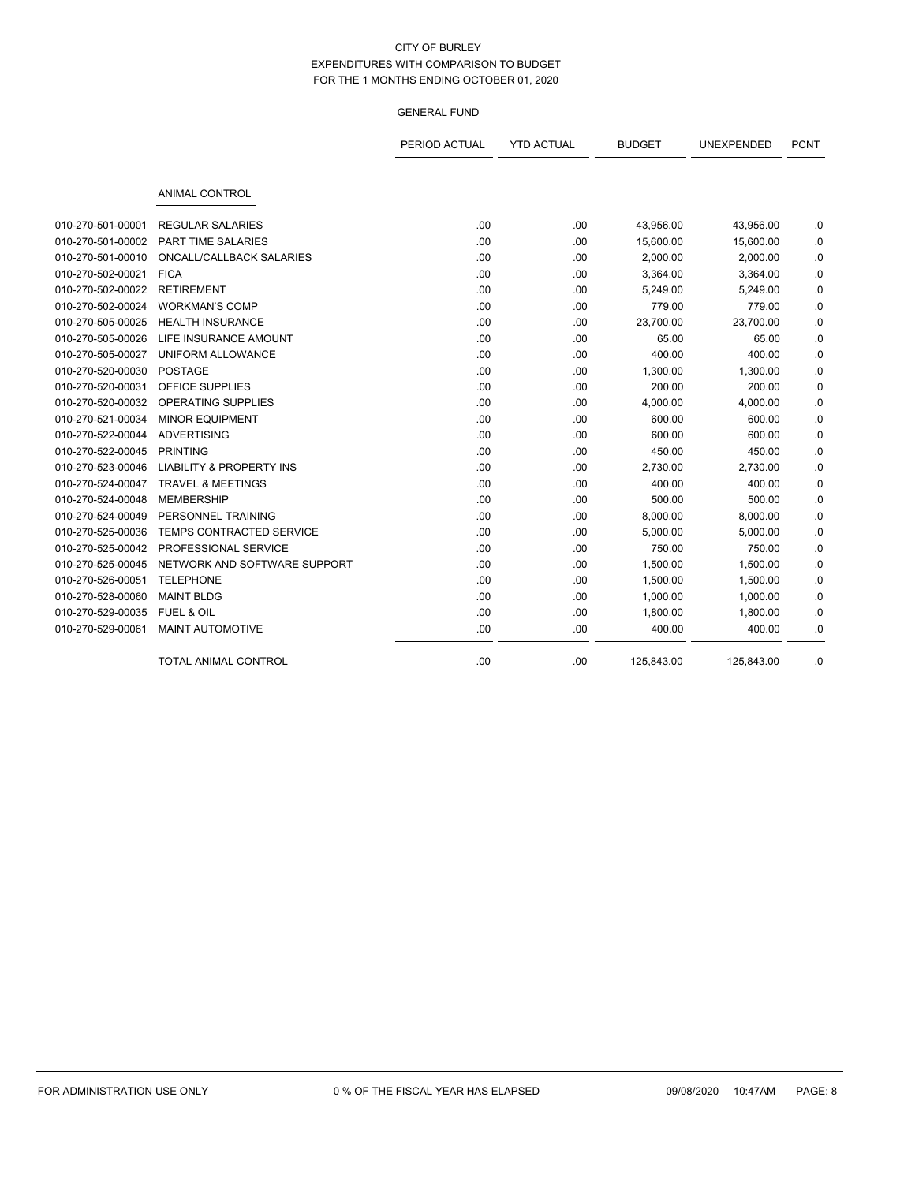CITY OF BURLEY
EXPENDITURES WITH COMPARISON TO BUDGET
FOR THE 1 MONTHS ENDING OCTOBER 01, 2020

GENERAL FUND

| | | PERIOD ACTUAL | YTD ACTUAL | BUDGET | UNEXPENDED | PCNT |
|---|---|---|---|---|---|---|
| | ANIMAL CONTROL | | | | | |
| 010-270-501-00001 | REGULAR SALARIES | .00 | .00 | 43,956.00 | 43,956.00 | .0 |
| 010-270-501-00002 | PART TIME SALARIES | .00 | .00 | 15,600.00 | 15,600.00 | .0 |
| 010-270-501-00010 | ONCALL/CALLBACK SALARIES | .00 | .00 | 2,000.00 | 2,000.00 | .0 |
| 010-270-502-00021 | FICA | .00 | .00 | 3,364.00 | 3,364.00 | .0 |
| 010-270-502-00022 | RETIREMENT | .00 | .00 | 5,249.00 | 5,249.00 | .0 |
| 010-270-502-00024 | WORKMAN'S COMP | .00 | .00 | 779.00 | 779.00 | .0 |
| 010-270-505-00025 | HEALTH INSURANCE | .00 | .00 | 23,700.00 | 23,700.00 | .0 |
| 010-270-505-00026 | LIFE INSURANCE AMOUNT | .00 | .00 | 65.00 | 65.00 | .0 |
| 010-270-505-00027 | UNIFORM ALLOWANCE | .00 | .00 | 400.00 | 400.00 | .0 |
| 010-270-520-00030 | POSTAGE | .00 | .00 | 1,300.00 | 1,300.00 | .0 |
| 010-270-520-00031 | OFFICE SUPPLIES | .00 | .00 | 200.00 | 200.00 | .0 |
| 010-270-520-00032 | OPERATING SUPPLIES | .00 | .00 | 4,000.00 | 4,000.00 | .0 |
| 010-270-521-00034 | MINOR EQUIPMENT | .00 | .00 | 600.00 | 600.00 | .0 |
| 010-270-522-00044 | ADVERTISING | .00 | .00 | 600.00 | 600.00 | .0 |
| 010-270-522-00045 | PRINTING | .00 | .00 | 450.00 | 450.00 | .0 |
| 010-270-523-00046 | LIABILITY & PROPERTY INS | .00 | .00 | 2,730.00 | 2,730.00 | .0 |
| 010-270-524-00047 | TRAVEL & MEETINGS | .00 | .00 | 400.00 | 400.00 | .0 |
| 010-270-524-00048 | MEMBERSHIP | .00 | .00 | 500.00 | 500.00 | .0 |
| 010-270-524-00049 | PERSONNEL TRAINING | .00 | .00 | 8,000.00 | 8,000.00 | .0 |
| 010-270-525-00036 | TEMPS CONTRACTED SERVICE | .00 | .00 | 5,000.00 | 5,000.00 | .0 |
| 010-270-525-00042 | PROFESSIONAL SERVICE | .00 | .00 | 750.00 | 750.00 | .0 |
| 010-270-525-00045 | NETWORK AND SOFTWARE SUPPORT | .00 | .00 | 1,500.00 | 1,500.00 | .0 |
| 010-270-526-00051 | TELEPHONE | .00 | .00 | 1,500.00 | 1,500.00 | .0 |
| 010-270-528-00060 | MAINT BLDG | .00 | .00 | 1,000.00 | 1,000.00 | .0 |
| 010-270-529-00035 | FUEL & OIL | .00 | .00 | 1,800.00 | 1,800.00 | .0 |
| 010-270-529-00061 | MAINT AUTOMOTIVE | .00 | .00 | 400.00 | 400.00 | .0 |
| | TOTAL ANIMAL CONTROL | .00 | .00 | 125,843.00 | 125,843.00 | .0 |

FOR ADMINISTRATION USE ONLY 0 % OF THE FISCAL YEAR HAS ELAPSED 09/08/2020 10:47AM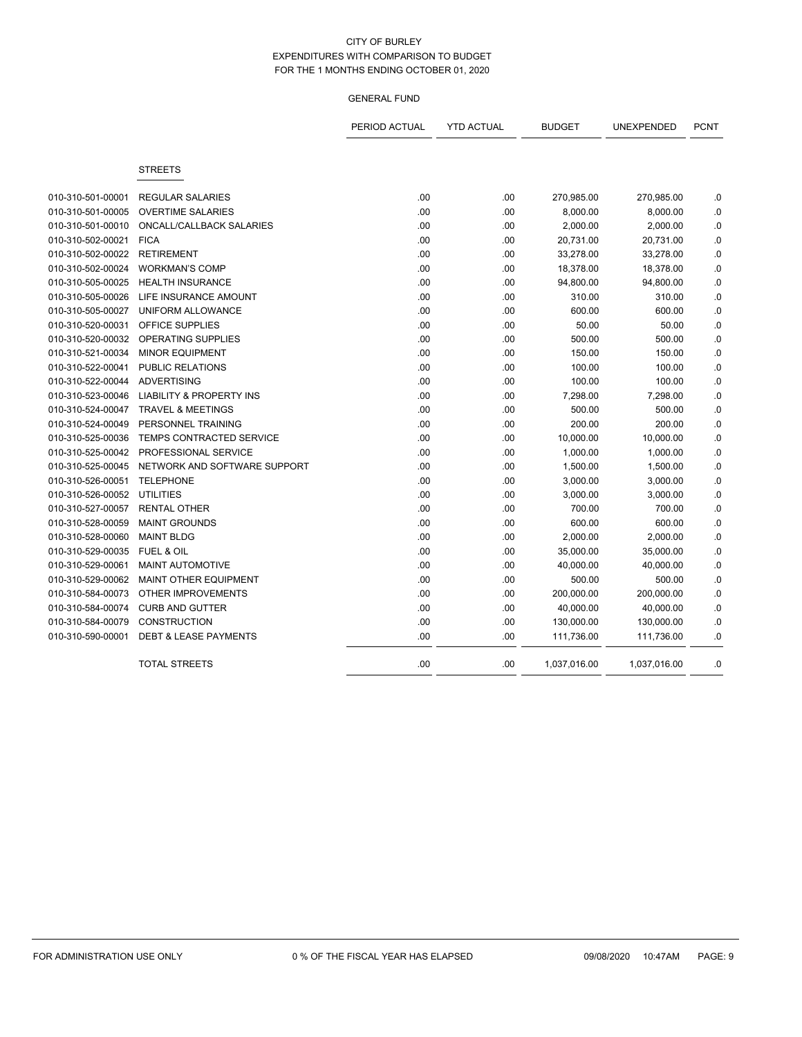CITY OF BURLEY
EXPENDITURES WITH COMPARISON TO BUDGET
FOR THE 1 MONTHS ENDING OCTOBER 01, 2020

GENERAL FUND

| | | PERIOD ACTUAL | YTD ACTUAL | BUDGET | UNEXPENDED | PCNT |
|---|---|---|---|---|---|---|
| | **STREETS** | | | | | |
| 010-310-501-00001 | REGULAR SALARIES | .00 | .00 | 270,985.00 | 270,985.00 | .0 |
| 010-310-501-00005 | OVERTIME SALARIES | .00 | .00 | 8,000.00 | 8,000.00 | .0 |
| 010-310-501-00010 | ONCALL/CALLBACK SALARIES | .00 | .00 | 2,000.00 | 2,000.00 | .0 |
| 010-310-502-00021 | FICA | .00 | .00 | 20,731.00 | 20,731.00 | .0 |
| 010-310-502-00022 | RETIREMENT | .00 | .00 | 33,278.00 | 33,278.00 | .0 |
| 010-310-502-00024 | WORKMAN'S COMP | .00 | .00 | 18,378.00 | 18,378.00 | .0 |
| 010-310-505-00025 | HEALTH INSURANCE | .00 | .00 | 94,800.00 | 94,800.00 | .0 |
| 010-310-505-00026 | LIFE INSURANCE AMOUNT | .00 | .00 | 310.00 | 310.00 | .0 |
| 010-310-505-00027 | UNIFORM ALLOWANCE | .00 | .00 | 600.00 | 600.00 | .0 |
| 010-310-520-00031 | OFFICE SUPPLIES | .00 | .00 | 50.00 | 50.00 | .0 |
| 010-310-520-00032 | OPERATING SUPPLIES | .00 | .00 | 500.00 | 500.00 | .0 |
| 010-310-521-00034 | MINOR EQUIPMENT | .00 | .00 | 150.00 | 150.00 | .0 |
| 010-310-522-00041 | PUBLIC RELATIONS | .00 | .00 | 100.00 | 100.00 | .0 |
| 010-310-522-00044 | ADVERTISING | .00 | .00 | 100.00 | 100.00 | .0 |
| 010-310-523-00046 | LIABILITY & PROPERTY INS | .00 | .00 | 7,298.00 | 7,298.00 | .0 |
| 010-310-524-00047 | TRAVEL & MEETINGS | .00 | .00 | 500.00 | 500.00 | .0 |
| 010-310-524-00049 | PERSONNEL TRAINING | .00 | .00 | 200.00 | 200.00 | .0 |
| 010-310-525-00036 | TEMPS CONTRACTED SERVICE | .00 | .00 | 10,000.00 | 10,000.00 | .0 |
| 010-310-525-00042 | PROFESSIONAL SERVICE | .00 | .00 | 1,000.00 | 1,000.00 | .0 |
| 010-310-525-00045 | NETWORK AND SOFTWARE SUPPORT | .00 | .00 | 1,500.00 | 1,500.00 | .0 |
| 010-310-526-00051 | TELEPHONE | .00 | .00 | 3,000.00 | 3,000.00 | .0 |
| 010-310-526-00052 | UTILITIES | .00 | .00 | 3,000.00 | 3,000.00 | .0 |
| 010-310-527-00057 | RENTAL OTHER | .00 | .00 | 700.00 | 700.00 | .0 |
| 010-310-528-00059 | MAINT GROUNDS | .00 | .00 | 600.00 | 600.00 | .0 |
| 010-310-528-00060 | MAINT BLDG | .00 | .00 | 2,000.00 | 2,000.00 | .0 |
| 010-310-529-00035 | FUEL & OIL | .00 | .00 | 35,000.00 | 35,000.00 | .0 |
| 010-310-529-00061 | MAINT AUTOMOTIVE | .00 | .00 | 40,000.00 | 40,000.00 | .0 |
| 010-310-529-00062 | MAINT OTHER EQUIPMENT | .00 | .00 | 500.00 | 500.00 | .0 |
| 010-310-584-00073 | OTHER IMPROVEMENTS | .00 | .00 | 200,000.00 | 200,000.00 | .0 |
| 010-310-584-00074 | CURB AND GUTTER | .00 | .00 | 40,000.00 | 40,000.00 | .0 |
| 010-310-584-00079 | CONSTRUCTION | .00 | .00 | 130,000.00 | 130,000.00 | .0 |
| 010-310-590-00001 | DEBT & LEASE PAYMENTS | .00 | .00 | 111,736.00 | 111,736.00 | .0 |
| | TOTAL STREETS | .00 | .00 | 1,037,016.00 | 1,037,016.00 | .0 |

FOR ADMINISTRATION USE ONLY 0 % OF THE FISCAL YEAR HAS ELAPSED 09/08/2020 10:47AM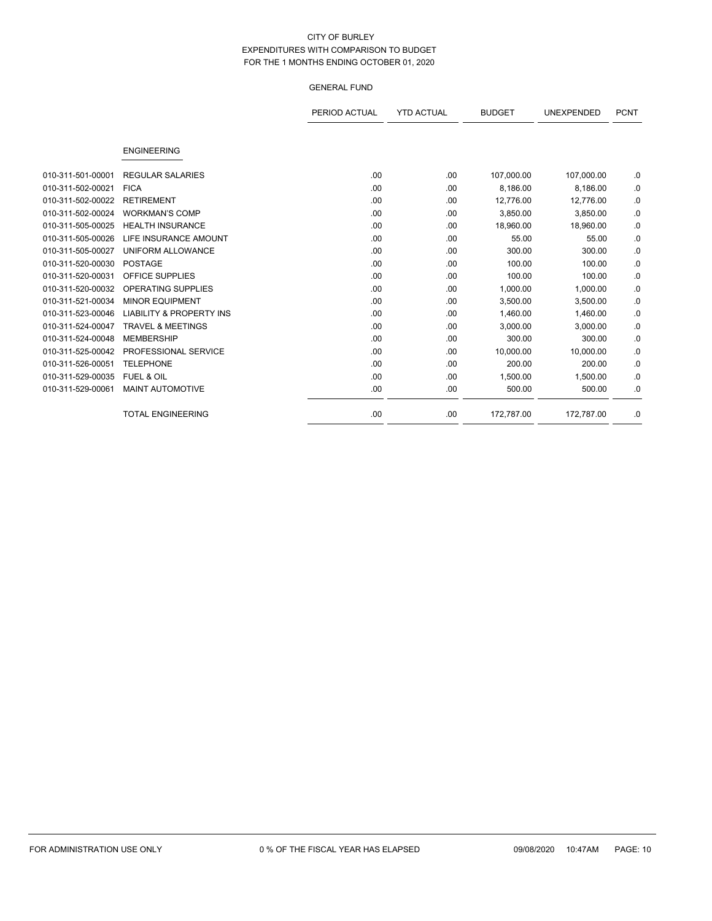CITY OF BURLEY
EXPENDITURES WITH COMPARISON TO BUDGET
FOR THE 1 MONTHS ENDING OCTOBER 01, 2020

GENERAL FUND

| | | PERIOD ACTUAL | YTD ACTUAL | BUDGET | UNEXPENDED | PCNT |
|---|---|---|---|---|---|---|
| | ENGINEERING | | | | | |
| 010-311-501-00001 | REGULAR SALARIES | .00 | .00 | 107,000.00 | 107,000.00 | .0 |
| 010-311-502-00021 | FICA | .00 | .00 | 8,186.00 | 8,186.00 | .0 |
| 010-311-502-00022 | RETIREMENT | .00 | .00 | 12,776.00 | 12,776.00 | .0 |
| 010-311-502-00024 | WORKMAN'S COMP | .00 | .00 | 3,850.00 | 3,850.00 | .0 |
| 010-311-505-00025 | HEALTH INSURANCE | .00 | .00 | 18,960.00 | 18,960.00 | .0 |
| 010-311-505-00026 | LIFE INSURANCE AMOUNT | .00 | .00 | 55.00 | 55.00 | .0 |
| 010-311-505-00027 | UNIFORM ALLOWANCE | .00 | .00 | 300.00 | 300.00 | .0 |
| 010-311-520-00030 | POSTAGE | .00 | .00 | 100.00 | 100.00 | .0 |
| 010-311-520-00031 | OFFICE SUPPLIES | .00 | .00 | 100.00 | 100.00 | .0 |
| 010-311-520-00032 | OPERATING SUPPLIES | .00 | .00 | 1,000.00 | 1,000.00 | .0 |
| 010-311-521-00034 | MINOR EQUIPMENT | .00 | .00 | 3,500.00 | 3,500.00 | .0 |
| 010-311-523-00046 | LIABILITY & PROPERTY INS | .00 | .00 | 1,460.00 | 1,460.00 | .0 |
| 010-311-524-00047 | TRAVEL & MEETINGS | .00 | .00 | 3,000.00 | 3,000.00 | .0 |
| 010-311-524-00048 | MEMBERSHIP | .00 | .00 | 300.00 | 300.00 | .0 |
| 010-311-525-00042 | PROFESSIONAL SERVICE | .00 | .00 | 10,000.00 | 10,000.00 | .0 |
| 010-311-526-00051 | TELEPHONE | .00 | .00 | 200.00 | 200.00 | .0 |
| 010-311-529-00035 | FUEL & OIL | .00 | .00 | 1,500.00 | 1,500.00 | .0 |
| 010-311-529-00061 | MAINT AUTOMOTIVE | .00 | .00 | 500.00 | 500.00 | .0 |
| | TOTAL ENGINEERING | .00 | .00 | 172,787.00 | 172,787.00 | .0 |

FOR ADMINISTRATION USE ONLY    0 % OF THE FISCAL YEAR HAS ELAPSED    09/08/2020    10:47AM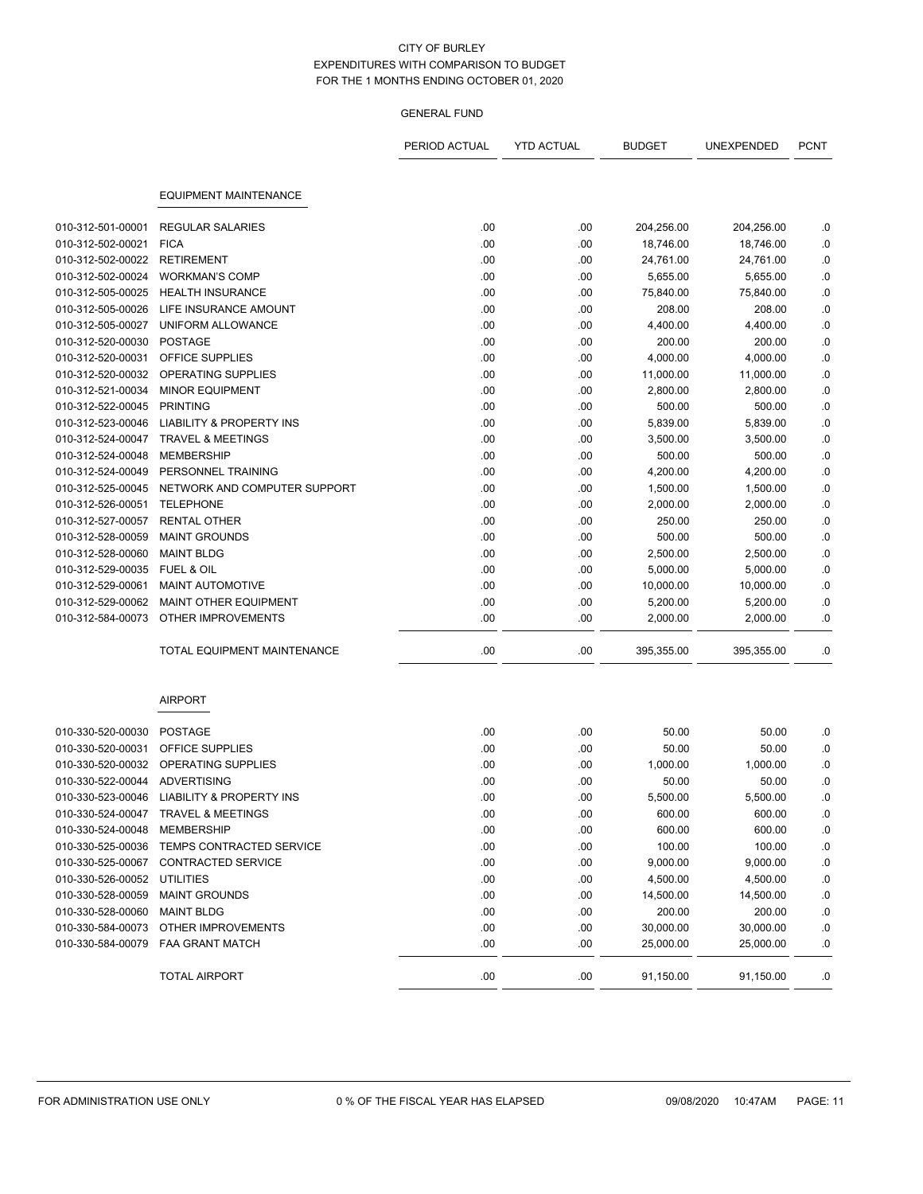CITY OF BURLEY
EXPENDITURES WITH COMPARISON TO BUDGET
FOR THE 1 MONTHS ENDING OCTOBER 01, 2020

GENERAL FUND

| | | PERIOD ACTUAL | YTD ACTUAL | BUDGET | UNEXPENDED | PCNT |
|---|---|---|---|---|---|---|
| | **EQUIPMENT MAINTENANCE** | | | | | |
| 010-312-501-00001 | REGULAR SALARIES | .00 | .00 | 204,256.00 | 204,256.00 | .0 |
| 010-312-502-00021 | FICA | .00 | .00 | 18,746.00 | 18,746.00 | .0 |
| 010-312-502-00022 | RETIREMENT | .00 | .00 | 24,761.00 | 24,761.00 | .0 |
| 010-312-502-00024 | WORKMAN'S COMP | .00 | .00 | 5,655.00 | 5,655.00 | .0 |
| 010-312-505-00025 | HEALTH INSURANCE | .00 | .00 | 75,840.00 | 75,840.00 | .0 |
| 010-312-505-00026 | LIFE INSURANCE AMOUNT | .00 | .00 | 208.00 | 208.00 | .0 |
| 010-312-505-00027 | UNIFORM ALLOWANCE | .00 | .00 | 4,400.00 | 4,400.00 | .0 |
| 010-312-520-00030 | POSTAGE | .00 | .00 | 200.00 | 200.00 | .0 |
| 010-312-520-00031 | OFFICE SUPPLIES | .00 | .00 | 4,000.00 | 4,000.00 | .0 |
| 010-312-520-00032 | OPERATING SUPPLIES | .00 | .00 | 11,000.00 | 11,000.00 | .0 |
| 010-312-521-00034 | MINOR EQUIPMENT | .00 | .00 | 2,800.00 | 2,800.00 | .0 |
| 010-312-522-00045 | PRINTING | .00 | .00 | 500.00 | 500.00 | .0 |
| 010-312-523-00046 | LIABILITY & PROPERTY INS | .00 | .00 | 5,839.00 | 5,839.00 | .0 |
| 010-312-524-00047 | TRAVEL & MEETINGS | .00 | .00 | 3,500.00 | 3,500.00 | .0 |
| 010-312-524-00048 | MEMBERSHIP | .00 | .00 | 500.00 | 500.00 | .0 |
| 010-312-524-00049 | PERSONNEL TRAINING | .00 | .00 | 4,200.00 | 4,200.00 | .0 |
| 010-312-525-00045 | NETWORK AND COMPUTER SUPPORT | .00 | .00 | 1,500.00 | 1,500.00 | .0 |
| 010-312-526-00051 | TELEPHONE | .00 | .00 | 2,000.00 | 2,000.00 | .0 |
| 010-312-527-00057 | RENTAL OTHER | .00 | .00 | 250.00 | 250.00 | .0 |
| 010-312-528-00059 | MAINT GROUNDS | .00 | .00 | 500.00 | 500.00 | .0 |
| 010-312-528-00060 | MAINT BLDG | .00 | .00 | 2,500.00 | 2,500.00 | .0 |
| 010-312-529-00035 | FUEL & OIL | .00 | .00 | 5,000.00 | 5,000.00 | .0 |
| 010-312-529-00061 | MAINT AUTOMOTIVE | .00 | .00 | 10,000.00 | 10,000.00 | .0 |
| 010-312-529-00062 | MAINT OTHER EQUIPMENT | .00 | .00 | 5,200.00 | 5,200.00 | .0 |
| 010-312-584-00073 | OTHER IMPROVEMENTS | .00 | .00 | 2,000.00 | 2,000.00 | .0 |
| | TOTAL EQUIPMENT MAINTENANCE | .00 | .00 | 395,355.00 | 395,355.00 | .0 |
| | **AIRPORT** | | | | | |
| 010-330-520-00030 | POSTAGE | .00 | .00 | 50.00 | 50.00 | .0 |
| 010-330-520-00031 | OFFICE SUPPLIES | .00 | .00 | 50.00 | 50.00 | .0 |
| 010-330-520-00032 | OPERATING SUPPLIES | .00 | .00 | 1,000.00 | 1,000.00 | .0 |
| 010-330-522-00044 | ADVERTISING | .00 | .00 | 50.00 | 50.00 | .0 |
| 010-330-523-00046 | LIABILITY & PROPERTY INS | .00 | .00 | 5,500.00 | 5,500.00 | .0 |
| 010-330-524-00047 | TRAVEL & MEETINGS | .00 | .00 | 600.00 | 600.00 | .0 |
| 010-330-524-00048 | MEMBERSHIP | .00 | .00 | 600.00 | 600.00 | .0 |
| 010-330-525-00036 | TEMPS CONTRACTED SERVICE | .00 | .00 | 100.00 | 100.00 | .0 |
| 010-330-525-00067 | CONTRACTED SERVICE | .00 | .00 | 9,000.00 | 9,000.00 | .0 |
| 010-330-526-00052 | UTILITIES | .00 | .00 | 4,500.00 | 4,500.00 | .0 |
| 010-330-528-00059 | MAINT GROUNDS | .00 | .00 | 14,500.00 | 14,500.00 | .0 |
| 010-330-528-00060 | MAINT BLDG | .00 | .00 | 200.00 | 200.00 | .0 |
| 010-330-584-00073 | OTHER IMPROVEMENTS | .00 | .00 | 30,000.00 | 30,000.00 | .0 |
| 010-330-584-00079 | FAA GRANT MATCH | .00 | .00 | 25,000.00 | 25,000.00 | .0 |
| | TOTAL AIRPORT | .00 | .00 | 91,150.00 | 91,150.00 | .0 |

FOR ADMINISTRATION USE ONLY    0 % OF THE FISCAL YEAR HAS ELAPSED    09/08/2020    10:47AM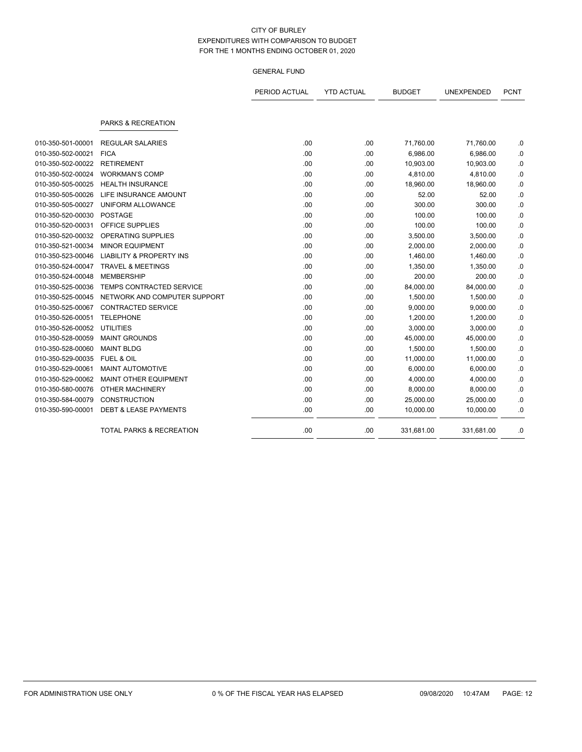CITY OF BURLEY
EXPENDITURES WITH COMPARISON TO BUDGET
FOR THE 1 MONTHS ENDING OCTOBER 01, 2020

GENERAL FUND

| | | PERIOD ACTUAL | YTD ACTUAL | BUDGET | UNEXPENDED | PCNT |
|---|---|---|---|---|---|---|
| | **PARKS & RECREATION** | | | | | |
| 010-350-501-00001 | REGULAR SALARIES | .00 | .00 | 71,760.00 | 71,760.00 | .0 |
| 010-350-502-00021 | FICA | .00 | .00 | 6,986.00 | 6,986.00 | .0 |
| 010-350-502-00022 | RETIREMENT | .00 | .00 | 10,903.00 | 10,903.00 | .0 |
| 010-350-502-00024 | WORKMAN'S COMP | .00 | .00 | 4,810.00 | 4,810.00 | .0 |
| 010-350-505-00025 | HEALTH INSURANCE | .00 | .00 | 18,960.00 | 18,960.00 | .0 |
| 010-350-505-00026 | LIFE INSURANCE AMOUNT | .00 | .00 | 52.00 | 52.00 | .0 |
| 010-350-505-00027 | UNIFORM ALLOWANCE | .00 | .00 | 300.00 | 300.00 | .0 |
| 010-350-520-00030 | POSTAGE | .00 | .00 | 100.00 | 100.00 | .0 |
| 010-350-520-00031 | OFFICE SUPPLIES | .00 | .00 | 100.00 | 100.00 | .0 |
| 010-350-520-00032 | OPERATING SUPPLIES | .00 | .00 | 3,500.00 | 3,500.00 | .0 |
| 010-350-521-00034 | MINOR EQUIPMENT | .00 | .00 | 2,000.00 | 2,000.00 | .0 |
| 010-350-523-00046 | LIABILITY & PROPERTY INS | .00 | .00 | 1,460.00 | 1,460.00 | .0 |
| 010-350-524-00047 | TRAVEL & MEETINGS | .00 | .00 | 1,350.00 | 1,350.00 | .0 |
| 010-350-524-00048 | MEMBERSHIP | .00 | .00 | 200.00 | 200.00 | .0 |
| 010-350-525-00036 | TEMPS CONTRACTED SERVICE | .00 | .00 | 84,000.00 | 84,000.00 | .0 |
| 010-350-525-00045 | NETWORK AND COMPUTER SUPPORT | .00 | .00 | 1,500.00 | 1,500.00 | .0 |
| 010-350-525-00067 | CONTRACTED SERVICE | .00 | .00 | 9,000.00 | 9,000.00 | .0 |
| 010-350-526-00051 | TELEPHONE | .00 | .00 | 1,200.00 | 1,200.00 | .0 |
| 010-350-526-00052 | UTILITIES | .00 | .00 | 3,000.00 | 3,000.00 | .0 |
| 010-350-528-00059 | MAINT GROUNDS | .00 | .00 | 45,000.00 | 45,000.00 | .0 |
| 010-350-528-00060 | MAINT BLDG | .00 | .00 | 1,500.00 | 1,500.00 | .0 |
| 010-350-529-00035 | FUEL & OIL | .00 | .00 | 11,000.00 | 11,000.00 | .0 |
| 010-350-529-00061 | MAINT AUTOMOTIVE | .00 | .00 | 6,000.00 | 6,000.00 | .0 |
| 010-350-529-00062 | MAINT OTHER EQUIPMENT | .00 | .00 | 4,000.00 | 4,000.00 | .0 |
| 010-350-580-00076 | OTHER MACHINERY | .00 | .00 | 8,000.00 | 8,000.00 | .0 |
| 010-350-584-00079 | CONSTRUCTION | .00 | .00 | 25,000.00 | 25,000.00 | .0 |
| 010-350-590-00001 | DEBT & LEASE PAYMENTS | .00 | .00 | 10,000.00 | 10,000.00 | .0 |
| | TOTAL PARKS & RECREATION | .00 | .00 | 331,681.00 | 331,681.00 | .0 |

FOR ADMINISTRATION USE ONLY    0 % OF THE FISCAL YEAR HAS ELAPSED    09/08/2020 10:47AM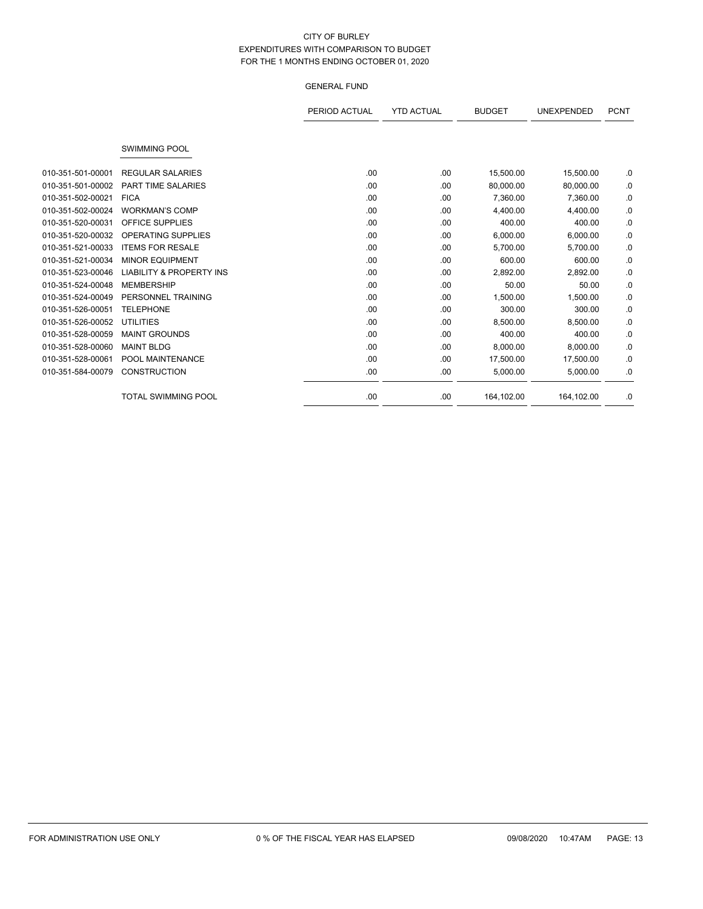CITY OF BURLEY
EXPENDITURES WITH COMPARISON TO BUDGET
FOR THE 1 MONTHS ENDING OCTOBER 01, 2020

GENERAL FUND

| | | PERIOD ACTUAL | YTD ACTUAL | BUDGET | UNEXPENDED | PCNT |
|---|---|---|---|---|---|---|
| | SWIMMING POOL | | | | | |
| 010-351-501-00001 | REGULAR SALARIES | .00 | .00 | 15,500.00 | 15,500.00 | .0 |
| 010-351-501-00002 | PART TIME SALARIES | .00 | .00 | 80,000.00 | 80,000.00 | .0 |
| 010-351-502-00021 | FICA | .00 | .00 | 7,360.00 | 7,360.00 | .0 |
| 010-351-502-00024 | WORKMAN'S COMP | .00 | .00 | 4,400.00 | 4,400.00 | .0 |
| 010-351-520-00031 | OFFICE SUPPLIES | .00 | .00 | 400.00 | 400.00 | .0 |
| 010-351-520-00032 | OPERATING SUPPLIES | .00 | .00 | 6,000.00 | 6,000.00 | .0 |
| 010-351-521-00033 | ITEMS FOR RESALE | .00 | .00 | 5,700.00 | 5,700.00 | .0 |
| 010-351-521-00034 | MINOR EQUIPMENT | .00 | .00 | 600.00 | 600.00 | .0 |
| 010-351-523-00046 | LIABILITY & PROPERTY INS | .00 | .00 | 2,892.00 | 2,892.00 | .0 |
| 010-351-524-00048 | MEMBERSHIP | .00 | .00 | 50.00 | 50.00 | .0 |
| 010-351-524-00049 | PERSONNEL TRAINING | .00 | .00 | 1,500.00 | 1,500.00 | .0 |
| 010-351-526-00051 | TELEPHONE | .00 | .00 | 300.00 | 300.00 | .0 |
| 010-351-526-00052 | UTILITIES | .00 | .00 | 8,500.00 | 8,500.00 | .0 |
| 010-351-528-00059 | MAINT GROUNDS | .00 | .00 | 400.00 | 400.00 | .0 |
| 010-351-528-00060 | MAINT BLDG | .00 | .00 | 8,000.00 | 8,000.00 | .0 |
| 010-351-528-00061 | POOL MAINTENANCE | .00 | .00 | 17,500.00 | 17,500.00 | .0 |
| 010-351-584-00079 | CONSTRUCTION | .00 | .00 | 5,000.00 | 5,000.00 | .0 |
| | TOTAL SWIMMING POOL | .00 | .00 | 164,102.00 | 164,102.00 | .0 |

FOR ADMINISTRATION USE ONLY    0 % OF THE FISCAL YEAR HAS ELAPSED    09/08/2020 10:47AM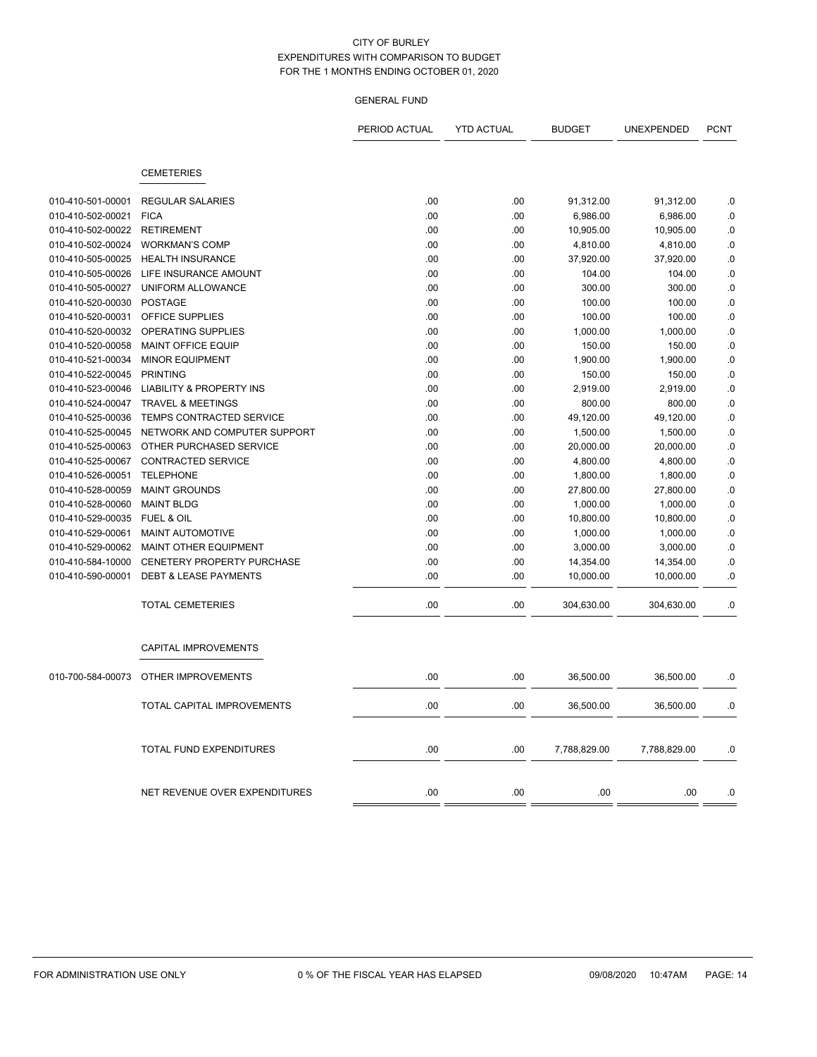CITY OF BURLEY
EXPENDITURES WITH COMPARISON TO BUDGET
FOR THE 1 MONTHS ENDING OCTOBER 01, 2020

GENERAL FUND

| | | PERIOD ACTUAL | YTD ACTUAL | BUDGET | UNEXPENDED | PCNT |
|---|---|---|---|---|---|---|
| | **CEMETERIES** | | | | | |
| 010-410-501-00001 | REGULAR SALARIES | .00 | .00 | 91,312.00 | 91,312.00 | .0 |
| 010-410-502-00021 | FICA | .00 | .00 | 6,986.00 | 6,986.00 | .0 |
| 010-410-502-00022 | RETIREMENT | .00 | .00 | 10,905.00 | 10,905.00 | .0 |
| 010-410-502-00024 | WORKMAN'S COMP | .00 | .00 | 4,810.00 | 4,810.00 | .0 |
| 010-410-505-00025 | HEALTH INSURANCE | .00 | .00 | 37,920.00 | 37,920.00 | .0 |
| 010-410-505-00026 | LIFE INSURANCE AMOUNT | .00 | .00 | 104.00 | 104.00 | .0 |
| 010-410-505-00027 | UNIFORM ALLOWANCE | .00 | .00 | 300.00 | 300.00 | .0 |
| 010-410-520-00030 | POSTAGE | .00 | .00 | 100.00 | 100.00 | .0 |
| 010-410-520-00031 | OFFICE SUPPLIES | .00 | .00 | 100.00 | 100.00 | .0 |
| 010-410-520-00032 | OPERATING SUPPLIES | .00 | .00 | 1,000.00 | 1,000.00 | .0 |
| 010-410-520-00058 | MAINT OFFICE EQUIP | .00 | .00 | 150.00 | 150.00 | .0 |
| 010-410-521-00034 | MINOR EQUIPMENT | .00 | .00 | 1,900.00 | 1,900.00 | .0 |
| 010-410-522-00045 | PRINTING | .00 | .00 | 150.00 | 150.00 | .0 |
| 010-410-523-00046 | LIABILITY & PROPERTY INS | .00 | .00 | 2,919.00 | 2,919.00 | .0 |
| 010-410-524-00047 | TRAVEL & MEETINGS | .00 | .00 | 800.00 | 800.00 | .0 |
| 010-410-525-00036 | TEMPS CONTRACTED SERVICE | .00 | .00 | 49,120.00 | 49,120.00 | .0 |
| 010-410-525-00045 | NETWORK AND COMPUTER SUPPORT | .00 | .00 | 1,500.00 | 1,500.00 | .0 |
| 010-410-525-00063 | OTHER PURCHASED SERVICE | .00 | .00 | 20,000.00 | 20,000.00 | .0 |
| 010-410-525-00067 | CONTRACTED SERVICE | .00 | .00 | 4,800.00 | 4,800.00 | .0 |
| 010-410-526-00051 | TELEPHONE | .00 | .00 | 1,800.00 | 1,800.00 | .0 |
| 010-410-528-00059 | MAINT GROUNDS | .00 | .00 | 27,800.00 | 27,800.00 | .0 |
| 010-410-528-00060 | MAINT BLDG | .00 | .00 | 1,000.00 | 1,000.00 | .0 |
| 010-410-529-00035 | FUEL & OIL | .00 | .00 | 10,800.00 | 10,800.00 | .0 |
| 010-410-529-00061 | MAINT AUTOMOTIVE | .00 | .00 | 1,000.00 | 1,000.00 | .0 |
| 010-410-529-00062 | MAINT OTHER EQUIPMENT | .00 | .00 | 3,000.00 | 3,000.00 | .0 |
| 010-410-584-10000 | CENETERY PROPERTY PURCHASE | .00 | .00 | 14,354.00 | 14,354.00 | .0 |
| 010-410-590-00001 | DEBT & LEASE PAYMENTS | .00 | .00 | 10,000.00 | 10,000.00 | .0 |
| | TOTAL CEMETERIES | .00 | .00 | 304,630.00 | 304,630.00 | .0 |
| | **CAPITAL IMPROVEMENTS** | | | | | |
| 010-700-584-00073 | OTHER IMPROVEMENTS | .00 | .00 | 36,500.00 | 36,500.00 | .0 |
| | TOTAL CAPITAL IMPROVEMENTS | .00 | .00 | 36,500.00 | 36,500.00 | .0 |
| | TOTAL FUND EXPENDITURES | .00 | .00 | 7,788,829.00 | 7,788,829.00 | .0 |
| | NET REVENUE OVER EXPENDITURES | .00 | .00 | .00 | .00 | .0 |

FOR ADMINISTRATION USE ONLY    0 % OF THE FISCAL YEAR HAS ELAPSED    09/08/2020 10:47AM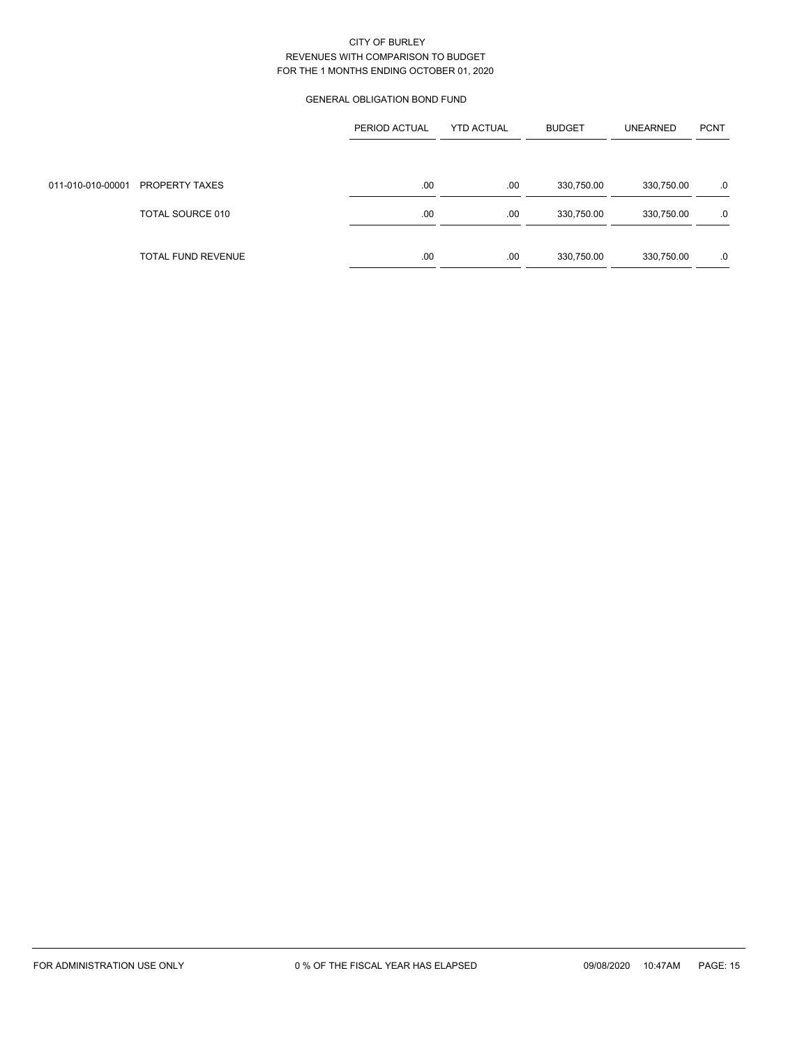# CITY OF BURLEY

## REVENUES WITH COMPARISON TO BUDGET

### FOR THE 1 MONTHS ENDING OCTOBER 01, 2020

#### GENERAL OBLIGATION BOND FUND

| | | PERIOD ACTUAL | YTD ACTUAL | BUDGET | UNEARNED | PCNT |
|---|---|---|---|---|---|---|
| 011-010-010-00001 | PROPERTY TAXES | .00 | .00 | 330,750.00 | 330,750.00 | .0 |
| | TOTAL SOURCE 010 | .00 | .00 | 330,750.00 | 330,750.00 | .0 |
| | TOTAL FUND REVENUE | .00 | .00 | 330,750.00 | 330,750.00 | .0 |

FOR ADMINISTRATION USE ONLY    0 % OF THE FISCAL YEAR HAS ELAPSED    09/08/2020 10:47AM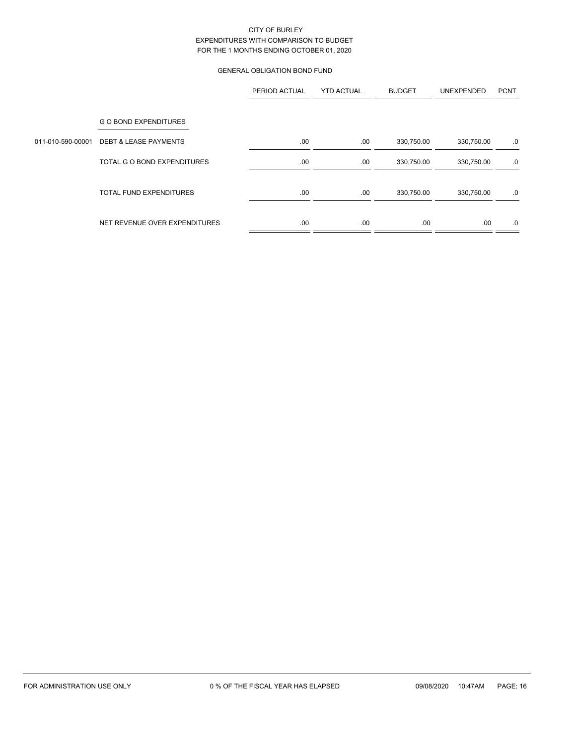CITY OF BURLEY
EXPENDITURES WITH COMPARISON TO BUDGET
FOR THE 1 MONTHS ENDING OCTOBER 01, 2020

GENERAL OBLIGATION BOND FUND

| | | PERIOD ACTUAL | YTD ACTUAL | BUDGET | UNEXPENDED | PCNT |
|---|---|---|---|---|---|---|
| | G O BOND EXPENDITURES | | | | | |
| 011-010-590-00001 | DEBT & LEASE PAYMENTS | .00 | .00 | 330,750.00 | 330,750.00 | .0 |
| | TOTAL G O BOND EXPENDITURES | .00 | .00 | 330,750.00 | 330,750.00 | .0 |
| | TOTAL FUND EXPENDITURES | .00 | .00 | 330,750.00 | 330,750.00 | .0 |
| | NET REVENUE OVER EXPENDITURES | .00 | .00 | .00 | .00 | .0 |

FOR ADMINISTRATION USE ONLY　　0 % OF THE FISCAL YEAR HAS ELAPSED　　09/08/2020　10:47AM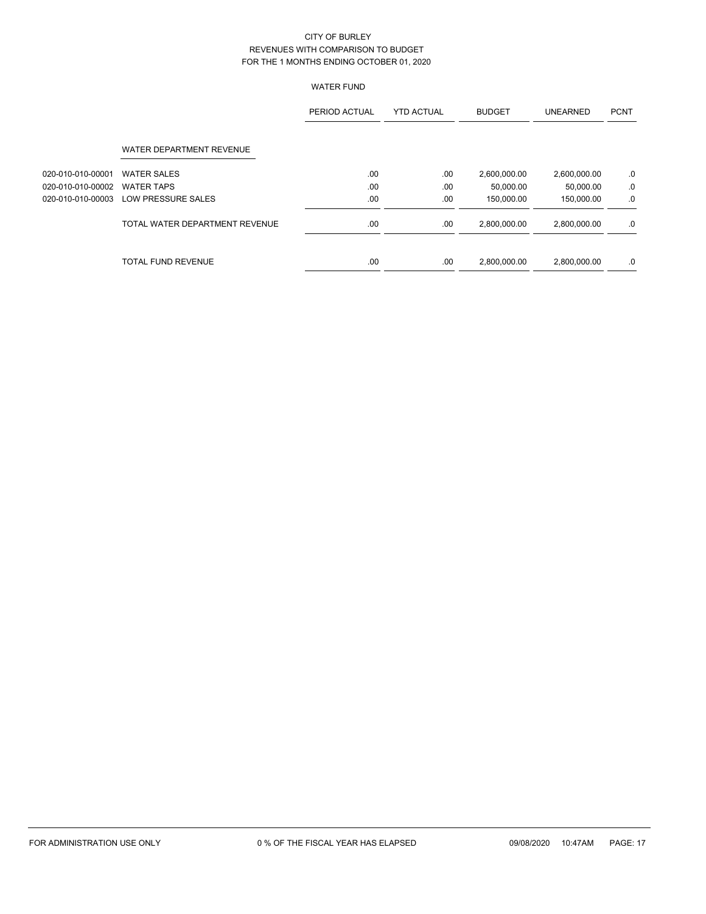# CITY OF BURLEY
## REVENUES WITH COMPARISON TO BUDGET
## FOR THE 1 MONTHS ENDING OCTOBER 01, 2020

### WATER FUND

| | | PERIOD ACTUAL | YTD ACTUAL | BUDGET | UNEARNED | PCNT |
|---|---|---|---|---|---|---|
| | WATER DEPARTMENT REVENUE | | | | | |
| 020-010-010-00001 | WATER SALES | .00 | .00 | 2,600,000.00 | 2,600,000.00 | .0 |
| 020-010-010-00002 | WATER TAPS | .00 | .00 | 50,000.00 | 50,000.00 | .0 |
| 020-010-010-00003 | LOW PRESSURE SALES | .00 | .00 | 150,000.00 | 150,000.00 | .0 |
| | TOTAL WATER DEPARTMENT REVENUE | .00 | .00 | 2,800,000.00 | 2,800,000.00 | .0 |
| | TOTAL FUND REVENUE | .00 | .00 | 2,800,000.00 | 2,800,000.00 | .0 |

FOR ADMINISTRATION USE ONLY    0 % OF THE FISCAL YEAR HAS ELAPSED    09/08/2020 10:47AM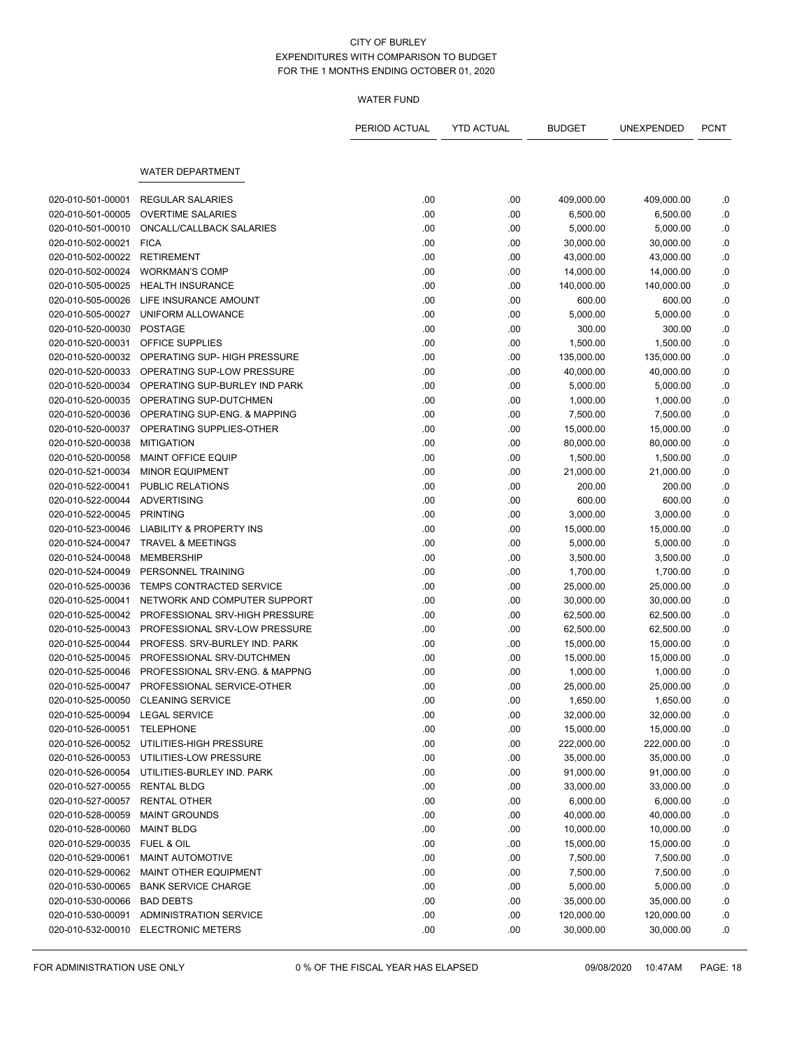CITY OF BURLEY
EXPENDITURES WITH COMPARISON TO BUDGET
FOR THE 1 MONTHS ENDING OCTOBER 01, 2020

WATER FUND

| | | PERIOD ACTUAL | YTD ACTUAL | BUDGET | UNEXPENDED | PCNT |
|---|---|---|---|---|---|---|
| | WATER DEPARTMENT | | | | | |
| 020-010-501-00001 | REGULAR SALARIES | .00 | .00 | 409,000.00 | 409,000.00 | .0 |
| 020-010-501-00005 | OVERTIME SALARIES | .00 | .00 | 6,500.00 | 6,500.00 | .0 |
| 020-010-501-00010 | ONCALL/CALLBACK SALARIES | .00 | .00 | 5,000.00 | 5,000.00 | .0 |
| 020-010-502-00021 | FICA | .00 | .00 | 30,000.00 | 30,000.00 | .0 |
| 020-010-502-00022 | RETIREMENT | .00 | .00 | 43,000.00 | 43,000.00 | .0 |
| 020-010-502-00024 | WORKMAN'S COMP | .00 | .00 | 14,000.00 | 14,000.00 | .0 |
| 020-010-505-00025 | HEALTH INSURANCE | .00 | .00 | 140,000.00 | 140,000.00 | .0 |
| 020-010-505-00026 | LIFE INSURANCE AMOUNT | .00 | .00 | 600.00 | 600.00 | .0 |
| 020-010-505-00027 | UNIFORM ALLOWANCE | .00 | .00 | 5,000.00 | 5,000.00 | .0 |
| 020-010-520-00030 | POSTAGE | .00 | .00 | 300.00 | 300.00 | .0 |
| 020-010-520-00031 | OFFICE SUPPLIES | .00 | .00 | 1,500.00 | 1,500.00 | .0 |
| 020-010-520-00032 | OPERATING SUP- HIGH PRESSURE | .00 | .00 | 135,000.00 | 135,000.00 | .0 |
| 020-010-520-00033 | OPERATING SUP-LOW PRESSURE | .00 | .00 | 40,000.00 | 40,000.00 | .0 |
| 020-010-520-00034 | OPERATING SUP-BURLEY IND PARK | .00 | .00 | 5,000.00 | 5,000.00 | .0 |
| 020-010-520-00035 | OPERATING SUP-DUTCHMEN | .00 | .00 | 1,000.00 | 1,000.00 | .0 |
| 020-010-520-00036 | OPERATING SUP-ENG. & MAPPING | .00 | .00 | 7,500.00 | 7,500.00 | .0 |
| 020-010-520-00037 | OPERATING SUPPLIES-OTHER | .00 | .00 | 15,000.00 | 15,000.00 | .0 |
| 020-010-520-00038 | MITIGATION | .00 | .00 | 80,000.00 | 80,000.00 | .0 |
| 020-010-520-00058 | MAINT OFFICE EQUIP | .00 | .00 | 1,500.00 | 1,500.00 | .0 |
| 020-010-521-00034 | MINOR EQUIPMENT | .00 | .00 | 21,000.00 | 21,000.00 | .0 |
| 020-010-522-00041 | PUBLIC RELATIONS | .00 | .00 | 200.00 | 200.00 | .0 |
| 020-010-522-00044 | ADVERTISING | .00 | .00 | 600.00 | 600.00 | .0 |
| 020-010-522-00045 | PRINTING | .00 | .00 | 3,000.00 | 3,000.00 | .0 |
| 020-010-523-00046 | LIABILITY & PROPERTY INS | .00 | .00 | 15,000.00 | 15,000.00 | .0 |
| 020-010-524-00047 | TRAVEL & MEETINGS | .00 | .00 | 5,000.00 | 5,000.00 | .0 |
| 020-010-524-00048 | MEMBERSHIP | .00 | .00 | 3,500.00 | 3,500.00 | .0 |
| 020-010-524-00049 | PERSONNEL TRAINING | .00 | .00 | 1,700.00 | 1,700.00 | .0 |
| 020-010-525-00036 | TEMPS CONTRACTED SERVICE | .00 | .00 | 25,000.00 | 25,000.00 | .0 |
| 020-010-525-00041 | NETWORK AND COMPUTER SUPPORT | .00 | .00 | 30,000.00 | 30,000.00 | .0 |
| 020-010-525-00042 | PROFESSIONAL SRV-HIGH PRESSURE | .00 | .00 | 62,500.00 | 62,500.00 | .0 |
| 020-010-525-00043 | PROFESSIONAL SRV-LOW PRESSURE | .00 | .00 | 62,500.00 | 62,500.00 | .0 |
| 020-010-525-00044 | PROFESS. SRV-BURLEY IND. PARK | .00 | .00 | 15,000.00 | 15,000.00 | .0 |
| 020-010-525-00045 | PROFESSIONAL SRV-DUTCHMEN | .00 | .00 | 15,000.00 | 15,000.00 | .0 |
| 020-010-525-00046 | PROFESSIONAL SRV-ENG. & MAPPNG | .00 | .00 | 1,000.00 | 1,000.00 | .0 |
| 020-010-525-00047 | PROFESSIONAL SERVICE-OTHER | .00 | .00 | 25,000.00 | 25,000.00 | .0 |
| 020-010-525-00050 | CLEANING SERVICE | .00 | .00 | 1,650.00 | 1,650.00 | .0 |
| 020-010-525-00094 | LEGAL SERVICE | .00 | .00 | 32,000.00 | 32,000.00 | .0 |
| 020-010-526-00051 | TELEPHONE | .00 | .00 | 15,000.00 | 15,000.00 | .0 |
| 020-010-526-00052 | UTILITIES-HIGH PRESSURE | .00 | .00 | 222,000.00 | 222,000.00 | .0 |
| 020-010-526-00053 | UTILITIES-LOW PRESSURE | .00 | .00 | 35,000.00 | 35,000.00 | .0 |
| 020-010-526-00054 | UTILITIES-BURLEY IND. PARK | .00 | .00 | 91,000.00 | 91,000.00 | .0 |
| 020-010-527-00055 | RENTAL BLDG | .00 | .00 | 33,000.00 | 33,000.00 | .0 |
| 020-010-527-00057 | RENTAL OTHER | .00 | .00 | 6,000.00 | 6,000.00 | .0 |
| 020-010-528-00059 | MAINT GROUNDS | .00 | .00 | 40,000.00 | 40,000.00 | .0 |
| 020-010-528-00060 | MAINT BLDG | .00 | .00 | 10,000.00 | 10,000.00 | .0 |
| 020-010-529-00035 | FUEL & OIL | .00 | .00 | 15,000.00 | 15,000.00 | .0 |
| 020-010-529-00061 | MAINT AUTOMOTIVE | .00 | .00 | 7,500.00 | 7,500.00 | .0 |
| 020-010-529-00062 | MAINT OTHER EQUIPMENT | .00 | .00 | 7,500.00 | 7,500.00 | .0 |
| 020-010-530-00065 | BANK SERVICE CHARGE | .00 | .00 | 5,000.00 | 5,000.00 | .0 |
| 020-010-530-00066 | BAD DEBTS | .00 | .00 | 35,000.00 | 35,000.00 | .0 |
| 020-010-530-00091 | ADMINISTRATION SERVICE | .00 | .00 | 120,000.00 | 120,000.00 | .0 |
| 020-010-532-00010 | ELECTRONIC METERS | .00 | .00 | 30,000.00 | 30,000.00 | .0 |

FOR ADMINISTRATION USE ONLY    0 % OF THE FISCAL YEAR HAS ELAPSED    09/08/2020 10:47AM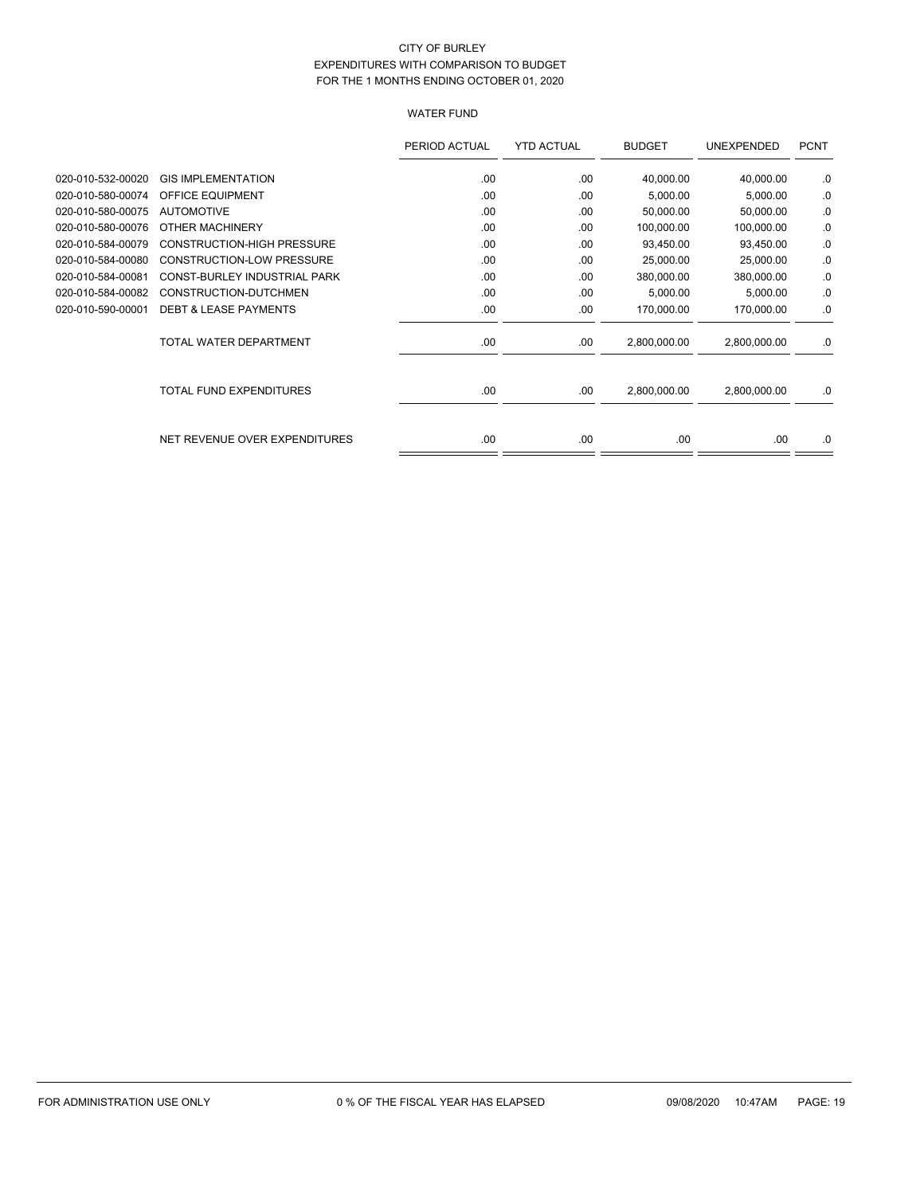CITY OF BURLEY
EXPENDITURES WITH COMPARISON TO BUDGET
FOR THE 1 MONTHS ENDING OCTOBER 01, 2020

WATER FUND

| | | PERIOD ACTUAL | YTD ACTUAL | BUDGET | UNEXPENDED | PCNT |
|---|---|---|---|---|---|---|
| 020-010-532-00020 | GIS IMPLEMENTATION | .00 | .00 | 40,000.00 | 40,000.00 | .0 |
| 020-010-580-00074 | OFFICE EQUIPMENT | .00 | .00 | 5,000.00 | 5,000.00 | .0 |
| 020-010-580-00075 | AUTOMOTIVE | .00 | .00 | 50,000.00 | 50,000.00 | .0 |
| 020-010-580-00076 | OTHER MACHINERY | .00 | .00 | 100,000.00 | 100,000.00 | .0 |
| 020-010-584-00079 | CONSTRUCTION-HIGH PRESSURE | .00 | .00 | 93,450.00 | 93,450.00 | .0 |
| 020-010-584-00080 | CONSTRUCTION-LOW PRESSURE | .00 | .00 | 25,000.00 | 25,000.00 | .0 |
| 020-010-584-00081 | CONST-BURLEY INDUSTRIAL PARK | .00 | .00 | 380,000.00 | 380,000.00 | .0 |
| 020-010-584-00082 | CONSTRUCTION-DUTCHMEN | .00 | .00 | 5,000.00 | 5,000.00 | .0 |
| 020-010-590-00001 | DEBT & LEASE PAYMENTS | .00 | .00 | 170,000.00 | 170,000.00 | .0 |
| | TOTAL WATER DEPARTMENT | .00 | .00 | 2,800,000.00 | 2,800,000.00 | .0 |
| | TOTAL FUND EXPENDITURES | .00 | .00 | 2,800,000.00 | 2,800,000.00 | .0 |
| | NET REVENUE OVER EXPENDITURES | .00 | .00 | .00 | .00 | .0 |

FOR ADMINISTRATION USE ONLY    0 % OF THE FISCAL YEAR HAS ELAPSED    09/08/2020 10:47AM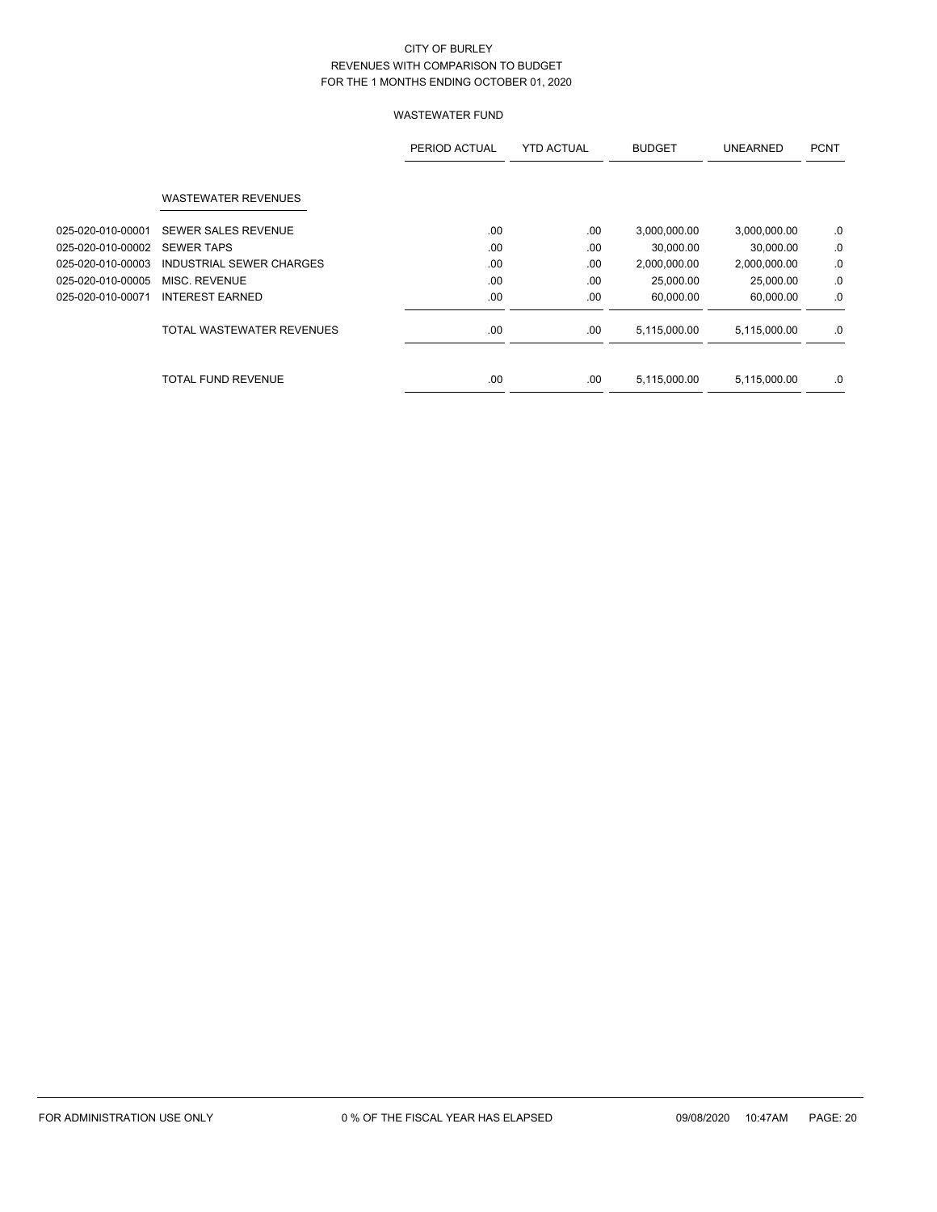# CITY OF BURLEY
## REVENUES WITH COMPARISON TO BUDGET
### FOR THE 1 MONTHS ENDING OCTOBER 01, 2020

#### WASTEWATER FUND

| | | PERIOD ACTUAL | YTD ACTUAL | BUDGET | UNEARNED | PCNT |
|---|---|---|---|---|---|---|
| | **WASTEWATER REVENUES** | | | | | |
| 025-020-010-00001 | SEWER SALES REVENUE | .00 | .00 | 3,000,000.00 | 3,000,000.00 | .0 |
| 025-020-010-00002 | SEWER TAPS | .00 | .00 | 30,000.00 | 30,000.00 | .0 |
| 025-020-010-00003 | INDUSTRIAL SEWER CHARGES | .00 | .00 | 2,000,000.00 | 2,000,000.00 | .0 |
| 025-020-010-00005 | MISC. REVENUE | .00 | .00 | 25,000.00 | 25,000.00 | .0 |
| 025-020-010-00071 | INTEREST EARNED | .00 | .00 | 60,000.00 | 60,000.00 | .0 |
| | TOTAL WASTEWATER REVENUES | .00 | .00 | 5,115,000.00 | 5,115,000.00 | .0 |
| | TOTAL FUND REVENUE | .00 | .00 | 5,115,000.00 | 5,115,000.00 | .0 |

FOR ADMINISTRATION USE ONLY — 0 % OF THE FISCAL YEAR HAS ELAPSED — 09/08/2020 10:47AM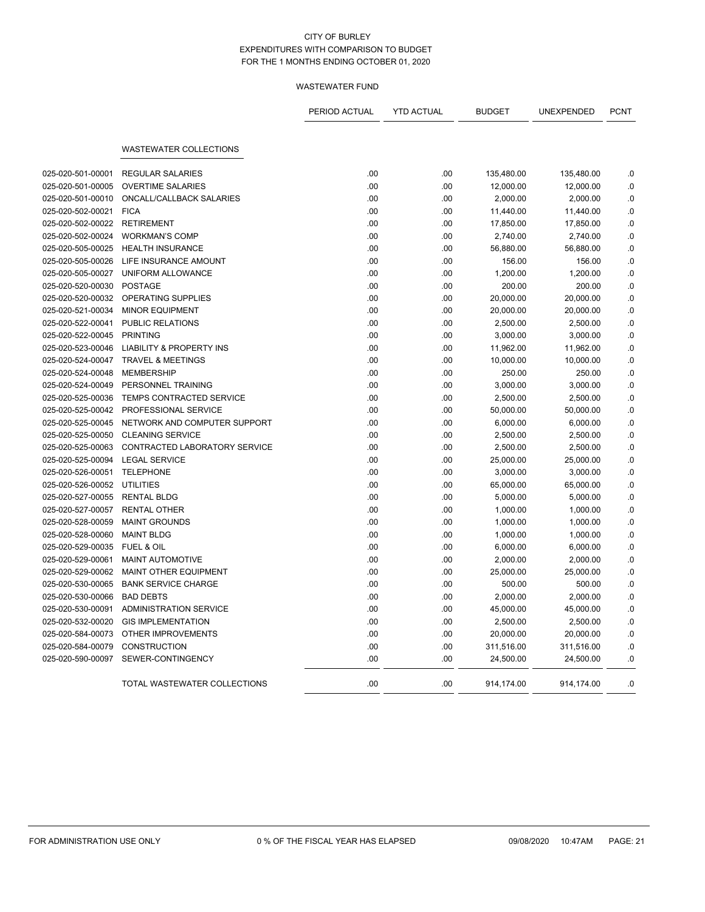CITY OF BURLEY
EXPENDITURES WITH COMPARISON TO BUDGET
FOR THE 1 MONTHS ENDING OCTOBER 01, 2020

WASTEWATER FUND

| | | PERIOD ACTUAL | YTD ACTUAL | BUDGET | UNEXPENDED | PCNT |
|---|---|---|---|---|---|---|
| | **WASTEWATER COLLECTIONS** | | | | | |
| 025-020-501-00001 | REGULAR SALARIES | .00 | .00 | 135,480.00 | 135,480.00 | .0 |
| 025-020-501-00005 | OVERTIME SALARIES | .00 | .00 | 12,000.00 | 12,000.00 | .0 |
| 025-020-501-00010 | ONCALL/CALLBACK SALARIES | .00 | .00 | 2,000.00 | 2,000.00 | .0 |
| 025-020-502-00021 | FICA | .00 | .00 | 11,440.00 | 11,440.00 | .0 |
| 025-020-502-00022 | RETIREMENT | .00 | .00 | 17,850.00 | 17,850.00 | .0 |
| 025-020-502-00024 | WORKMAN'S COMP | .00 | .00 | 2,740.00 | 2,740.00 | .0 |
| 025-020-505-00025 | HEALTH INSURANCE | .00 | .00 | 56,880.00 | 56,880.00 | .0 |
| 025-020-505-00026 | LIFE INSURANCE AMOUNT | .00 | .00 | 156.00 | 156.00 | .0 |
| 025-020-505-00027 | UNIFORM ALLOWANCE | .00 | .00 | 1,200.00 | 1,200.00 | .0 |
| 025-020-520-00030 | POSTAGE | .00 | .00 | 200.00 | 200.00 | .0 |
| 025-020-520-00032 | OPERATING SUPPLIES | .00 | .00 | 20,000.00 | 20,000.00 | .0 |
| 025-020-521-00034 | MINOR EQUIPMENT | .00 | .00 | 20,000.00 | 20,000.00 | .0 |
| 025-020-522-00041 | PUBLIC RELATIONS | .00 | .00 | 2,500.00 | 2,500.00 | .0 |
| 025-020-522-00045 | PRINTING | .00 | .00 | 3,000.00 | 3,000.00 | .0 |
| 025-020-523-00046 | LIABILITY & PROPERTY INS | .00 | .00 | 11,962.00 | 11,962.00 | .0 |
| 025-020-524-00047 | TRAVEL & MEETINGS | .00 | .00 | 10,000.00 | 10,000.00 | .0 |
| 025-020-524-00048 | MEMBERSHIP | .00 | .00 | 250.00 | 250.00 | .0 |
| 025-020-524-00049 | PERSONNEL TRAINING | .00 | .00 | 3,000.00 | 3,000.00 | .0 |
| 025-020-525-00036 | TEMPS CONTRACTED SERVICE | .00 | .00 | 2,500.00 | 2,500.00 | .0 |
| 025-020-525-00042 | PROFESSIONAL SERVICE | .00 | .00 | 50,000.00 | 50,000.00 | .0 |
| 025-020-525-00045 | NETWORK AND COMPUTER SUPPORT | .00 | .00 | 6,000.00 | 6,000.00 | .0 |
| 025-020-525-00050 | CLEANING SERVICE | .00 | .00 | 2,500.00 | 2,500.00 | .0 |
| 025-020-525-00063 | CONTRACTED LABORATORY SERVICE | .00 | .00 | 2,500.00 | 2,500.00 | .0 |
| 025-020-525-00094 | LEGAL SERVICE | .00 | .00 | 25,000.00 | 25,000.00 | .0 |
| 025-020-526-00051 | TELEPHONE | .00 | .00 | 3,000.00 | 3,000.00 | .0 |
| 025-020-526-00052 | UTILITIES | .00 | .00 | 65,000.00 | 65,000.00 | .0 |
| 025-020-527-00055 | RENTAL BLDG | .00 | .00 | 5,000.00 | 5,000.00 | .0 |
| 025-020-527-00057 | RENTAL OTHER | .00 | .00 | 1,000.00 | 1,000.00 | .0 |
| 025-020-528-00059 | MAINT GROUNDS | .00 | .00 | 1,000.00 | 1,000.00 | .0 |
| 025-020-528-00060 | MAINT BLDG | .00 | .00 | 1,000.00 | 1,000.00 | .0 |
| 025-020-529-00035 | FUEL & OIL | .00 | .00 | 6,000.00 | 6,000.00 | .0 |
| 025-020-529-00061 | MAINT AUTOMOTIVE | .00 | .00 | 2,000.00 | 2,000.00 | .0 |
| 025-020-529-00062 | MAINT OTHER EQUIPMENT | .00 | .00 | 25,000.00 | 25,000.00 | .0 |
| 025-020-530-00065 | BANK SERVICE CHARGE | .00 | .00 | 500.00 | 500.00 | .0 |
| 025-020-530-00066 | BAD DEBTS | .00 | .00 | 2,000.00 | 2,000.00 | .0 |
| 025-020-530-00091 | ADMINISTRATION SERVICE | .00 | .00 | 45,000.00 | 45,000.00 | .0 |
| 025-020-532-00020 | GIS IMPLEMENTATION | .00 | .00 | 2,500.00 | 2,500.00 | .0 |
| 025-020-584-00073 | OTHER IMPROVEMENTS | .00 | .00 | 20,000.00 | 20,000.00 | .0 |
| 025-020-584-00079 | CONSTRUCTION | .00 | .00 | 311,516.00 | 311,516.00 | .0 |
| 025-020-590-00097 | SEWER-CONTINGENCY | .00 | .00 | 24,500.00 | 24,500.00 | .0 |
| | TOTAL WASTEWATER COLLECTIONS | .00 | .00 | 914,174.00 | 914,174.00 | .0 |

FOR ADMINISTRATION USE ONLY | 0 % OF THE FISCAL YEAR HAS ELAPSED | 09/08/2020 10:47AM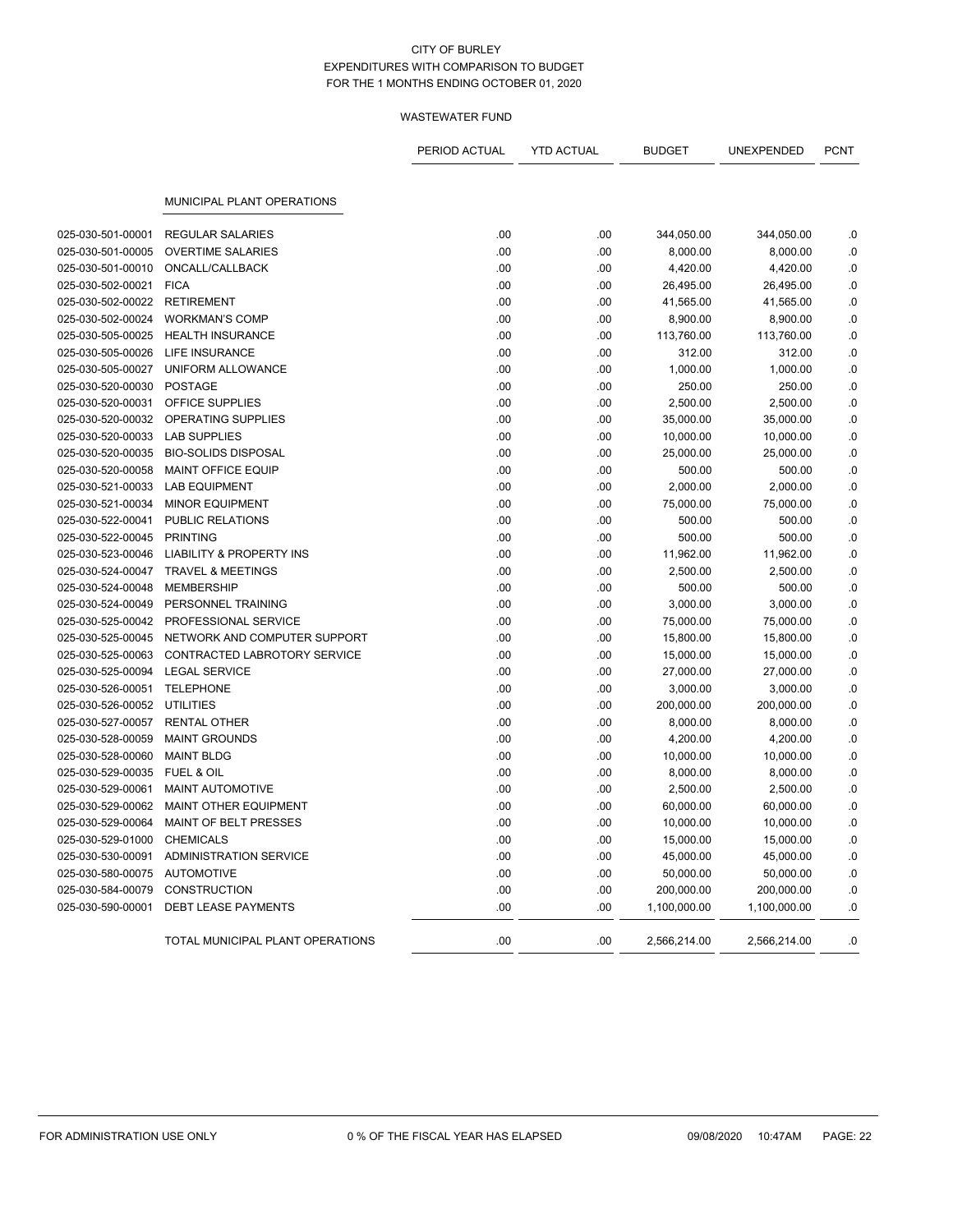CITY OF BURLEY
EXPENDITURES WITH COMPARISON TO BUDGET
FOR THE 1 MONTHS ENDING OCTOBER 01, 2020

WASTEWATER FUND

| | | PERIOD ACTUAL | YTD ACTUAL | BUDGET | UNEXPENDED | PCNT |
|---|---|---|---|---|---|---|
| | MUNICIPAL PLANT OPERATIONS | | | | | |
| 025-030-501-00001 | REGULAR SALARIES | .00 | .00 | 344,050.00 | 344,050.00 | .0 |
| 025-030-501-00005 | OVERTIME SALARIES | .00 | .00 | 8,000.00 | 8,000.00 | .0 |
| 025-030-501-00010 | ONCALL/CALLBACK | .00 | .00 | 4,420.00 | 4,420.00 | .0 |
| 025-030-502-00021 | FICA | .00 | .00 | 26,495.00 | 26,495.00 | .0 |
| 025-030-502-00022 | RETIREMENT | .00 | .00 | 41,565.00 | 41,565.00 | .0 |
| 025-030-502-00024 | WORKMAN'S COMP | .00 | .00 | 8,900.00 | 8,900.00 | .0 |
| 025-030-505-00025 | HEALTH INSURANCE | .00 | .00 | 113,760.00 | 113,760.00 | .0 |
| 025-030-505-00026 | LIFE INSURANCE | .00 | .00 | 312.00 | 312.00 | .0 |
| 025-030-505-00027 | UNIFORM ALLOWANCE | .00 | .00 | 1,000.00 | 1,000.00 | .0 |
| 025-030-520-00030 | POSTAGE | .00 | .00 | 250.00 | 250.00 | .0 |
| 025-030-520-00031 | OFFICE SUPPLIES | .00 | .00 | 2,500.00 | 2,500.00 | .0 |
| 025-030-520-00032 | OPERATING SUPPLIES | .00 | .00 | 35,000.00 | 35,000.00 | .0 |
| 025-030-520-00033 | LAB SUPPLIES | .00 | .00 | 10,000.00 | 10,000.00 | .0 |
| 025-030-520-00035 | BIO-SOLIDS DISPOSAL | .00 | .00 | 25,000.00 | 25,000.00 | .0 |
| 025-030-520-00058 | MAINT OFFICE EQUIP | .00 | .00 | 500.00 | 500.00 | .0 |
| 025-030-521-00033 | LAB EQUIPMENT | .00 | .00 | 2,000.00 | 2,000.00 | .0 |
| 025-030-521-00034 | MINOR EQUIPMENT | .00 | .00 | 75,000.00 | 75,000.00 | .0 |
| 025-030-522-00041 | PUBLIC RELATIONS | .00 | .00 | 500.00 | 500.00 | .0 |
| 025-030-522-00045 | PRINTING | .00 | .00 | 500.00 | 500.00 | .0 |
| 025-030-523-00046 | LIABILITY & PROPERTY INS | .00 | .00 | 11,962.00 | 11,962.00 | .0 |
| 025-030-524-00047 | TRAVEL & MEETINGS | .00 | .00 | 2,500.00 | 2,500.00 | .0 |
| 025-030-524-00048 | MEMBERSHIP | .00 | .00 | 500.00 | 500.00 | .0 |
| 025-030-524-00049 | PERSONNEL TRAINING | .00 | .00 | 3,000.00 | 3,000.00 | .0 |
| 025-030-525-00042 | PROFESSIONAL SERVICE | .00 | .00 | 75,000.00 | 75,000.00 | .0 |
| 025-030-525-00045 | NETWORK AND COMPUTER SUPPORT | .00 | .00 | 15,800.00 | 15,800.00 | .0 |
| 025-030-525-00063 | CONTRACTED LABROTORY SERVICE | .00 | .00 | 15,000.00 | 15,000.00 | .0 |
| 025-030-525-00094 | LEGAL SERVICE | .00 | .00 | 27,000.00 | 27,000.00 | .0 |
| 025-030-526-00051 | TELEPHONE | .00 | .00 | 3,000.00 | 3,000.00 | .0 |
| 025-030-526-00052 | UTILITIES | .00 | .00 | 200,000.00 | 200,000.00 | .0 |
| 025-030-527-00057 | RENTAL OTHER | .00 | .00 | 8,000.00 | 8,000.00 | .0 |
| 025-030-528-00059 | MAINT GROUNDS | .00 | .00 | 4,200.00 | 4,200.00 | .0 |
| 025-030-528-00060 | MAINT BLDG | .00 | .00 | 10,000.00 | 10,000.00 | .0 |
| 025-030-529-00035 | FUEL & OIL | .00 | .00 | 8,000.00 | 8,000.00 | .0 |
| 025-030-529-00061 | MAINT AUTOMOTIVE | .00 | .00 | 2,500.00 | 2,500.00 | .0 |
| 025-030-529-00062 | MAINT OTHER EQUIPMENT | .00 | .00 | 60,000.00 | 60,000.00 | .0 |
| 025-030-529-00064 | MAINT OF BELT PRESSES | .00 | .00 | 10,000.00 | 10,000.00 | .0 |
| 025-030-529-01000 | CHEMICALS | .00 | .00 | 15,000.00 | 15,000.00 | .0 |
| 025-030-530-00091 | ADMINISTRATION SERVICE | .00 | .00 | 45,000.00 | 45,000.00 | .0 |
| 025-030-580-00075 | AUTOMOTIVE | .00 | .00 | 50,000.00 | 50,000.00 | .0 |
| 025-030-584-00079 | CONSTRUCTION | .00 | .00 | 200,000.00 | 200,000.00 | .0 |
| 025-030-590-00001 | DEBT LEASE PAYMENTS | .00 | .00 | 1,100,000.00 | 1,100,000.00 | .0 |
| | TOTAL MUNICIPAL PLANT OPERATIONS | .00 | .00 | 2,566,214.00 | 2,566,214.00 | .0 |

FOR ADMINISTRATION USE ONLY — 0 % OF THE FISCAL YEAR HAS ELAPSED — 09/08/2020 10:47AM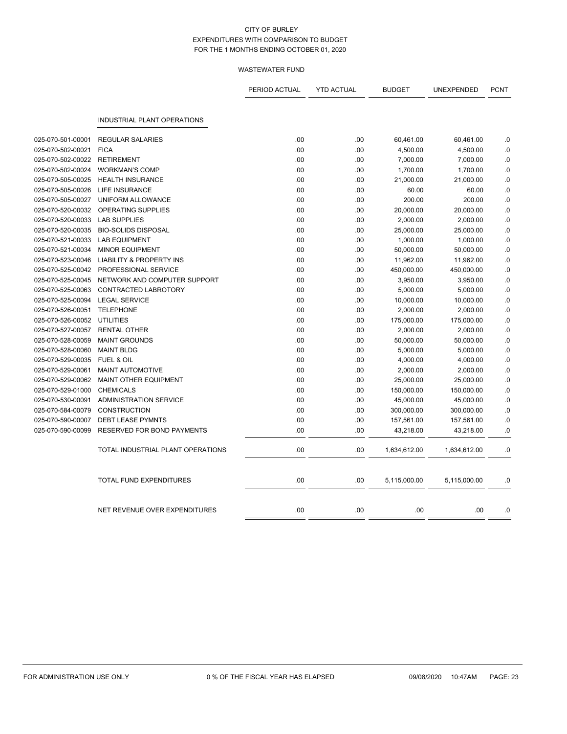CITY OF BURLEY
EXPENDITURES WITH COMPARISON TO BUDGET
FOR THE 1 MONTHS ENDING OCTOBER 01, 2020

WASTEWATER FUND

| | | PERIOD ACTUAL | YTD ACTUAL | BUDGET | UNEXPENDED | PCNT |
|---|---|---|---|---|---|---|
| | INDUSTRIAL PLANT OPERATIONS | | | | | |
| 025-070-501-00001 | REGULAR SALARIES | .00 | .00 | 60,461.00 | 60,461.00 | .0 |
| 025-070-502-00021 | FICA | .00 | .00 | 4,500.00 | 4,500.00 | .0 |
| 025-070-502-00022 | RETIREMENT | .00 | .00 | 7,000.00 | 7,000.00 | .0 |
| 025-070-502-00024 | WORKMAN'S COMP | .00 | .00 | 1,700.00 | 1,700.00 | .0 |
| 025-070-505-00025 | HEALTH INSURANCE | .00 | .00 | 21,000.00 | 21,000.00 | .0 |
| 025-070-505-00026 | LIFE INSURANCE | .00 | .00 | 60.00 | 60.00 | .0 |
| 025-070-505-00027 | UNIFORM ALLOWANCE | .00 | .00 | 200.00 | 200.00 | .0 |
| 025-070-520-00032 | OPERATING SUPPLIES | .00 | .00 | 20,000.00 | 20,000.00 | .0 |
| 025-070-520-00033 | LAB SUPPLIES | .00 | .00 | 2,000.00 | 2,000.00 | .0 |
| 025-070-520-00035 | BIO-SOLIDS DISPOSAL | .00 | .00 | 25,000.00 | 25,000.00 | .0 |
| 025-070-521-00033 | LAB EQUIPMENT | .00 | .00 | 1,000.00 | 1,000.00 | .0 |
| 025-070-521-00034 | MINOR EQUIPMENT | .00 | .00 | 50,000.00 | 50,000.00 | .0 |
| 025-070-523-00046 | LIABILITY & PROPERTY INS | .00 | .00 | 11,962.00 | 11,962.00 | .0 |
| 025-070-525-00042 | PROFESSIONAL SERVICE | .00 | .00 | 450,000.00 | 450,000.00 | .0 |
| 025-070-525-00045 | NETWORK AND COMPUTER SUPPORT | .00 | .00 | 3,950.00 | 3,950.00 | .0 |
| 025-070-525-00063 | CONTRACTED LABROTORY | .00 | .00 | 5,000.00 | 5,000.00 | .0 |
| 025-070-525-00094 | LEGAL SERVICE | .00 | .00 | 10,000.00 | 10,000.00 | .0 |
| 025-070-526-00051 | TELEPHONE | .00 | .00 | 2,000.00 | 2,000.00 | .0 |
| 025-070-526-00052 | UTILITIES | .00 | .00 | 175,000.00 | 175,000.00 | .0 |
| 025-070-527-00057 | RENTAL OTHER | .00 | .00 | 2,000.00 | 2,000.00 | .0 |
| 025-070-528-00059 | MAINT GROUNDS | .00 | .00 | 50,000.00 | 50,000.00 | .0 |
| 025-070-528-00060 | MAINT BLDG | .00 | .00 | 5,000.00 | 5,000.00 | .0 |
| 025-070-529-00035 | FUEL & OIL | .00 | .00 | 4,000.00 | 4,000.00 | .0 |
| 025-070-529-00061 | MAINT AUTOMOTIVE | .00 | .00 | 2,000.00 | 2,000.00 | .0 |
| 025-070-529-00062 | MAINT OTHER EQUIPMENT | .00 | .00 | 25,000.00 | 25,000.00 | .0 |
| 025-070-529-01000 | CHEMICALS | .00 | .00 | 150,000.00 | 150,000.00 | .0 |
| 025-070-530-00091 | ADMINISTRATION SERVICE | .00 | .00 | 45,000.00 | 45,000.00 | .0 |
| 025-070-584-00079 | CONSTRUCTION | .00 | .00 | 300,000.00 | 300,000.00 | .0 |
| 025-070-590-00007 | DEBT LEASE PYMNTS | .00 | .00 | 157,561.00 | 157,561.00 | .0 |
| 025-070-590-00099 | RESERVED FOR BOND PAYMENTS | .00 | .00 | 43,218.00 | 43,218.00 | .0 |
| | TOTAL INDUSTRIAL PLANT OPERATIONS | .00 | .00 | 1,634,612.00 | 1,634,612.00 | .0 |
| | TOTAL FUND EXPENDITURES | .00 | .00 | 5,115,000.00 | 5,115,000.00 | .0 |
| | NET REVENUE OVER EXPENDITURES | .00 | .00 | .00 | .00 | .0 |

FOR ADMINISTRATION USE ONLY — 0 % OF THE FISCAL YEAR HAS ELAPSED — 09/08/2020 10:47AM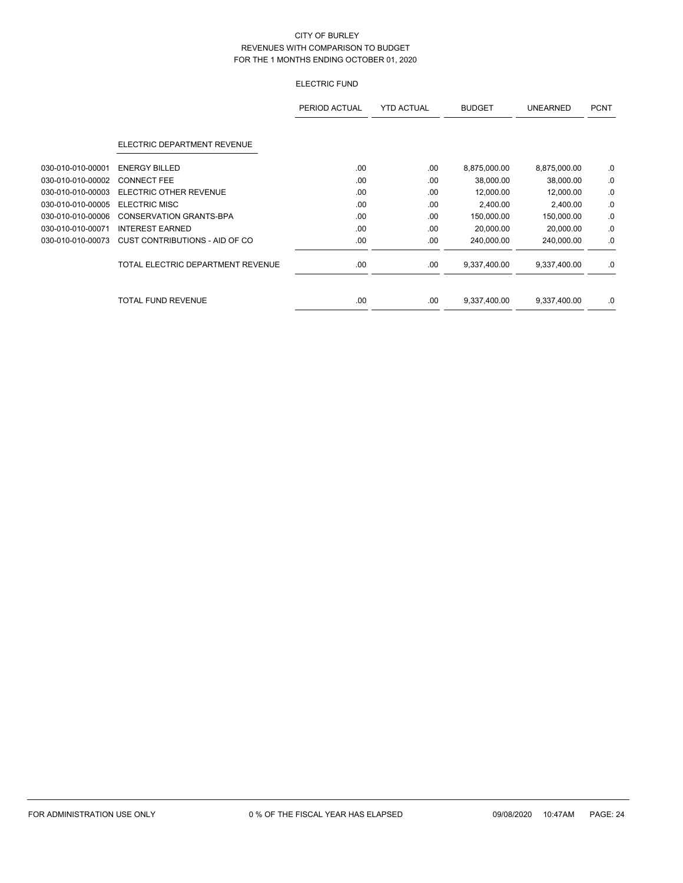CITY OF BURLEY
REVENUES WITH COMPARISON TO BUDGET
FOR THE 1 MONTHS ENDING OCTOBER 01, 2020

ELECTRIC FUND

| | | PERIOD ACTUAL | YTD ACTUAL | BUDGET | UNEARNED | PCNT |
|---|---|---|---|---|---|---|
| | ELECTRIC DEPARTMENT REVENUE | | | | | |
| 030-010-010-00001 | ENERGY BILLED | .00 | .00 | 8,875,000.00 | 8,875,000.00 | .0 |
| 030-010-010-00002 | CONNECT FEE | .00 | .00 | 38,000.00 | 38,000.00 | .0 |
| 030-010-010-00003 | ELECTRIC OTHER REVENUE | .00 | .00 | 12,000.00 | 12,000.00 | .0 |
| 030-010-010-00005 | ELECTRIC MISC | .00 | .00 | 2,400.00 | 2,400.00 | .0 |
| 030-010-010-00006 | CONSERVATION GRANTS-BPA | .00 | .00 | 150,000.00 | 150,000.00 | .0 |
| 030-010-010-00071 | INTEREST EARNED | .00 | .00 | 20,000.00 | 20,000.00 | .0 |
| 030-010-010-00073 | CUST CONTRIBUTIONS - AID OF CO | .00 | .00 | 240,000.00 | 240,000.00 | .0 |
| | TOTAL ELECTRIC DEPARTMENT REVENUE | .00 | .00 | 9,337,400.00 | 9,337,400.00 | .0 |
| | TOTAL FUND REVENUE | .00 | .00 | 9,337,400.00 | 9,337,400.00 | .0 |

FOR ADMINISTRATION USE ONLY — 0 % OF THE FISCAL YEAR HAS ELAPSED — 09/08/2020 10:47AM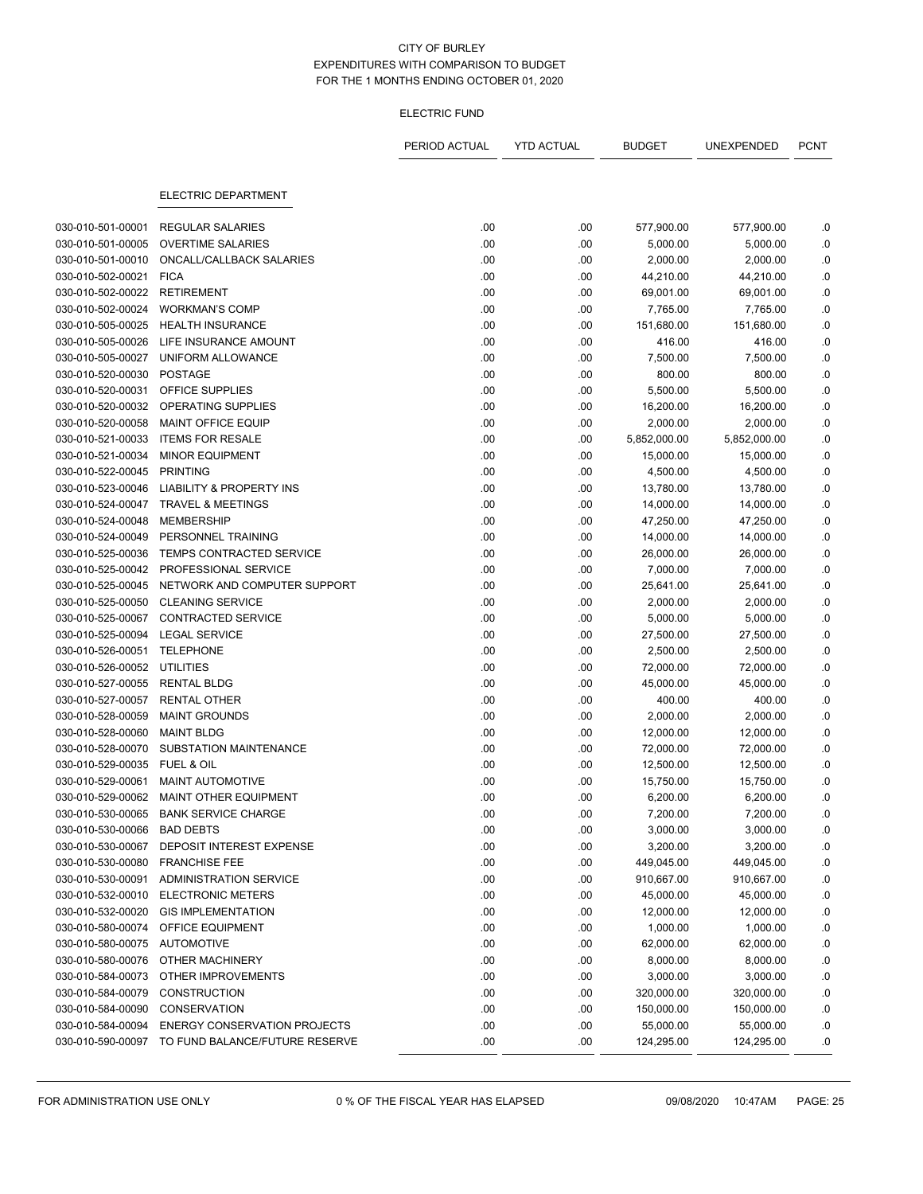CITY OF BURLEY
EXPENDITURES WITH COMPARISON TO BUDGET
FOR THE 1 MONTHS ENDING OCTOBER 01, 2020

ELECTRIC FUND

| | | PERIOD ACTUAL | YTD ACTUAL | BUDGET | UNEXPENDED | PCNT |
|---|---|---|---|---|---|---|
| | ELECTRIC DEPARTMENT | | | | | |
| 030-010-501-00001 | REGULAR SALARIES | .00 | .00 | 577,900.00 | 577,900.00 | .0 |
| 030-010-501-00005 | OVERTIME SALARIES | .00 | .00 | 5,000.00 | 5,000.00 | .0 |
| 030-010-501-00010 | ONCALL/CALLBACK SALARIES | .00 | .00 | 2,000.00 | 2,000.00 | .0 |
| 030-010-502-00021 | FICA | .00 | .00 | 44,210.00 | 44,210.00 | .0 |
| 030-010-502-00022 | RETIREMENT | .00 | .00 | 69,001.00 | 69,001.00 | .0 |
| 030-010-502-00024 | WORKMAN'S COMP | .00 | .00 | 7,765.00 | 7,765.00 | .0 |
| 030-010-505-00025 | HEALTH INSURANCE | .00 | .00 | 151,680.00 | 151,680.00 | .0 |
| 030-010-505-00026 | LIFE INSURANCE AMOUNT | .00 | .00 | 416.00 | 416.00 | .0 |
| 030-010-505-00027 | UNIFORM ALLOWANCE | .00 | .00 | 7,500.00 | 7,500.00 | .0 |
| 030-010-520-00030 | POSTAGE | .00 | .00 | 800.00 | 800.00 | .0 |
| 030-010-520-00031 | OFFICE SUPPLIES | .00 | .00 | 5,500.00 | 5,500.00 | .0 |
| 030-010-520-00032 | OPERATING SUPPLIES | .00 | .00 | 16,200.00 | 16,200.00 | .0 |
| 030-010-520-00058 | MAINT OFFICE EQUIP | .00 | .00 | 2,000.00 | 2,000.00 | .0 |
| 030-010-521-00033 | ITEMS FOR RESALE | .00 | .00 | 5,852,000.00 | 5,852,000.00 | .0 |
| 030-010-521-00034 | MINOR EQUIPMENT | .00 | .00 | 15,000.00 | 15,000.00 | .0 |
| 030-010-522-00045 | PRINTING | .00 | .00 | 4,500.00 | 4,500.00 | .0 |
| 030-010-523-00046 | LIABILITY & PROPERTY INS | .00 | .00 | 13,780.00 | 13,780.00 | .0 |
| 030-010-524-00047 | TRAVEL & MEETINGS | .00 | .00 | 14,000.00 | 14,000.00 | .0 |
| 030-010-524-00048 | MEMBERSHIP | .00 | .00 | 47,250.00 | 47,250.00 | .0 |
| 030-010-524-00049 | PERSONNEL TRAINING | .00 | .00 | 14,000.00 | 14,000.00 | .0 |
| 030-010-525-00036 | TEMPS CONTRACTED SERVICE | .00 | .00 | 26,000.00 | 26,000.00 | .0 |
| 030-010-525-00042 | PROFESSIONAL SERVICE | .00 | .00 | 7,000.00 | 7,000.00 | .0 |
| 030-010-525-00045 | NETWORK AND COMPUTER SUPPORT | .00 | .00 | 25,641.00 | 25,641.00 | .0 |
| 030-010-525-00050 | CLEANING SERVICE | .00 | .00 | 2,000.00 | 2,000.00 | .0 |
| 030-010-525-00067 | CONTRACTED SERVICE | .00 | .00 | 5,000.00 | 5,000.00 | .0 |
| 030-010-525-00094 | LEGAL SERVICE | .00 | .00 | 27,500.00 | 27,500.00 | .0 |
| 030-010-526-00051 | TELEPHONE | .00 | .00 | 2,500.00 | 2,500.00 | .0 |
| 030-010-526-00052 | UTILITIES | .00 | .00 | 72,000.00 | 72,000.00 | .0 |
| 030-010-527-00055 | RENTAL BLDG | .00 | .00 | 45,000.00 | 45,000.00 | .0 |
| 030-010-527-00057 | RENTAL OTHER | .00 | .00 | 400.00 | 400.00 | .0 |
| 030-010-528-00059 | MAINT GROUNDS | .00 | .00 | 2,000.00 | 2,000.00 | .0 |
| 030-010-528-00060 | MAINT BLDG | .00 | .00 | 12,000.00 | 12,000.00 | .0 |
| 030-010-528-00070 | SUBSTATION MAINTENANCE | .00 | .00 | 72,000.00 | 72,000.00 | .0 |
| 030-010-529-00035 | FUEL & OIL | .00 | .00 | 12,500.00 | 12,500.00 | .0 |
| 030-010-529-00061 | MAINT AUTOMOTIVE | .00 | .00 | 15,750.00 | 15,750.00 | .0 |
| 030-010-529-00062 | MAINT OTHER EQUIPMENT | .00 | .00 | 6,200.00 | 6,200.00 | .0 |
| 030-010-530-00065 | BANK SERVICE CHARGE | .00 | .00 | 7,200.00 | 7,200.00 | .0 |
| 030-010-530-00066 | BAD DEBTS | .00 | .00 | 3,000.00 | 3,000.00 | .0 |
| 030-010-530-00067 | DEPOSIT INTEREST EXPENSE | .00 | .00 | 3,200.00 | 3,200.00 | .0 |
| 030-010-530-00080 | FRANCHISE FEE | .00 | .00 | 449,045.00 | 449,045.00 | .0 |
| 030-010-530-00091 | ADMINISTRATION SERVICE | .00 | .00 | 910,667.00 | 910,667.00 | .0 |
| 030-010-532-00010 | ELECTRONIC METERS | .00 | .00 | 45,000.00 | 45,000.00 | .0 |
| 030-010-532-00020 | GIS IMPLEMENTATION | .00 | .00 | 12,000.00 | 12,000.00 | .0 |
| 030-010-580-00074 | OFFICE EQUIPMENT | .00 | .00 | 1,000.00 | 1,000.00 | .0 |
| 030-010-580-00075 | AUTOMOTIVE | .00 | .00 | 62,000.00 | 62,000.00 | .0 |
| 030-010-580-00076 | OTHER MACHINERY | .00 | .00 | 8,000.00 | 8,000.00 | .0 |
| 030-010-584-00073 | OTHER IMPROVEMENTS | .00 | .00 | 3,000.00 | 3,000.00 | .0 |
| 030-010-584-00079 | CONSTRUCTION | .00 | .00 | 320,000.00 | 320,000.00 | .0 |
| 030-010-584-00090 | CONSERVATION | .00 | .00 | 150,000.00 | 150,000.00 | .0 |
| 030-010-584-00094 | ENERGY CONSERVATION PROJECTS | .00 | .00 | 55,000.00 | 55,000.00 | .0 |
| 030-010-590-00097 | TO FUND BALANCE/FUTURE RESERVE | .00 | .00 | 124,295.00 | 124,295.00 | .0 |

FOR ADMINISTRATION USE ONLY 0 % OF THE FISCAL YEAR HAS ELAPSED 09/08/2020 10:47AM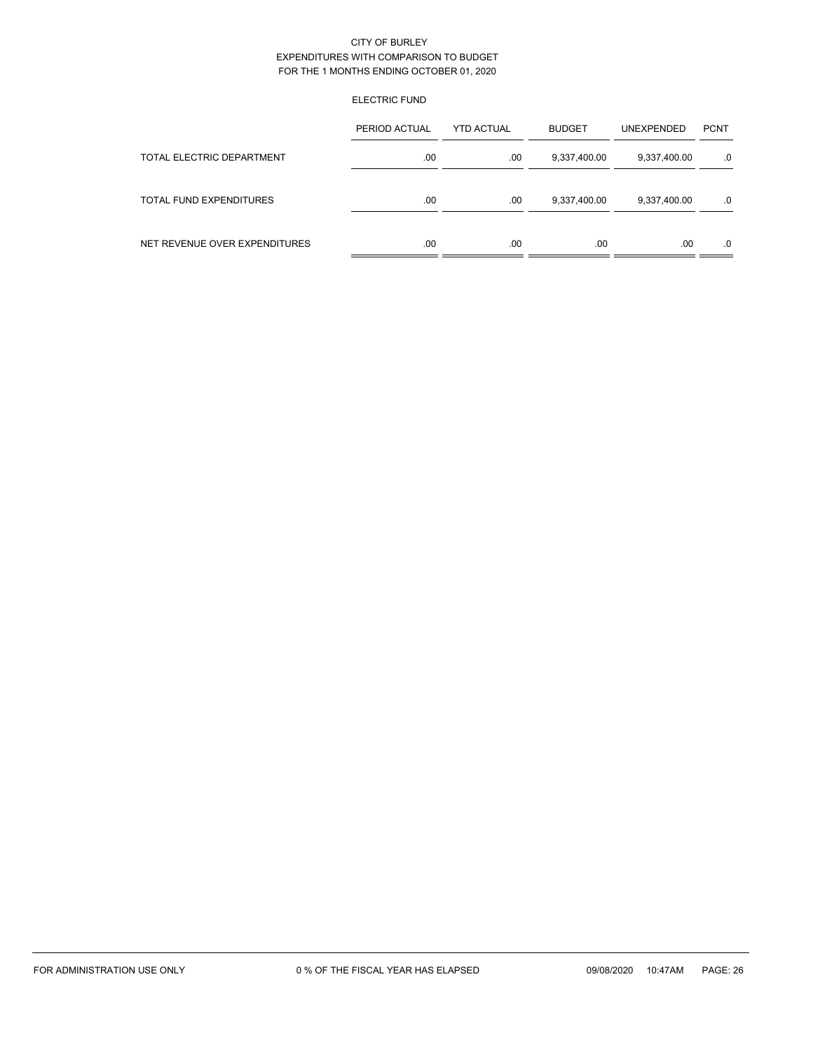CITY OF BURLEY
EXPENDITURES WITH COMPARISON TO BUDGET
FOR THE 1 MONTHS ENDING OCTOBER 01, 2020

ELECTRIC FUND

| | PERIOD ACTUAL | YTD ACTUAL | BUDGET | UNEXPENDED | PCNT |
|---|---|---|---|---|---|
| TOTAL ELECTRIC DEPARTMENT | .00 | .00 | 9,337,400.00 | 9,337,400.00 | .0 |
| TOTAL FUND EXPENDITURES | .00 | .00 | 9,337,400.00 | 9,337,400.00 | .0 |
| NET REVENUE OVER EXPENDITURES | .00 | .00 | .00 | .00 | .0 |

FOR ADMINISTRATION USE ONLY 0 % OF THE FISCAL YEAR HAS ELAPSED 09/08/2020 10:47AM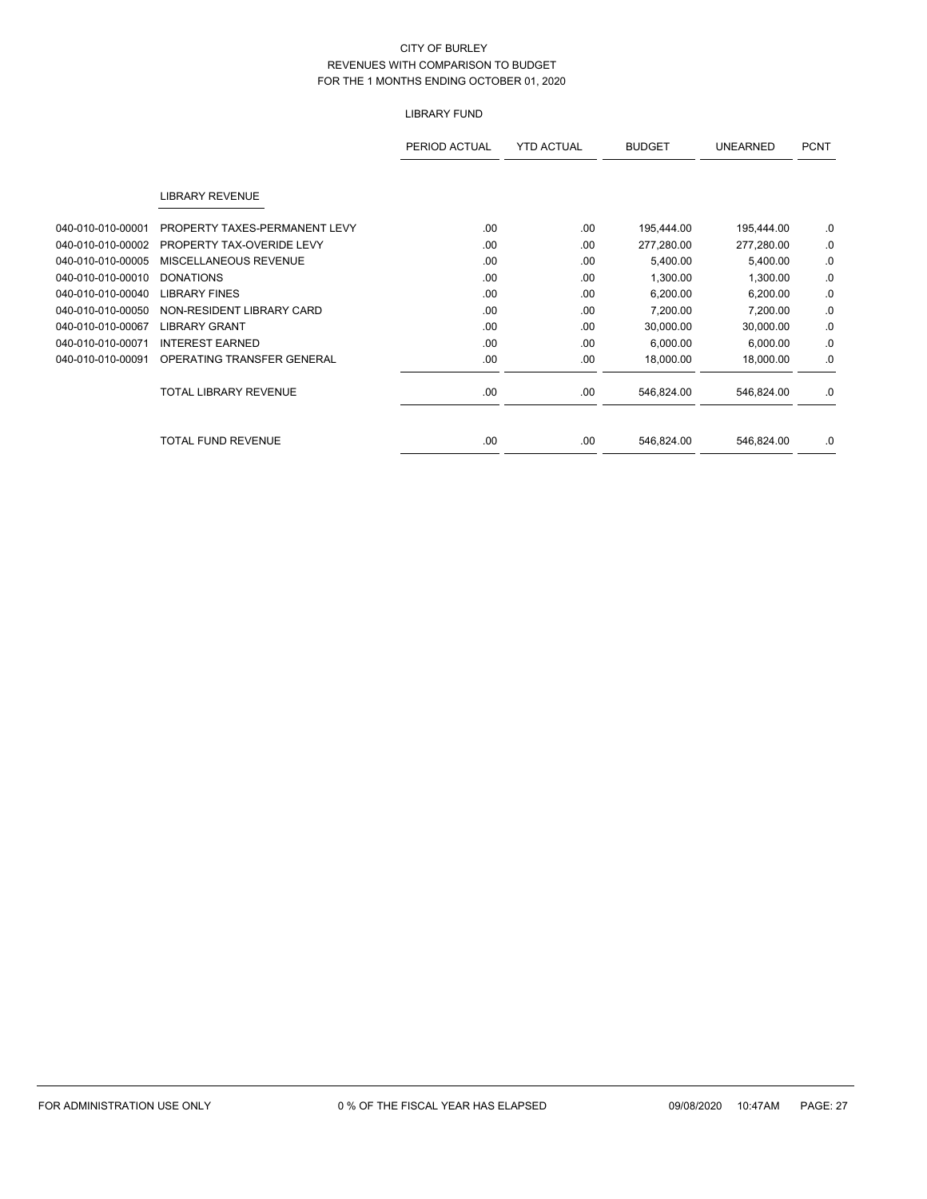# CITY OF BURLEY
## REVENUES WITH COMPARISON TO BUDGET
## FOR THE 1 MONTHS ENDING OCTOBER 01, 2020

### LIBRARY FUND

| | | PERIOD ACTUAL | YTD ACTUAL | BUDGET | UNEARNED | PCNT |
|---|---|---|---|---|---|---|
| | **LIBRARY REVENUE** | | | | | |
| 040-010-010-00001 | PROPERTY TAXES-PERMANENT LEVY | .00 | .00 | 195,444.00 | 195,444.00 | .0 |
| 040-010-010-00002 | PROPERTY TAX-OVERIDE LEVY | .00 | .00 | 277,280.00 | 277,280.00 | .0 |
| 040-010-010-00005 | MISCELLANEOUS REVENUE | .00 | .00 | 5,400.00 | 5,400.00 | .0 |
| 040-010-010-00010 | DONATIONS | .00 | .00 | 1,300.00 | 1,300.00 | .0 |
| 040-010-010-00040 | LIBRARY FINES | .00 | .00 | 6,200.00 | 6,200.00 | .0 |
| 040-010-010-00050 | NON-RESIDENT LIBRARY CARD | .00 | .00 | 7,200.00 | 7,200.00 | .0 |
| 040-010-010-00067 | LIBRARY GRANT | .00 | .00 | 30,000.00 | 30,000.00 | .0 |
| 040-010-010-00071 | INTEREST EARNED | .00 | .00 | 6,000.00 | 6,000.00 | .0 |
| 040-010-010-00091 | OPERATING TRANSFER GENERAL | .00 | .00 | 18,000.00 | 18,000.00 | .0 |
| | TOTAL LIBRARY REVENUE | .00 | .00 | 546,824.00 | 546,824.00 | .0 |
| | TOTAL FUND REVENUE | .00 | .00 | 546,824.00 | 546,824.00 | .0 |

FOR ADMINISTRATION USE ONLY 0 % OF THE FISCAL YEAR HAS ELAPSED 09/08/2020 10:47AM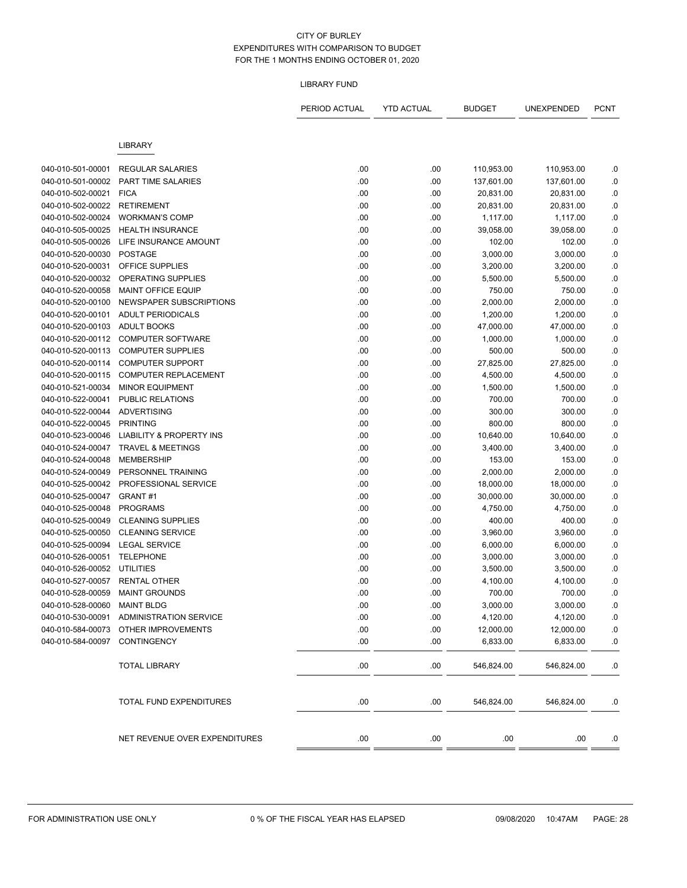CITY OF BURLEY
EXPENDITURES WITH COMPARISON TO BUDGET
FOR THE 1 MONTHS ENDING OCTOBER 01, 2020

LIBRARY FUND

| | | PERIOD ACTUAL | YTD ACTUAL | BUDGET | UNEXPENDED | PCNT |
|---|---|---|---|---|---|---|
| | LIBRARY | | | | | |
| 040-010-501-00001 | REGULAR SALARIES | .00 | .00 | 110,953.00 | 110,953.00 | .0 |
| 040-010-501-00002 | PART TIME SALARIES | .00 | .00 | 137,601.00 | 137,601.00 | .0 |
| 040-010-502-00021 | FICA | .00 | .00 | 20,831.00 | 20,831.00 | .0 |
| 040-010-502-00022 | RETIREMENT | .00 | .00 | 20,831.00 | 20,831.00 | .0 |
| 040-010-502-00024 | WORKMAN'S COMP | .00 | .00 | 1,117.00 | 1,117.00 | .0 |
| 040-010-505-00025 | HEALTH INSURANCE | .00 | .00 | 39,058.00 | 39,058.00 | .0 |
| 040-010-505-00026 | LIFE INSURANCE AMOUNT | .00 | .00 | 102.00 | 102.00 | .0 |
| 040-010-520-00030 | POSTAGE | .00 | .00 | 3,000.00 | 3,000.00 | .0 |
| 040-010-520-00031 | OFFICE SUPPLIES | .00 | .00 | 3,200.00 | 3,200.00 | .0 |
| 040-010-520-00032 | OPERATING SUPPLIES | .00 | .00 | 5,500.00 | 5,500.00 | .0 |
| 040-010-520-00058 | MAINT OFFICE EQUIP | .00 | .00 | 750.00 | 750.00 | .0 |
| 040-010-520-00100 | NEWSPAPER SUBSCRIPTIONS | .00 | .00 | 2,000.00 | 2,000.00 | .0 |
| 040-010-520-00101 | ADULT PERIODICALS | .00 | .00 | 1,200.00 | 1,200.00 | .0 |
| 040-010-520-00103 | ADULT BOOKS | .00 | .00 | 47,000.00 | 47,000.00 | .0 |
| 040-010-520-00112 | COMPUTER SOFTWARE | .00 | .00 | 1,000.00 | 1,000.00 | .0 |
| 040-010-520-00113 | COMPUTER SUPPLIES | .00 | .00 | 500.00 | 500.00 | .0 |
| 040-010-520-00114 | COMPUTER SUPPORT | .00 | .00 | 27,825.00 | 27,825.00 | .0 |
| 040-010-520-00115 | COMPUTER REPLACEMENT | .00 | .00 | 4,500.00 | 4,500.00 | .0 |
| 040-010-521-00034 | MINOR EQUIPMENT | .00 | .00 | 1,500.00 | 1,500.00 | .0 |
| 040-010-522-00041 | PUBLIC RELATIONS | .00 | .00 | 700.00 | 700.00 | .0 |
| 040-010-522-00044 | ADVERTISING | .00 | .00 | 300.00 | 300.00 | .0 |
| 040-010-522-00045 | PRINTING | .00 | .00 | 800.00 | 800.00 | .0 |
| 040-010-523-00046 | LIABILITY & PROPERTY INS | .00 | .00 | 10,640.00 | 10,640.00 | .0 |
| 040-010-524-00047 | TRAVEL & MEETINGS | .00 | .00 | 3,400.00 | 3,400.00 | .0 |
| 040-010-524-00048 | MEMBERSHIP | .00 | .00 | 153.00 | 153.00 | .0 |
| 040-010-524-00049 | PERSONNEL TRAINING | .00 | .00 | 2,000.00 | 2,000.00 | .0 |
| 040-010-525-00042 | PROFESSIONAL SERVICE | .00 | .00 | 18,000.00 | 18,000.00 | .0 |
| 040-010-525-00047 | GRANT #1 | .00 | .00 | 30,000.00 | 30,000.00 | .0 |
| 040-010-525-00048 | PROGRAMS | .00 | .00 | 4,750.00 | 4,750.00 | .0 |
| 040-010-525-00049 | CLEANING SUPPLIES | .00 | .00 | 400.00 | 400.00 | .0 |
| 040-010-525-00050 | CLEANING SERVICE | .00 | .00 | 3,960.00 | 3,960.00 | .0 |
| 040-010-525-00094 | LEGAL SERVICE | .00 | .00 | 6,000.00 | 6,000.00 | .0 |
| 040-010-526-00051 | TELEPHONE | .00 | .00 | 3,000.00 | 3,000.00 | .0 |
| 040-010-526-00052 | UTILITIES | .00 | .00 | 3,500.00 | 3,500.00 | .0 |
| 040-010-527-00057 | RENTAL OTHER | .00 | .00 | 4,100.00 | 4,100.00 | .0 |
| 040-010-528-00059 | MAINT GROUNDS | .00 | .00 | 700.00 | 700.00 | .0 |
| 040-010-528-00060 | MAINT BLDG | .00 | .00 | 3,000.00 | 3,000.00 | .0 |
| 040-010-530-00091 | ADMINISTRATION SERVICE | .00 | .00 | 4,120.00 | 4,120.00 | .0 |
| 040-010-584-00073 | OTHER IMPROVEMENTS | .00 | .00 | 12,000.00 | 12,000.00 | .0 |
| 040-010-584-00097 | CONTINGENCY | .00 | .00 | 6,833.00 | 6,833.00 | .0 |
| | TOTAL LIBRARY | .00 | .00 | 546,824.00 | 546,824.00 | .0 |
| | TOTAL FUND EXPENDITURES | .00 | .00 | 546,824.00 | 546,824.00 | .0 |
| | NET REVENUE OVER EXPENDITURES | .00 | .00 | .00 | .00 | .0 |

FOR ADMINISTRATION USE ONLY 0 % OF THE FISCAL YEAR HAS ELAPSED 09/08/2020 10:47AM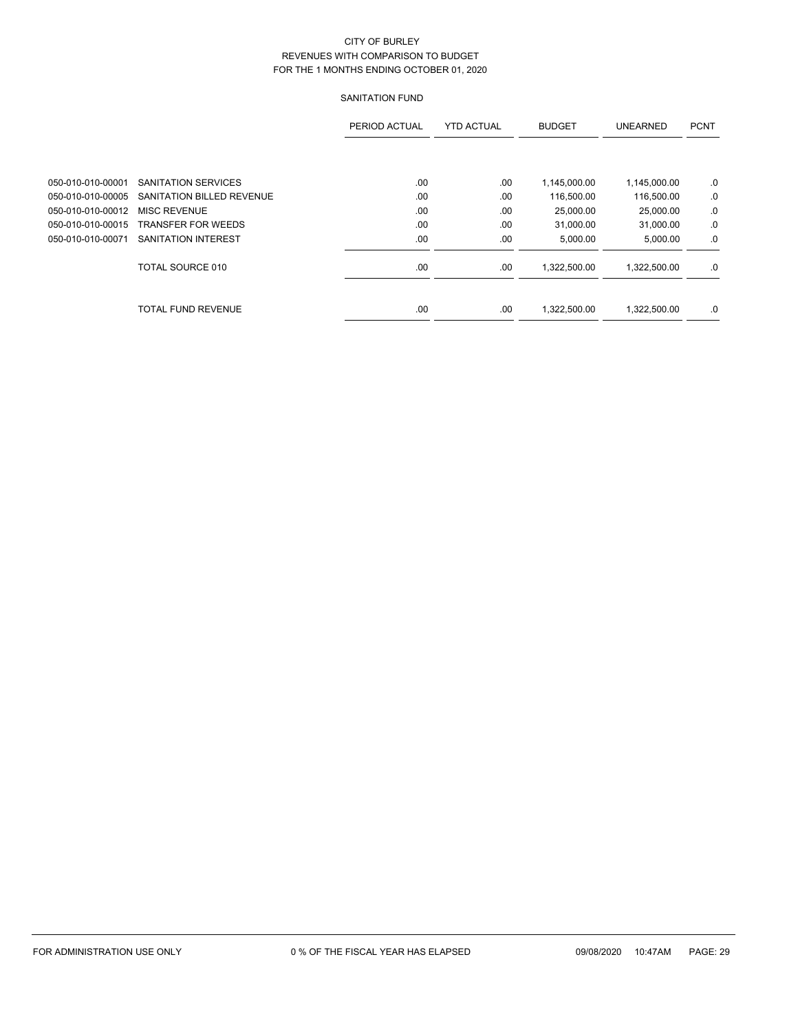# CITY OF BURLEY
## REVENUES WITH COMPARISON TO BUDGET
### FOR THE 1 MONTHS ENDING OCTOBER 01, 2020

### SANITATION FUND

| | | PERIOD ACTUAL | YTD ACTUAL | BUDGET | UNEARNED | PCNT |
|---|---|---|---|---|---|---|
| 050-010-010-00001 | SANITATION SERVICES | .00 | .00 | 1,145,000.00 | 1,145,000.00 | .0 |
| 050-010-010-00005 | SANITATION BILLED REVENUE | .00 | .00 | 116,500.00 | 116,500.00 | .0 |
| 050-010-010-00012 | MISC REVENUE | .00 | .00 | 25,000.00 | 25,000.00 | .0 |
| 050-010-010-00015 | TRANSFER FOR WEEDS | .00 | .00 | 31,000.00 | 31,000.00 | .0 |
| 050-010-010-00071 | SANITATION INTEREST | .00 | .00 | 5,000.00 | 5,000.00 | .0 |
| | TOTAL SOURCE 010 | .00 | .00 | 1,322,500.00 | 1,322,500.00 | .0 |
| | TOTAL FUND REVENUE | .00 | .00 | 1,322,500.00 | 1,322,500.00 | .0 |

FOR ADMINISTRATION USE ONLY    0 % OF THE FISCAL YEAR HAS ELAPSED    09/08/2020 10:47AM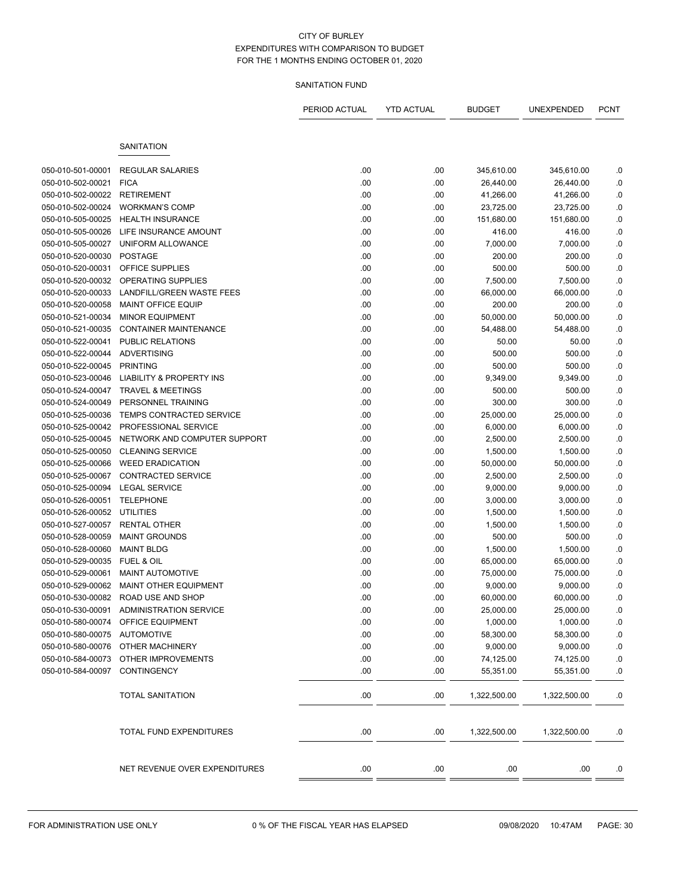CITY OF BURLEY
EXPENDITURES WITH COMPARISON TO BUDGET
FOR THE 1 MONTHS ENDING OCTOBER 01, 2020

SANITATION FUND

| | | PERIOD ACTUAL | YTD ACTUAL | BUDGET | UNEXPENDED | PCNT |
|---|---|---|---|---|---|---|
| | SANITATION | | | | | |
| 050-010-501-00001 | REGULAR SALARIES | .00 | .00 | 345,610.00 | 345,610.00 | .0 |
| 050-010-502-00021 | FICA | .00 | .00 | 26,440.00 | 26,440.00 | .0 |
| 050-010-502-00022 | RETIREMENT | .00 | .00 | 41,266.00 | 41,266.00 | .0 |
| 050-010-502-00024 | WORKMAN'S COMP | .00 | .00 | 23,725.00 | 23,725.00 | .0 |
| 050-010-505-00025 | HEALTH INSURANCE | .00 | .00 | 151,680.00 | 151,680.00 | .0 |
| 050-010-505-00026 | LIFE INSURANCE AMOUNT | .00 | .00 | 416.00 | 416.00 | .0 |
| 050-010-505-00027 | UNIFORM ALLOWANCE | .00 | .00 | 7,000.00 | 7,000.00 | .0 |
| 050-010-520-00030 | POSTAGE | .00 | .00 | 200.00 | 200.00 | .0 |
| 050-010-520-00031 | OFFICE SUPPLIES | .00 | .00 | 500.00 | 500.00 | .0 |
| 050-010-520-00032 | OPERATING SUPPLIES | .00 | .00 | 7,500.00 | 7,500.00 | .0 |
| 050-010-520-00033 | LANDFILL/GREEN WASTE FEES | .00 | .00 | 66,000.00 | 66,000.00 | .0 |
| 050-010-520-00058 | MAINT OFFICE EQUIP | .00 | .00 | 200.00 | 200.00 | .0 |
| 050-010-521-00034 | MINOR EQUIPMENT | .00 | .00 | 50,000.00 | 50,000.00 | .0 |
| 050-010-521-00035 | CONTAINER MAINTENANCE | .00 | .00 | 54,488.00 | 54,488.00 | .0 |
| 050-010-522-00041 | PUBLIC RELATIONS | .00 | .00 | 50.00 | 50.00 | .0 |
| 050-010-522-00044 | ADVERTISING | .00 | .00 | 500.00 | 500.00 | .0 |
| 050-010-522-00045 | PRINTING | .00 | .00 | 500.00 | 500.00 | .0 |
| 050-010-523-00046 | LIABILITY & PROPERTY INS | .00 | .00 | 9,349.00 | 9,349.00 | .0 |
| 050-010-524-00047 | TRAVEL & MEETINGS | .00 | .00 | 500.00 | 500.00 | .0 |
| 050-010-524-00049 | PERSONNEL TRAINING | .00 | .00 | 300.00 | 300.00 | .0 |
| 050-010-525-00036 | TEMPS CONTRACTED SERVICE | .00 | .00 | 25,000.00 | 25,000.00 | .0 |
| 050-010-525-00042 | PROFESSIONAL SERVICE | .00 | .00 | 6,000.00 | 6,000.00 | .0 |
| 050-010-525-00045 | NETWORK AND COMPUTER SUPPORT | .00 | .00 | 2,500.00 | 2,500.00 | .0 |
| 050-010-525-00050 | CLEANING SERVICE | .00 | .00 | 1,500.00 | 1,500.00 | .0 |
| 050-010-525-00066 | WEED ERADICATION | .00 | .00 | 50,000.00 | 50,000.00 | .0 |
| 050-010-525-00067 | CONTRACTED SERVICE | .00 | .00 | 2,500.00 | 2,500.00 | .0 |
| 050-010-525-00094 | LEGAL SERVICE | .00 | .00 | 9,000.00 | 9,000.00 | .0 |
| 050-010-526-00051 | TELEPHONE | .00 | .00 | 3,000.00 | 3,000.00 | .0 |
| 050-010-526-00052 | UTILITIES | .00 | .00 | 1,500.00 | 1,500.00 | .0 |
| 050-010-527-00057 | RENTAL OTHER | .00 | .00 | 1,500.00 | 1,500.00 | .0 |
| 050-010-528-00059 | MAINT GROUNDS | .00 | .00 | 500.00 | 500.00 | .0 |
| 050-010-528-00060 | MAINT BLDG | .00 | .00 | 1,500.00 | 1,500.00 | .0 |
| 050-010-529-00035 | FUEL & OIL | .00 | .00 | 65,000.00 | 65,000.00 | .0 |
| 050-010-529-00061 | MAINT AUTOMOTIVE | .00 | .00 | 75,000.00 | 75,000.00 | .0 |
| 050-010-529-00062 | MAINT OTHER EQUIPMENT | .00 | .00 | 9,000.00 | 9,000.00 | .0 |
| 050-010-530-00082 | ROAD USE AND SHOP | .00 | .00 | 60,000.00 | 60,000.00 | .0 |
| 050-010-530-00091 | ADMINISTRATION SERVICE | .00 | .00 | 25,000.00 | 25,000.00 | .0 |
| 050-010-580-00074 | OFFICE EQUIPMENT | .00 | .00 | 1,000.00 | 1,000.00 | .0 |
| 050-010-580-00075 | AUTOMOTIVE | .00 | .00 | 58,300.00 | 58,300.00 | .0 |
| 050-010-580-00076 | OTHER MACHINERY | .00 | .00 | 9,000.00 | 9,000.00 | .0 |
| 050-010-584-00073 | OTHER IMPROVEMENTS | .00 | .00 | 74,125.00 | 74,125.00 | .0 |
| 050-010-584-00097 | CONTINGENCY | .00 | .00 | 55,351.00 | 55,351.00 | .0 |
| | TOTAL SANITATION | .00 | .00 | 1,322,500.00 | 1,322,500.00 | .0 |
| | TOTAL FUND EXPENDITURES | .00 | .00 | 1,322,500.00 | 1,322,500.00 | .0 |
| | NET REVENUE OVER EXPENDITURES | .00 | .00 | .00 | .00 | .0 |

FOR ADMINISTRATION USE ONLY    0 % OF THE FISCAL YEAR HAS ELAPSED    09/08/2020 10:47AM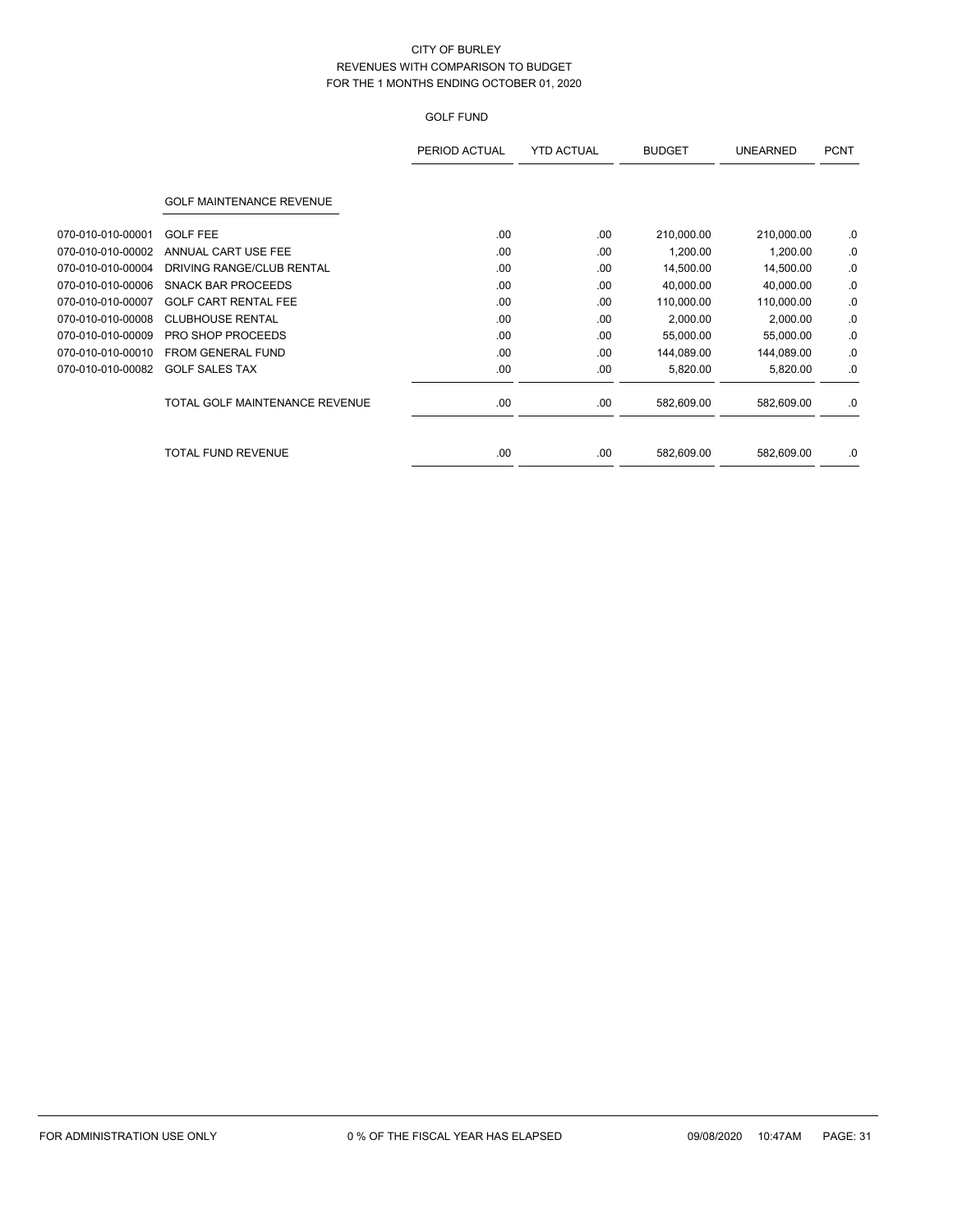# CITY OF BURLEY
## REVENUES WITH COMPARISON TO BUDGET
### FOR THE 1 MONTHS ENDING OCTOBER 01, 2020

#### GOLF FUND

| | | PERIOD ACTUAL | YTD ACTUAL | BUDGET | UNEARNED | PCNT |
|---|---|---|---|---|---|---|
| | **GOLF MAINTENANCE REVENUE** | | | | | |
| 070-010-010-00001 | GOLF FEE | .00 | .00 | 210,000.00 | 210,000.00 | .0 |
| 070-010-010-00002 | ANNUAL CART USE FEE | .00 | .00 | 1,200.00 | 1,200.00 | .0 |
| 070-010-010-00004 | DRIVING RANGE/CLUB RENTAL | .00 | .00 | 14,500.00 | 14,500.00 | .0 |
| 070-010-010-00006 | SNACK BAR PROCEEDS | .00 | .00 | 40,000.00 | 40,000.00 | .0 |
| 070-010-010-00007 | GOLF CART RENTAL FEE | .00 | .00 | 110,000.00 | 110,000.00 | .0 |
| 070-010-010-00008 | CLUBHOUSE RENTAL | .00 | .00 | 2,000.00 | 2,000.00 | .0 |
| 070-010-010-00009 | PRO SHOP PROCEEDS | .00 | .00 | 55,000.00 | 55,000.00 | .0 |
| 070-010-010-00010 | FROM GENERAL FUND | .00 | .00 | 144,089.00 | 144,089.00 | .0 |
| 070-010-010-00082 | GOLF SALES TAX | .00 | .00 | 5,820.00 | 5,820.00 | .0 |
| | TOTAL GOLF MAINTENANCE REVENUE | .00 | .00 | 582,609.00 | 582,609.00 | .0 |
| | TOTAL FUND REVENUE | .00 | .00 | 582,609.00 | 582,609.00 | .0 |

FOR ADMINISTRATION USE ONLY — 0 % OF THE FISCAL YEAR HAS ELAPSED — 09/08/2020 10:47AM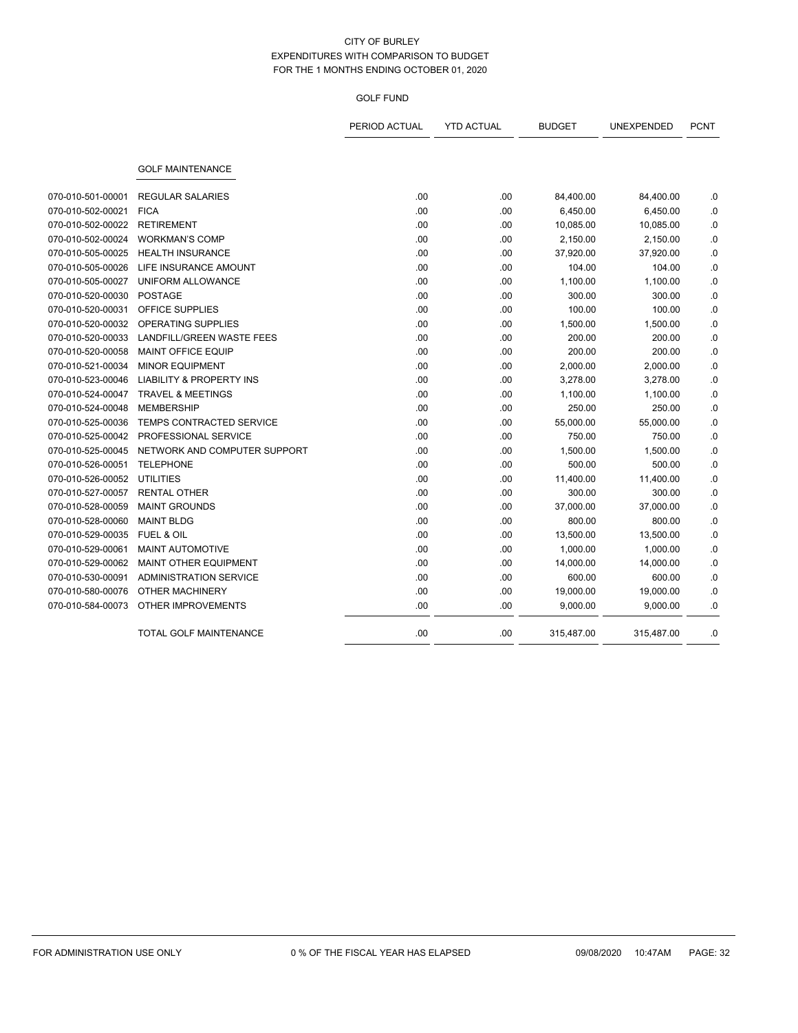CITY OF BURLEY
EXPENDITURES WITH COMPARISON TO BUDGET
FOR THE 1 MONTHS ENDING OCTOBER 01, 2020

GOLF FUND

| | | PERIOD ACTUAL | YTD ACTUAL | BUDGET | UNEXPENDED | PCNT |
|---|---|---|---|---|---|---|
| | **GOLF MAINTENANCE** | | | | | |
| 070-010-501-00001 | REGULAR SALARIES | .00 | .00 | 84,400.00 | 84,400.00 | .0 |
| 070-010-502-00021 | FICA | .00 | .00 | 6,450.00 | 6,450.00 | .0 |
| 070-010-502-00022 | RETIREMENT | .00 | .00 | 10,085.00 | 10,085.00 | .0 |
| 070-010-502-00024 | WORKMAN'S COMP | .00 | .00 | 2,150.00 | 2,150.00 | .0 |
| 070-010-505-00025 | HEALTH INSURANCE | .00 | .00 | 37,920.00 | 37,920.00 | .0 |
| 070-010-505-00026 | LIFE INSURANCE AMOUNT | .00 | .00 | 104.00 | 104.00 | .0 |
| 070-010-505-00027 | UNIFORM ALLOWANCE | .00 | .00 | 1,100.00 | 1,100.00 | .0 |
| 070-010-520-00030 | POSTAGE | .00 | .00 | 300.00 | 300.00 | .0 |
| 070-010-520-00031 | OFFICE SUPPLIES | .00 | .00 | 100.00 | 100.00 | .0 |
| 070-010-520-00032 | OPERATING SUPPLIES | .00 | .00 | 1,500.00 | 1,500.00 | .0 |
| 070-010-520-00033 | LANDFILL/GREEN WASTE FEES | .00 | .00 | 200.00 | 200.00 | .0 |
| 070-010-520-00058 | MAINT OFFICE EQUIP | .00 | .00 | 200.00 | 200.00 | .0 |
| 070-010-521-00034 | MINOR EQUIPMENT | .00 | .00 | 2,000.00 | 2,000.00 | .0 |
| 070-010-523-00046 | LIABILITY & PROPERTY INS | .00 | .00 | 3,278.00 | 3,278.00 | .0 |
| 070-010-524-00047 | TRAVEL & MEETINGS | .00 | .00 | 1,100.00 | 1,100.00 | .0 |
| 070-010-524-00048 | MEMBERSHIP | .00 | .00 | 250.00 | 250.00 | .0 |
| 070-010-525-00036 | TEMPS CONTRACTED SERVICE | .00 | .00 | 55,000.00 | 55,000.00 | .0 |
| 070-010-525-00042 | PROFESSIONAL SERVICE | .00 | .00 | 750.00 | 750.00 | .0 |
| 070-010-525-00045 | NETWORK AND COMPUTER SUPPORT | .00 | .00 | 1,500.00 | 1,500.00 | .0 |
| 070-010-526-00051 | TELEPHONE | .00 | .00 | 500.00 | 500.00 | .0 |
| 070-010-526-00052 | UTILITIES | .00 | .00 | 11,400.00 | 11,400.00 | .0 |
| 070-010-527-00057 | RENTAL OTHER | .00 | .00 | 300.00 | 300.00 | .0 |
| 070-010-528-00059 | MAINT GROUNDS | .00 | .00 | 37,000.00 | 37,000.00 | .0 |
| 070-010-528-00060 | MAINT BLDG | .00 | .00 | 800.00 | 800.00 | .0 |
| 070-010-529-00035 | FUEL & OIL | .00 | .00 | 13,500.00 | 13,500.00 | .0 |
| 070-010-529-00061 | MAINT AUTOMOTIVE | .00 | .00 | 1,000.00 | 1,000.00 | .0 |
| 070-010-529-00062 | MAINT OTHER EQUIPMENT | .00 | .00 | 14,000.00 | 14,000.00 | .0 |
| 070-010-530-00091 | ADMINISTRATION SERVICE | .00 | .00 | 600.00 | 600.00 | .0 |
| 070-010-580-00076 | OTHER MACHINERY | .00 | .00 | 19,000.00 | 19,000.00 | .0 |
| 070-010-584-00073 | OTHER IMPROVEMENTS | .00 | .00 | 9,000.00 | 9,000.00 | .0 |
| | TOTAL GOLF MAINTENANCE | .00 | .00 | 315,487.00 | 315,487.00 | .0 |

FOR ADMINISTRATION USE ONLY | 0 % OF THE FISCAL YEAR HAS ELAPSED | 09/08/2020 10:47AM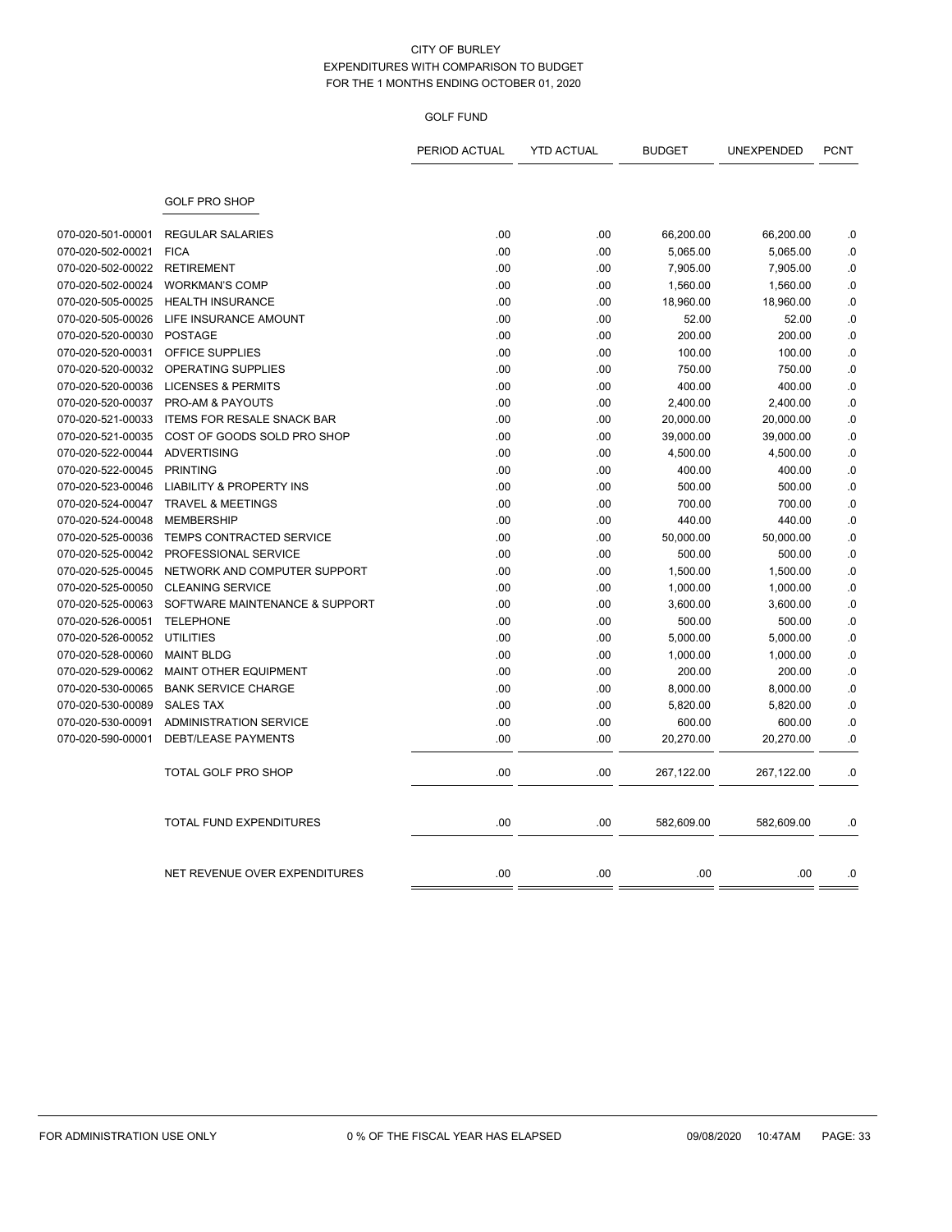CITY OF BURLEY
EXPENDITURES WITH COMPARISON TO BUDGET
FOR THE 1 MONTHS ENDING OCTOBER 01, 2020

GOLF FUND

| | | PERIOD ACTUAL | YTD ACTUAL | BUDGET | UNEXPENDED | PCNT |
|---|---|---|---|---|---|---|
| | GOLF PRO SHOP | | | | | |
| 070-020-501-00001 | REGULAR SALARIES | .00 | .00 | 66,200.00 | 66,200.00 | .0 |
| 070-020-502-00021 | FICA | .00 | .00 | 5,065.00 | 5,065.00 | .0 |
| 070-020-502-00022 | RETIREMENT | .00 | .00 | 7,905.00 | 7,905.00 | .0 |
| 070-020-502-00024 | WORKMAN'S COMP | .00 | .00 | 1,560.00 | 1,560.00 | .0 |
| 070-020-505-00025 | HEALTH INSURANCE | .00 | .00 | 18,960.00 | 18,960.00 | .0 |
| 070-020-505-00026 | LIFE INSURANCE AMOUNT | .00 | .00 | 52.00 | 52.00 | .0 |
| 070-020-520-00030 | POSTAGE | .00 | .00 | 200.00 | 200.00 | .0 |
| 070-020-520-00031 | OFFICE SUPPLIES | .00 | .00 | 100.00 | 100.00 | .0 |
| 070-020-520-00032 | OPERATING SUPPLIES | .00 | .00 | 750.00 | 750.00 | .0 |
| 070-020-520-00036 | LICENSES & PERMITS | .00 | .00 | 400.00 | 400.00 | .0 |
| 070-020-520-00037 | PRO-AM & PAYOUTS | .00 | .00 | 2,400.00 | 2,400.00 | .0 |
| 070-020-521-00033 | ITEMS FOR RESALE SNACK BAR | .00 | .00 | 20,000.00 | 20,000.00 | .0 |
| 070-020-521-00035 | COST OF GOODS SOLD PRO SHOP | .00 | .00 | 39,000.00 | 39,000.00 | .0 |
| 070-020-522-00044 | ADVERTISING | .00 | .00 | 4,500.00 | 4,500.00 | .0 |
| 070-020-522-00045 | PRINTING | .00 | .00 | 400.00 | 400.00 | .0 |
| 070-020-523-00046 | LIABILITY & PROPERTY INS | .00 | .00 | 500.00 | 500.00 | .0 |
| 070-020-524-00047 | TRAVEL & MEETINGS | .00 | .00 | 700.00 | 700.00 | .0 |
| 070-020-524-00048 | MEMBERSHIP | .00 | .00 | 440.00 | 440.00 | .0 |
| 070-020-525-00036 | TEMPS CONTRACTED SERVICE | .00 | .00 | 50,000.00 | 50,000.00 | .0 |
| 070-020-525-00042 | PROFESSIONAL SERVICE | .00 | .00 | 500.00 | 500.00 | .0 |
| 070-020-525-00045 | NETWORK AND COMPUTER SUPPORT | .00 | .00 | 1,500.00 | 1,500.00 | .0 |
| 070-020-525-00050 | CLEANING SERVICE | .00 | .00 | 1,000.00 | 1,000.00 | .0 |
| 070-020-525-00063 | SOFTWARE MAINTENANCE & SUPPORT | .00 | .00 | 3,600.00 | 3,600.00 | .0 |
| 070-020-526-00051 | TELEPHONE | .00 | .00 | 500.00 | 500.00 | .0 |
| 070-020-526-00052 | UTILITIES | .00 | .00 | 5,000.00 | 5,000.00 | .0 |
| 070-020-528-00060 | MAINT BLDG | .00 | .00 | 1,000.00 | 1,000.00 | .0 |
| 070-020-529-00062 | MAINT OTHER EQUIPMENT | .00 | .00 | 200.00 | 200.00 | .0 |
| 070-020-530-00065 | BANK SERVICE CHARGE | .00 | .00 | 8,000.00 | 8,000.00 | .0 |
| 070-020-530-00089 | SALES TAX | .00 | .00 | 5,820.00 | 5,820.00 | .0 |
| 070-020-530-00091 | ADMINISTRATION SERVICE | .00 | .00 | 600.00 | 600.00 | .0 |
| 070-020-590-00001 | DEBT/LEASE PAYMENTS | .00 | .00 | 20,270.00 | 20,270.00 | .0 |
| | TOTAL GOLF PRO SHOP | .00 | .00 | 267,122.00 | 267,122.00 | .0 |
| | TOTAL FUND EXPENDITURES | .00 | .00 | 582,609.00 | 582,609.00 | .0 |
| | NET REVENUE OVER EXPENDITURES | .00 | .00 | .00 | .00 | .0 |

FOR ADMINISTRATION USE ONLY    0 % OF THE FISCAL YEAR HAS ELAPSED    09/08/2020 10:47AM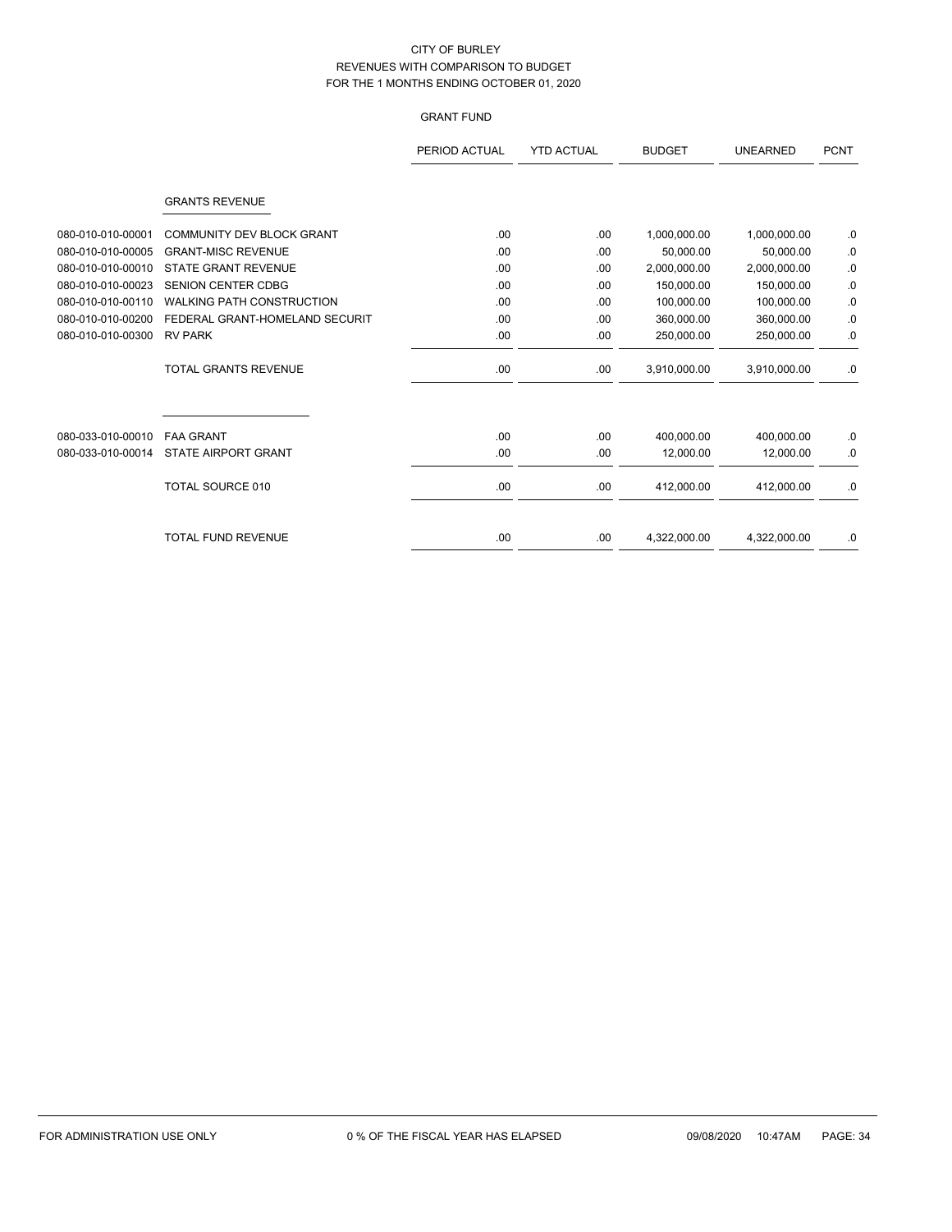CITY OF BURLEY
REVENUES WITH COMPARISON TO BUDGET
FOR THE 1 MONTHS ENDING OCTOBER 01, 2020

GRANT FUND

| | | PERIOD ACTUAL | YTD ACTUAL | BUDGET | UNEARNED | PCNT |
|---|---|---|---|---|---|---|
| | GRANTS REVENUE | | | | | |
| 080-010-010-00001 | COMMUNITY DEV BLOCK GRANT | .00 | .00 | 1,000,000.00 | 1,000,000.00 | .0 |
| 080-010-010-00005 | GRANT-MISC REVENUE | .00 | .00 | 50,000.00 | 50,000.00 | .0 |
| 080-010-010-00010 | STATE GRANT REVENUE | .00 | .00 | 2,000,000.00 | 2,000,000.00 | .0 |
| 080-010-010-00023 | SENION CENTER CDBG | .00 | .00 | 150,000.00 | 150,000.00 | .0 |
| 080-010-010-00110 | WALKING PATH CONSTRUCTION | .00 | .00 | 100,000.00 | 100,000.00 | .0 |
| 080-010-010-00200 | FEDERAL GRANT-HOMELAND SECURIT | .00 | .00 | 360,000.00 | 360,000.00 | .0 |
| 080-010-010-00300 | RV PARK | .00 | .00 | 250,000.00 | 250,000.00 | .0 |
| | TOTAL GRANTS REVENUE | .00 | .00 | 3,910,000.00 | 3,910,000.00 | .0 |
| 080-033-010-00010 | FAA GRANT | .00 | .00 | 400,000.00 | 400,000.00 | .0 |
| 080-033-010-00014 | STATE AIRPORT GRANT | .00 | .00 | 12,000.00 | 12,000.00 | .0 |
| | TOTAL SOURCE 010 | .00 | .00 | 412,000.00 | 412,000.00 | .0 |
| | TOTAL FUND REVENUE | .00 | .00 | 4,322,000.00 | 4,322,000.00 | .0 |

FOR ADMINISTRATION USE ONLY 0 % OF THE FISCAL YEAR HAS ELAPSED 09/08/2020 10:47AM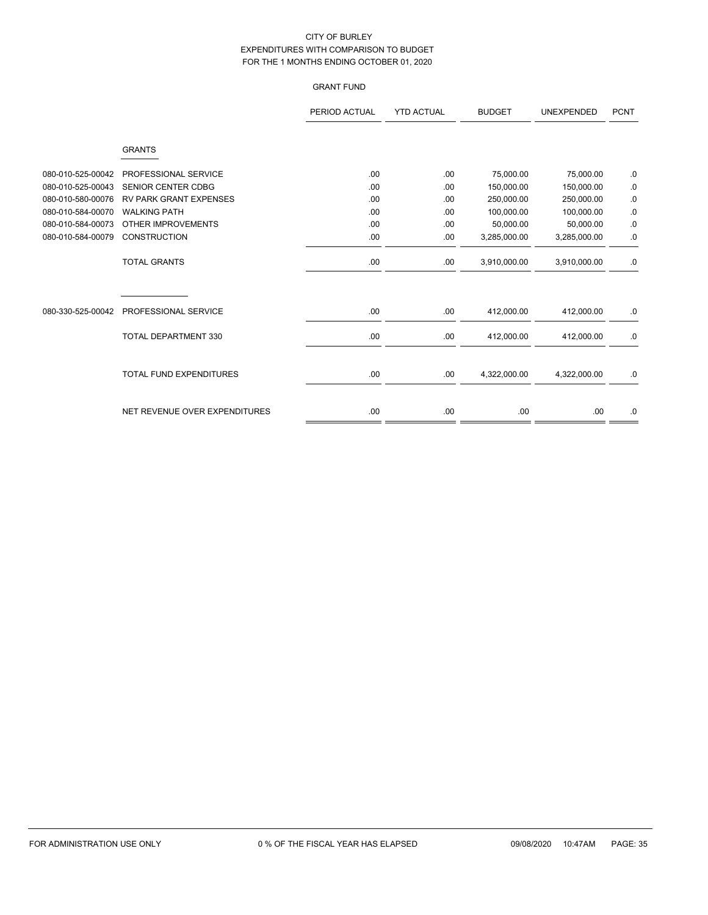CITY OF BURLEY
EXPENDITURES WITH COMPARISON TO BUDGET
FOR THE 1 MONTHS ENDING OCTOBER 01, 2020

GRANT FUND

| | | PERIOD ACTUAL | YTD ACTUAL | BUDGET | UNEXPENDED | PCNT |
|---|---|---|---|---|---|---|
| | GRANTS | | | | | |
| 080-010-525-00042 | PROFESSIONAL SERVICE | .00 | .00 | 75,000.00 | 75,000.00 | .0 |
| 080-010-525-00043 | SENIOR CENTER CDBG | .00 | .00 | 150,000.00 | 150,000.00 | .0 |
| 080-010-580-00076 | RV PARK GRANT EXPENSES | .00 | .00 | 250,000.00 | 250,000.00 | .0 |
| 080-010-584-00070 | WALKING PATH | .00 | .00 | 100,000.00 | 100,000.00 | .0 |
| 080-010-584-00073 | OTHER IMPROVEMENTS | .00 | .00 | 50,000.00 | 50,000.00 | .0 |
| 080-010-584-00079 | CONSTRUCTION | .00 | .00 | 3,285,000.00 | 3,285,000.00 | .0 |
| | TOTAL GRANTS | .00 | .00 | 3,910,000.00 | 3,910,000.00 | .0 |
| 080-330-525-00042 | PROFESSIONAL SERVICE | .00 | .00 | 412,000.00 | 412,000.00 | .0 |
| | TOTAL DEPARTMENT 330 | .00 | .00 | 412,000.00 | 412,000.00 | .0 |
| | TOTAL FUND EXPENDITURES | .00 | .00 | 4,322,000.00 | 4,322,000.00 | .0 |
| | NET REVENUE OVER EXPENDITURES | .00 | .00 | .00 | .00 | .0 |

FOR ADMINISTRATION USE ONLY 0 % OF THE FISCAL YEAR HAS ELAPSED 09/08/2020 10:47AM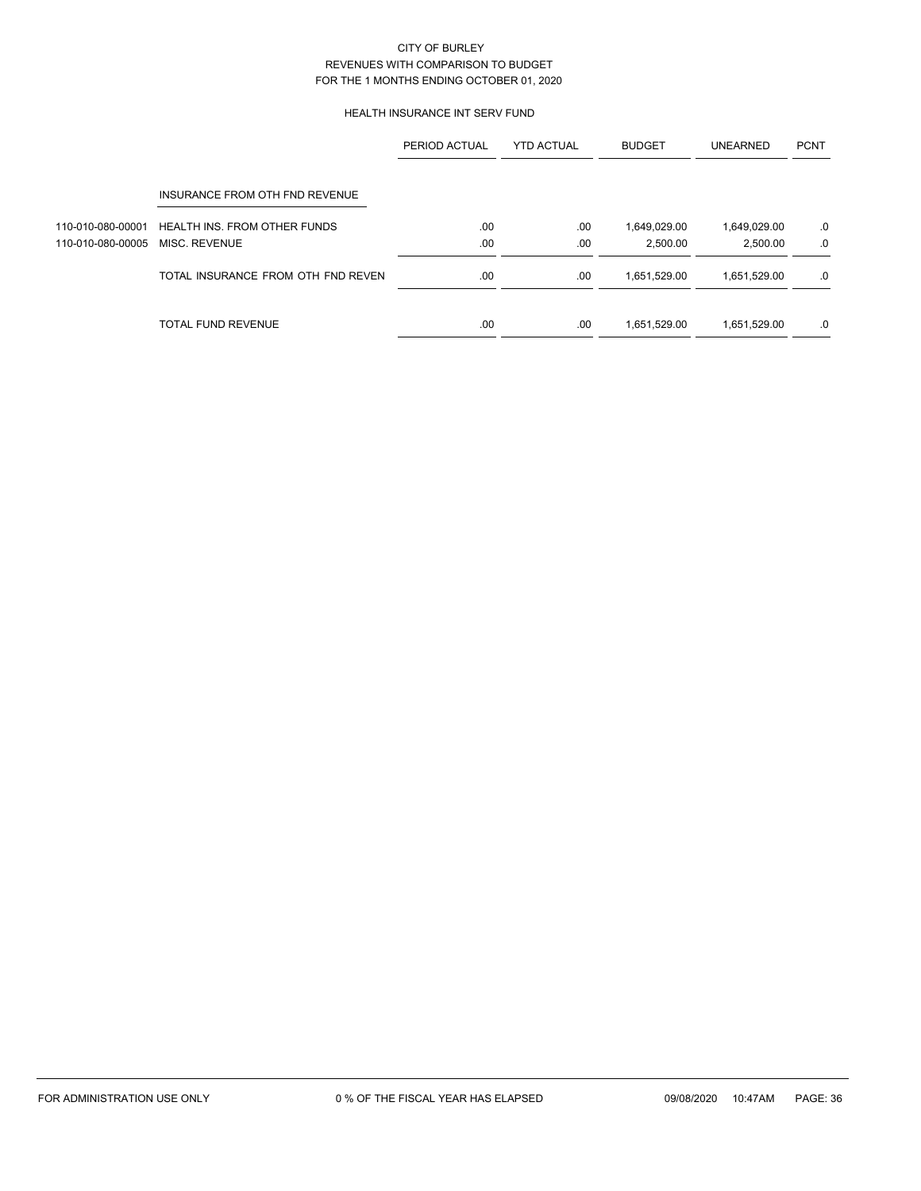CITY OF BURLEY
REVENUES WITH COMPARISON TO BUDGET
FOR THE 1 MONTHS ENDING OCTOBER 01, 2020

HEALTH INSURANCE INT SERV FUND

| | | PERIOD ACTUAL | YTD ACTUAL | BUDGET | UNEARNED | PCNT |
|---|---|---|---|---|---|---|
| | INSURANCE FROM OTH FND REVENUE | | | | | |
| 110-010-080-00001 | HEALTH INS. FROM OTHER FUNDS | .00 | .00 | 1,649,029.00 | 1,649,029.00 | .0 |
| 110-010-080-00005 | MISC. REVENUE | .00 | .00 | 2,500.00 | 2,500.00 | .0 |
| | TOTAL INSURANCE FROM OTH FND REVEN | .00 | .00 | 1,651,529.00 | 1,651,529.00 | .0 |
| | TOTAL FUND REVENUE | .00 | .00 | 1,651,529.00 | 1,651,529.00 | .0 |

FOR ADMINISTRATION USE ONLY 0 % OF THE FISCAL YEAR HAS ELAPSED 09/08/2020 10:47AM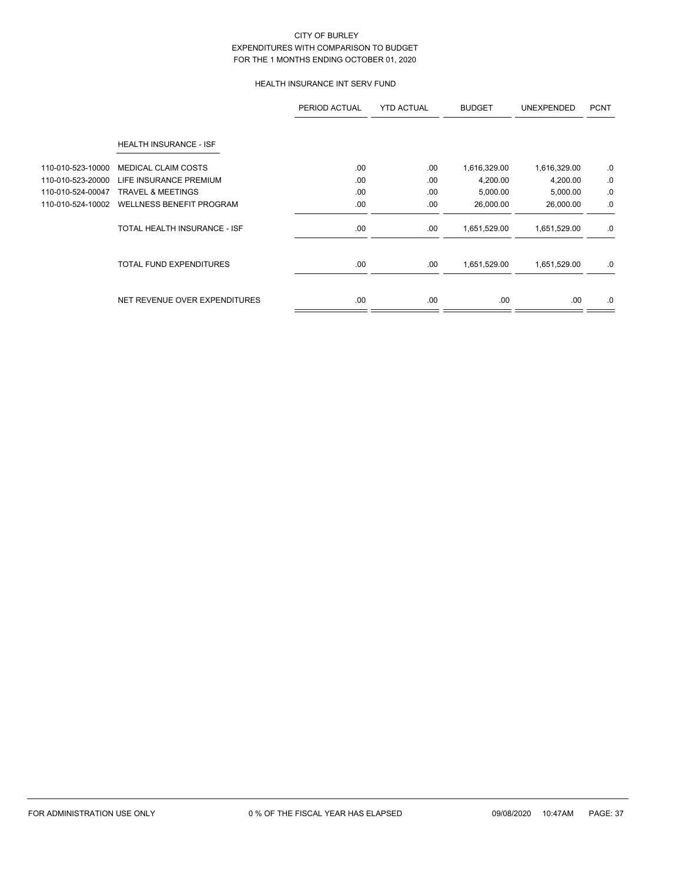CITY OF BURLEY
EXPENDITURES WITH COMPARISON TO BUDGET
FOR THE 1 MONTHS ENDING OCTOBER 01, 2020

HEALTH INSURANCE INT SERV FUND

| | | PERIOD ACTUAL | YTD ACTUAL | BUDGET | UNEXPENDED | PCNT |
|---|---|---|---|---|---|---|
| | HEALTH INSURANCE - ISF | | | | | |
| 110-010-523-10000 | MEDICAL CLAIM COSTS | .00 | .00 | 1,616,329.00 | 1,616,329.00 | .0 |
| 110-010-523-20000 | LIFE INSURANCE PREMIUM | .00 | .00 | 4,200.00 | 4,200.00 | .0 |
| 110-010-524-00047 | TRAVEL & MEETINGS | .00 | .00 | 5,000.00 | 5,000.00 | .0 |
| 110-010-524-10002 | WELLNESS BENEFIT PROGRAM | .00 | .00 | 26,000.00 | 26,000.00 | .0 |
| | TOTAL HEALTH INSURANCE - ISF | .00 | .00 | 1,651,529.00 | 1,651,529.00 | .0 |
| | TOTAL FUND EXPENDITURES | .00 | .00 | 1,651,529.00 | 1,651,529.00 | .0 |
| | NET REVENUE OVER EXPENDITURES | .00 | .00 | .00 | .00 | .0 |

FOR ADMINISTRATION USE ONLY    0 % OF THE FISCAL YEAR HAS ELAPSED    09/08/2020 10:47AM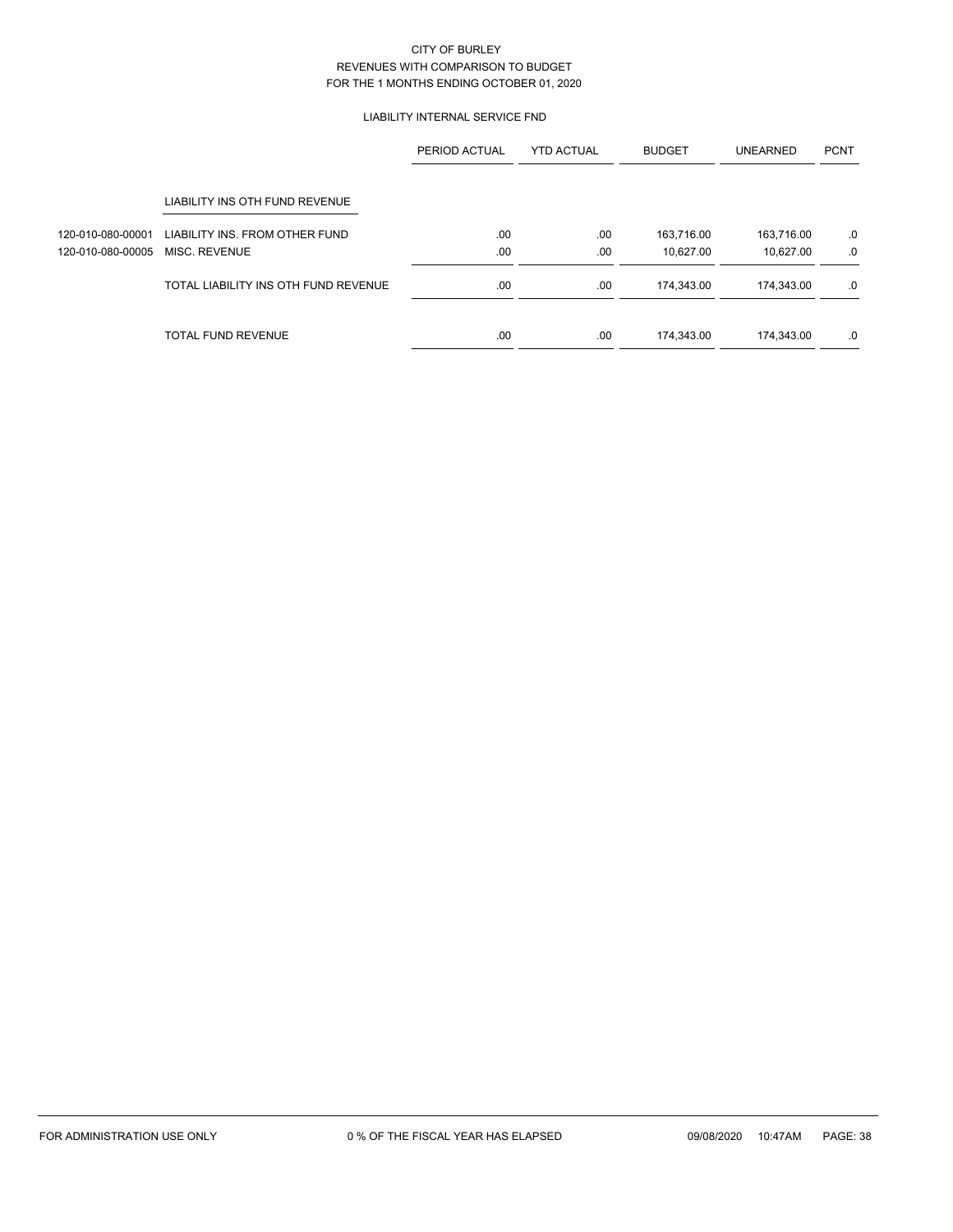CITY OF BURLEY
REVENUES WITH COMPARISON TO BUDGET
FOR THE 1 MONTHS ENDING OCTOBER 01, 2020

LIABILITY INTERNAL SERVICE FND

| | | PERIOD ACTUAL | YTD ACTUAL | BUDGET | UNEARNED | PCNT |
|---|---|---|---|---|---|---|
| | LIABILITY INS OTH FUND REVENUE | | | | | |
| 120-010-080-00001 | LIABILITY INS. FROM OTHER FUND | .00 | .00 | 163,716.00 | 163,716.00 | .0 |
| 120-010-080-00005 | MISC. REVENUE | .00 | .00 | 10,627.00 | 10,627.00 | .0 |
| | TOTAL LIABILITY INS OTH FUND REVENUE | .00 | .00 | 174,343.00 | 174,343.00 | .0 |
| | TOTAL FUND REVENUE | .00 | .00 | 174,343.00 | 174,343.00 | .0 |

FOR ADMINISTRATION USE ONLY    0 % OF THE FISCAL YEAR HAS ELAPSED    09/08/2020 10:47AM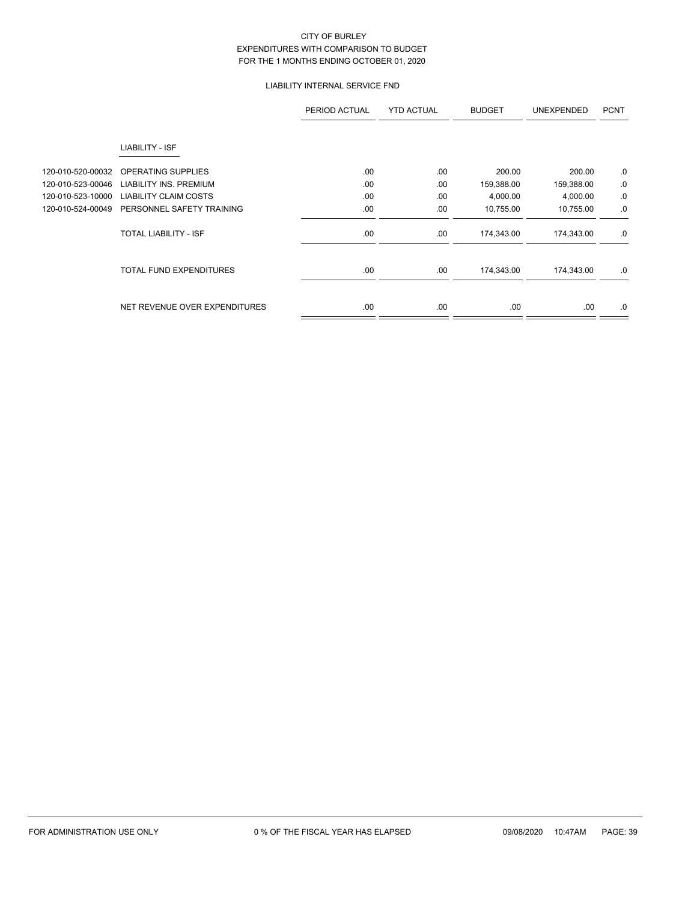CITY OF BURLEY
EXPENDITURES WITH COMPARISON TO BUDGET
FOR THE 1 MONTHS ENDING OCTOBER 01, 2020

LIABILITY INTERNAL SERVICE FND

| | | PERIOD ACTUAL | YTD ACTUAL | BUDGET | UNEXPENDED | PCNT |
|---|---|---|---|---|---|---|
| | LIABILITY - ISF | | | | | |
| 120-010-520-00032 | OPERATING SUPPLIES | .00 | .00 | 200.00 | 200.00 | .0 |
| 120-010-523-00046 | LIABILITY INS. PREMIUM | .00 | .00 | 159,388.00 | 159,388.00 | .0 |
| 120-010-523-10000 | LIABILITY CLAIM COSTS | .00 | .00 | 4,000.00 | 4,000.00 | .0 |
| 120-010-524-00049 | PERSONNEL SAFETY TRAINING | .00 | .00 | 10,755.00 | 10,755.00 | .0 |
| | TOTAL LIABILITY - ISF | .00 | .00 | 174,343.00 | 174,343.00 | .0 |
| | TOTAL FUND EXPENDITURES | .00 | .00 | 174,343.00 | 174,343.00 | .0 |
| | NET REVENUE OVER EXPENDITURES | .00 | .00 | .00 | .00 | .0 |

FOR ADMINISTRATION USE ONLY　　0 % OF THE FISCAL YEAR HAS ELAPSED　　09/08/2020　10:47AM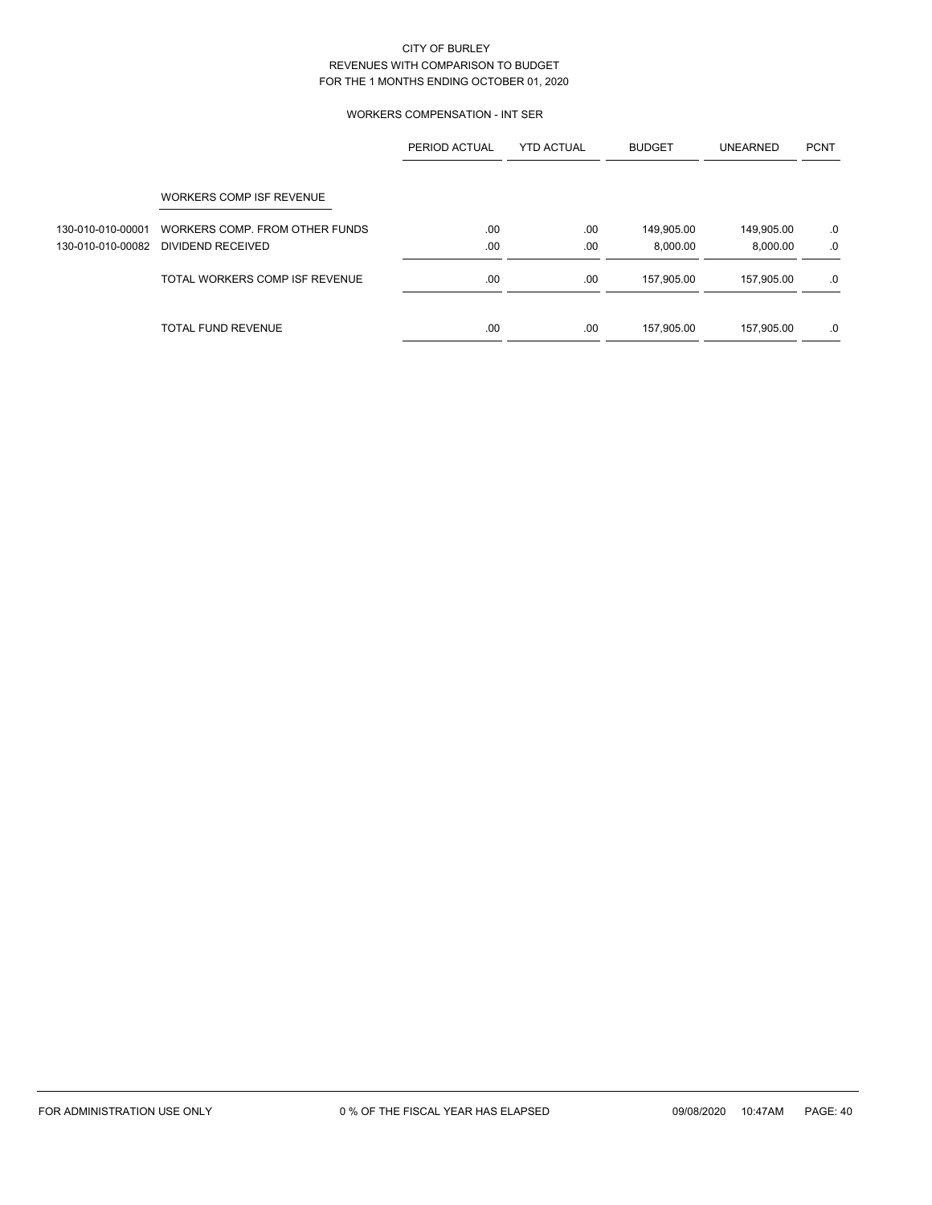CITY OF BURLEY
REVENUES WITH COMPARISON TO BUDGET
FOR THE 1 MONTHS ENDING OCTOBER 01, 2020

WORKERS COMPENSATION - INT SER

| | | PERIOD ACTUAL | YTD ACTUAL | BUDGET | UNEARNED | PCNT |
|---|---|---|---|---|---|---|
| | WORKERS COMP ISF REVENUE | | | | | |
| 130-010-010-00001 | WORKERS COMP. FROM OTHER FUNDS | .00 | .00 | 149,905.00 | 149,905.00 | .0 |
| 130-010-010-00082 | DIVIDEND RECEIVED | .00 | .00 | 8,000.00 | 8,000.00 | .0 |
| | TOTAL WORKERS COMP ISF REVENUE | .00 | .00 | 157,905.00 | 157,905.00 | .0 |
| | TOTAL FUND REVENUE | .00 | .00 | 157,905.00 | 157,905.00 | .0 |

FOR ADMINISTRATION USE ONLY    0 % OF THE FISCAL YEAR HAS ELAPSED    09/08/2020 10:47AM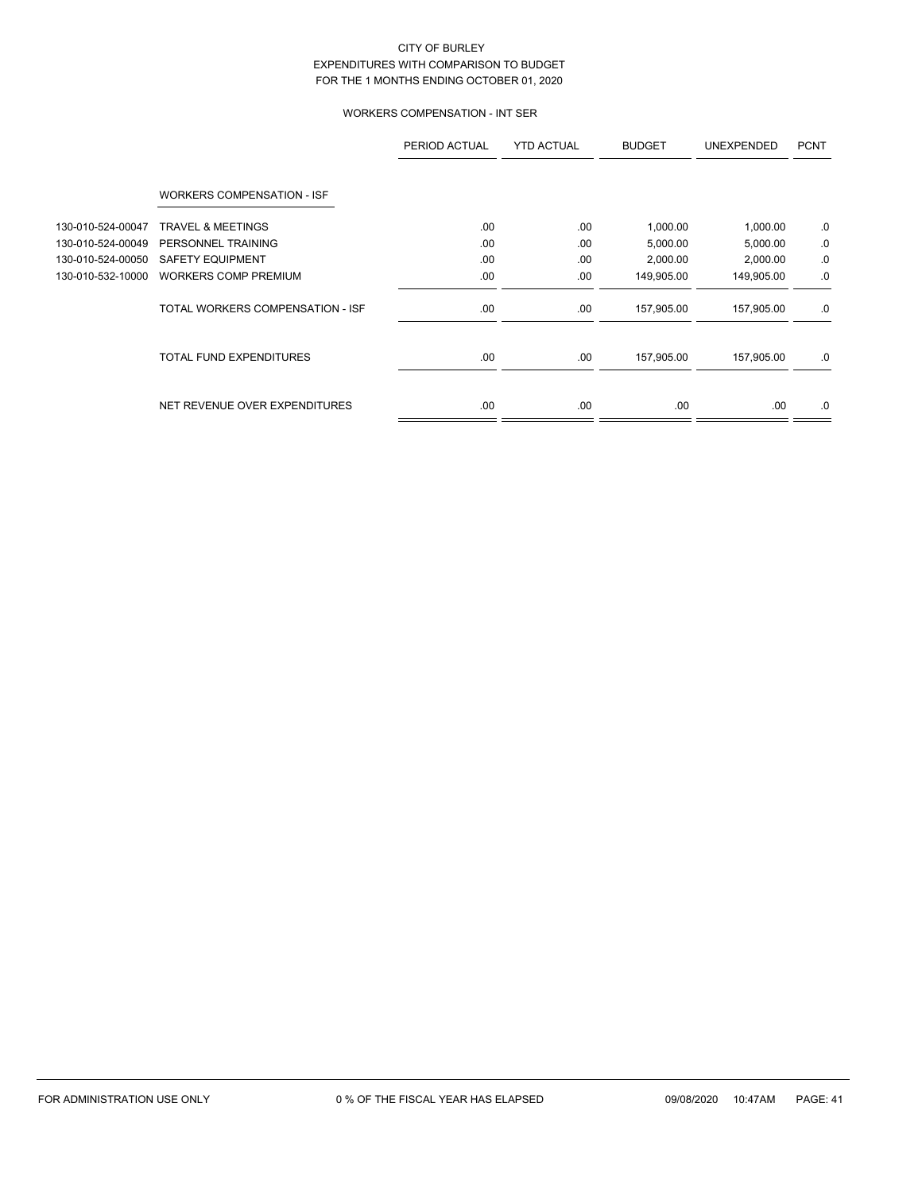CITY OF BURLEY
EXPENDITURES WITH COMPARISON TO BUDGET
FOR THE 1 MONTHS ENDING OCTOBER 01, 2020

WORKERS COMPENSATION - INT SER

| | | PERIOD ACTUAL | YTD ACTUAL | BUDGET | UNEXPENDED | PCNT |
|---|---|---|---|---|---|---|
| | WORKERS COMPENSATION - ISF | | | | | |
| 130-010-524-00047 | TRAVEL & MEETINGS | .00 | .00 | 1,000.00 | 1,000.00 | .0 |
| 130-010-524-00049 | PERSONNEL TRAINING | .00 | .00 | 5,000.00 | 5,000.00 | .0 |
| 130-010-524-00050 | SAFETY EQUIPMENT | .00 | .00 | 2,000.00 | 2,000.00 | .0 |
| 130-010-532-10000 | WORKERS COMP PREMIUM | .00 | .00 | 149,905.00 | 149,905.00 | .0 |
| | TOTAL WORKERS COMPENSATION - ISF | .00 | .00 | 157,905.00 | 157,905.00 | .0 |
| | TOTAL FUND EXPENDITURES | .00 | .00 | 157,905.00 | 157,905.00 | .0 |
| | NET REVENUE OVER EXPENDITURES | .00 | .00 | .00 | .00 | .0 |

FOR ADMINISTRATION USE ONLY    0 % OF THE FISCAL YEAR HAS ELAPSED    09/08/2020 10:47AM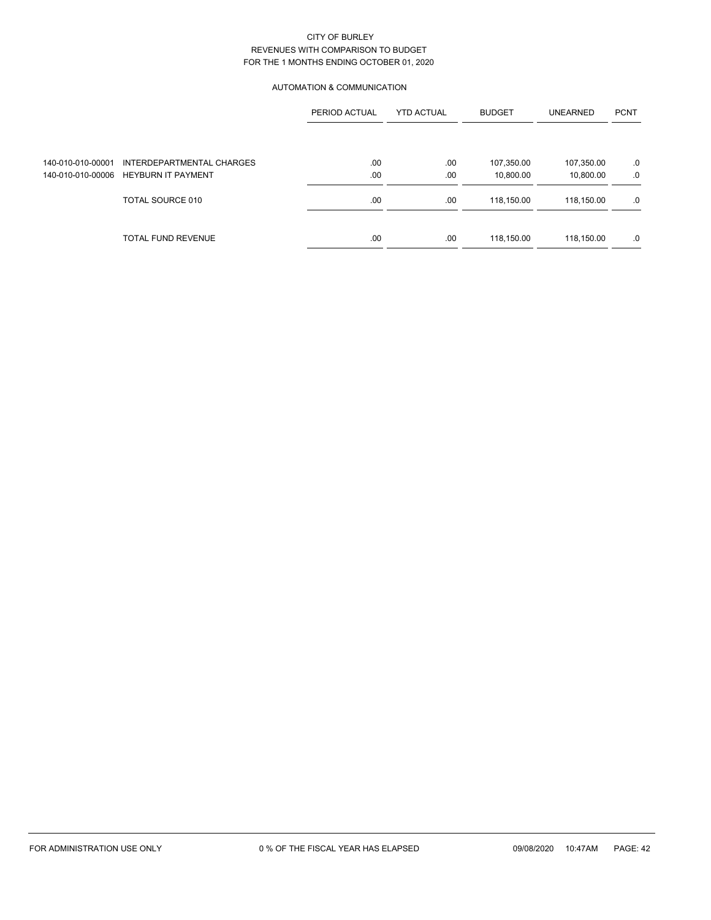CITY OF BURLEY
REVENUES WITH COMPARISON TO BUDGET
FOR THE 1 MONTHS ENDING OCTOBER 01, 2020

## AUTOMATION & COMMUNICATION

| | | PERIOD ACTUAL | YTD ACTUAL | BUDGET | UNEARNED | PCNT |
|---|---|---|---|---|---|---|
| 140-010-010-00001 | INTERDEPARTMENTAL CHARGES | .00 | .00 | 107,350.00 | 107,350.00 | .0 |
| 140-010-010-00006 | HEYBURN IT PAYMENT | .00 | .00 | 10,800.00 | 10,800.00 | .0 |
| | TOTAL SOURCE 010 | .00 | .00 | 118,150.00 | 118,150.00 | .0 |
| | TOTAL FUND REVENUE | .00 | .00 | 118,150.00 | 118,150.00 | .0 |

FOR ADMINISTRATION USE ONLY 0 % OF THE FISCAL YEAR HAS ELAPSED 09/08/2020 10:47AM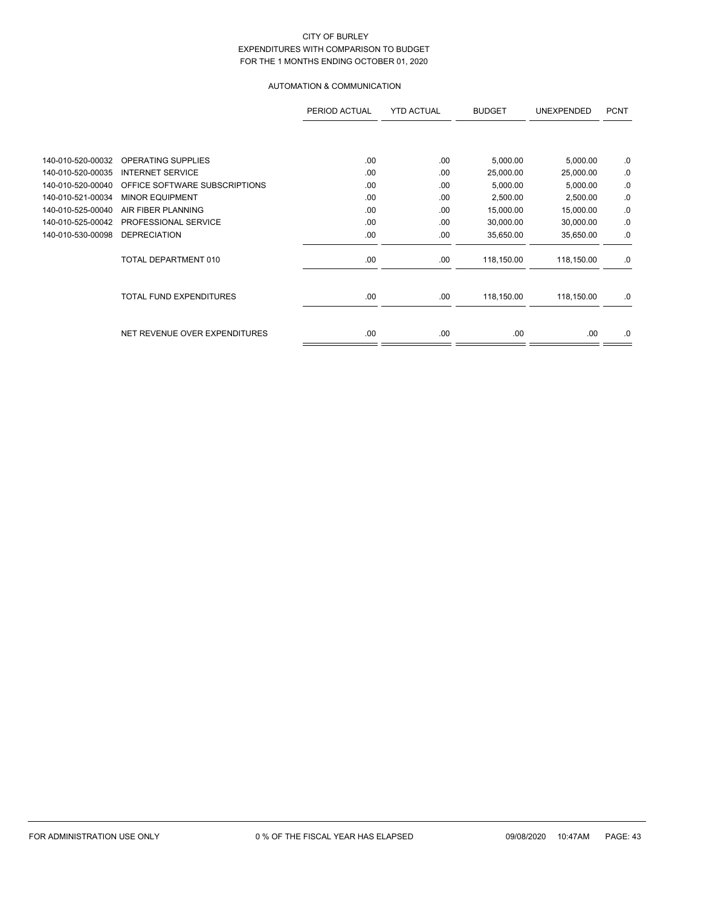# CITY OF BURLEY

## EXPENDITURES WITH COMPARISON TO BUDGET

### FOR THE 1 MONTHS ENDING OCTOBER 01, 2020

#### AUTOMATION & COMMUNICATION

| | | PERIOD ACTUAL | YTD ACTUAL | BUDGET | UNEXPENDED | PCNT |
|---|---|---|---|---|---|---|
| 140-010-520-00032 | OPERATING SUPPLIES | .00 | .00 | 5,000.00 | 5,000.00 | .0 |
| 140-010-520-00035 | INTERNET SERVICE | .00 | .00 | 25,000.00 | 25,000.00 | .0 |
| 140-010-520-00040 | OFFICE SOFTWARE SUBSCRIPTIONS | .00 | .00 | 5,000.00 | 5,000.00 | .0 |
| 140-010-521-00034 | MINOR EQUIPMENT | .00 | .00 | 2,500.00 | 2,500.00 | .0 |
| 140-010-525-00040 | AIR FIBER PLANNING | .00 | .00 | 15,000.00 | 15,000.00 | .0 |
| 140-010-525-00042 | PROFESSIONAL SERVICE | .00 | .00 | 30,000.00 | 30,000.00 | .0 |
| 140-010-530-00098 | DEPRECIATION | .00 | .00 | 35,650.00 | 35,650.00 | .0 |
| | TOTAL DEPARTMENT 010 | .00 | .00 | 118,150.00 | 118,150.00 | .0 |
| | TOTAL FUND EXPENDITURES | .00 | .00 | 118,150.00 | 118,150.00 | .0 |
| | NET REVENUE OVER EXPENDITURES | .00 | .00 | .00 | .00 | .0 |

FOR ADMINISTRATION USE ONLY 0 % OF THE FISCAL YEAR HAS ELAPSED 09/08/2020 10:47AM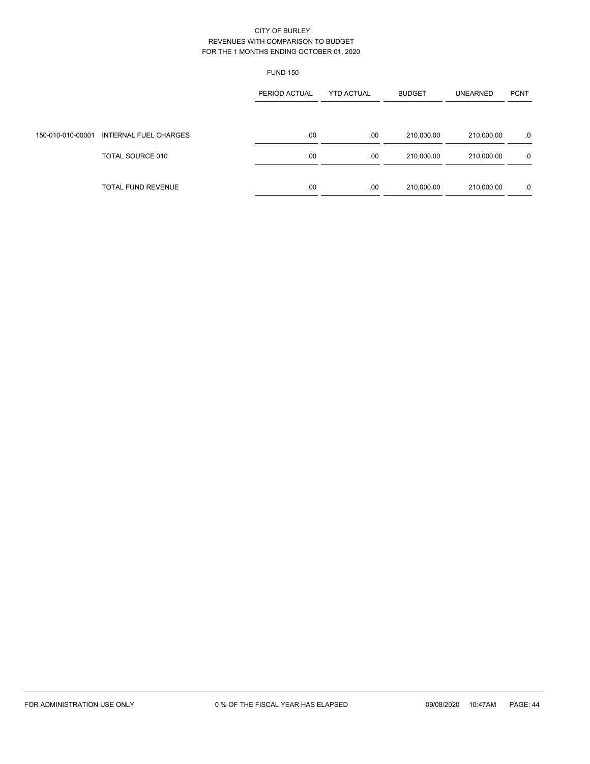CITY OF BURLEY
REVENUES WITH COMPARISON TO BUDGET
FOR THE 1 MONTHS ENDING OCTOBER 01, 2020

FUND 150

| | | PERIOD ACTUAL | YTD ACTUAL | BUDGET | UNEARNED | PCNT |
|---|---|---|---|---|---|---|
| 150-010-010-00001 | INTERNAL FUEL CHARGES | .00 | .00 | 210,000.00 | 210,000.00 | .0 |
| | TOTAL SOURCE 010 | .00 | .00 | 210,000.00 | 210,000.00 | .0 |
| | TOTAL FUND REVENUE | .00 | .00 | 210,000.00 | 210,000.00 | .0 |

FOR ADMINISTRATION USE ONLY    0 % OF THE FISCAL YEAR HAS ELAPSED    09/08/2020 10:47AM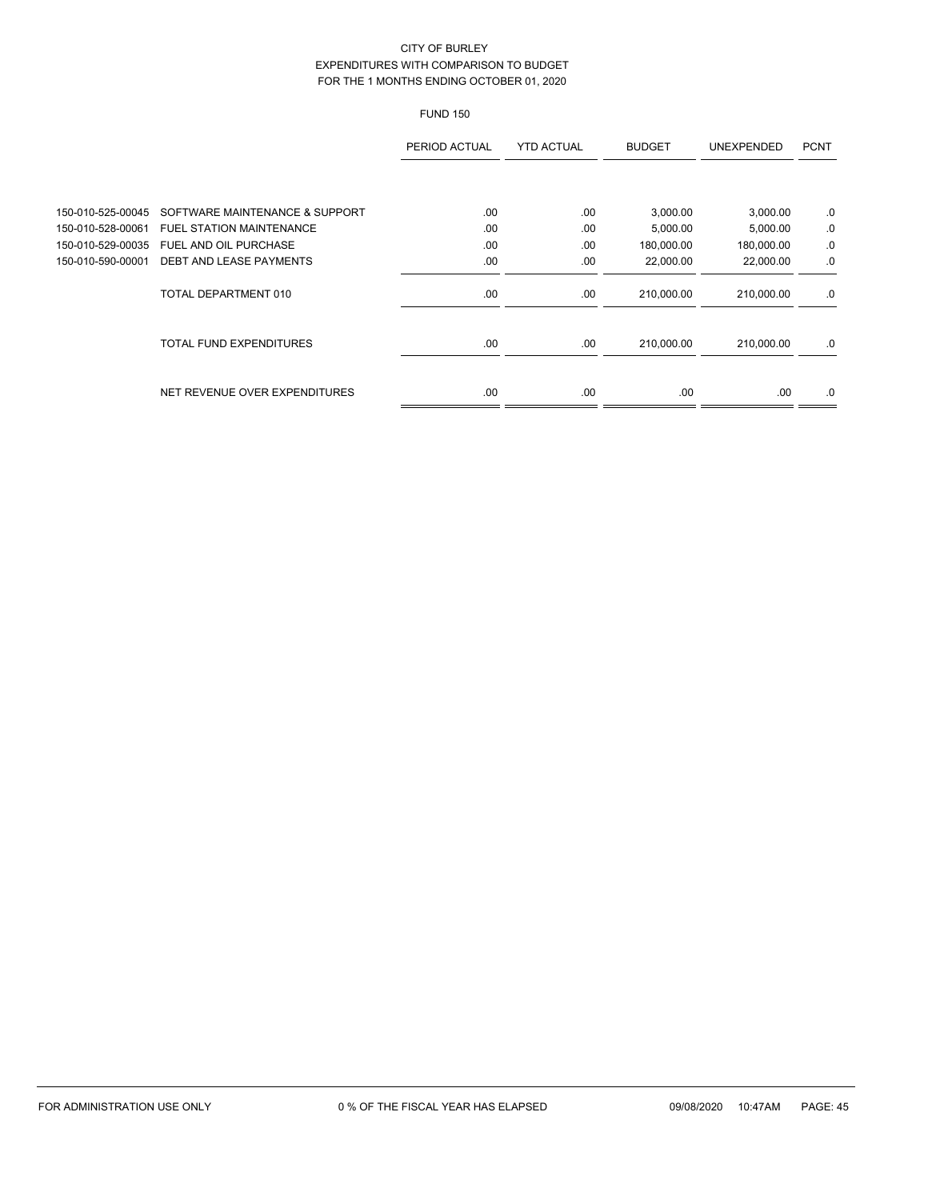CITY OF BURLEY
EXPENDITURES WITH COMPARISON TO BUDGET
FOR THE 1 MONTHS ENDING OCTOBER 01, 2020

FUND 150

| | | PERIOD ACTUAL | YTD ACTUAL | BUDGET | UNEXPENDED | PCNT |
|---|---|---|---|---|---|---|
| 150-010-525-00045 | SOFTWARE MAINTENANCE & SUPPORT | .00 | .00 | 3,000.00 | 3,000.00 | .0 |
| 150-010-528-00061 | FUEL STATION MAINTENANCE | .00 | .00 | 5,000.00 | 5,000.00 | .0 |
| 150-010-529-00035 | FUEL AND OIL PURCHASE | .00 | .00 | 180,000.00 | 180,000.00 | .0 |
| 150-010-590-00001 | DEBT AND LEASE PAYMENTS | .00 | .00 | 22,000.00 | 22,000.00 | .0 |
| | TOTAL DEPARTMENT 010 | .00 | .00 | 210,000.00 | 210,000.00 | .0 |
| | TOTAL FUND EXPENDITURES | .00 | .00 | 210,000.00 | 210,000.00 | .0 |
| | NET REVENUE OVER EXPENDITURES | .00 | .00 | .00 | .00 | .0 |

FOR ADMINISTRATION USE ONLY　　0 % OF THE FISCAL YEAR HAS ELAPSED　　09/08/2020　10:47AM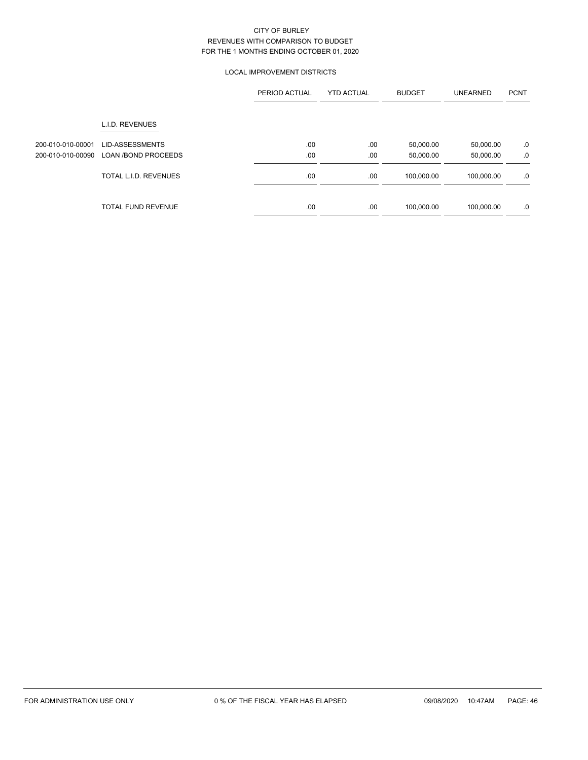CITY OF BURLEY
REVENUES WITH COMPARISON TO BUDGET
FOR THE 1 MONTHS ENDING OCTOBER 01, 2020

LOCAL IMPROVEMENT DISTRICTS

| | | PERIOD ACTUAL | YTD ACTUAL | BUDGET | UNEARNED | PCNT |
|---|---|---|---|---|---|---|
| | L.I.D. REVENUES | | | | | |
| 200-010-010-00001 | LID-ASSESSMENTS | .00 | .00 | 50,000.00 | 50,000.00 | .0 |
| 200-010-010-00090 | LOAN /BOND PROCEEDS | .00 | .00 | 50,000.00 | 50,000.00 | .0 |
| | TOTAL L.I.D. REVENUES | .00 | .00 | 100,000.00 | 100,000.00 | .0 |
| | TOTAL FUND REVENUE | .00 | .00 | 100,000.00 | 100,000.00 | .0 |

FOR ADMINISTRATION USE ONLY 0 % OF THE FISCAL YEAR HAS ELAPSED 09/08/2020 10:47AM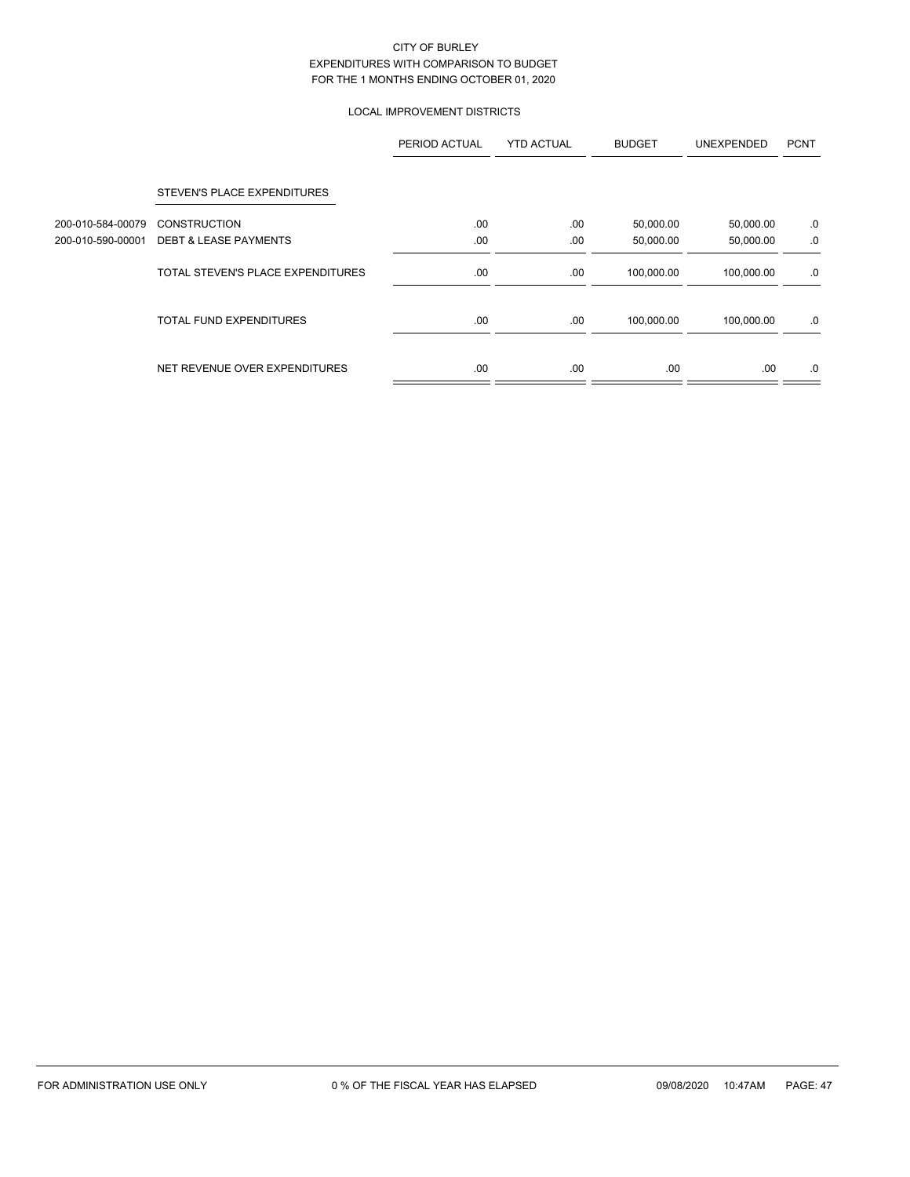CITY OF BURLEY
EXPENDITURES WITH COMPARISON TO BUDGET
FOR THE 1 MONTHS ENDING OCTOBER 01, 2020

LOCAL IMPROVEMENT DISTRICTS

| | | PERIOD ACTUAL | YTD ACTUAL | BUDGET | UNEXPENDED | PCNT |
|---|---|---|---|---|---|---|
| | STEVEN'S PLACE EXPENDITURES | | | | | |
| 200-010-584-00079 | CONSTRUCTION | .00 | .00 | 50,000.00 | 50,000.00 | .0 |
| 200-010-590-00001 | DEBT & LEASE PAYMENTS | .00 | .00 | 50,000.00 | 50,000.00 | .0 |
| | TOTAL STEVEN'S PLACE EXPENDITURES | .00 | .00 | 100,000.00 | 100,000.00 | .0 |
| | TOTAL FUND EXPENDITURES | .00 | .00 | 100,000.00 | 100,000.00 | .0 |
| | NET REVENUE OVER EXPENDITURES | .00 | .00 | .00 | .00 | .0 |

FOR ADMINISTRATION USE ONLY 0 % OF THE FISCAL YEAR HAS ELAPSED 09/08/2020 10:47AM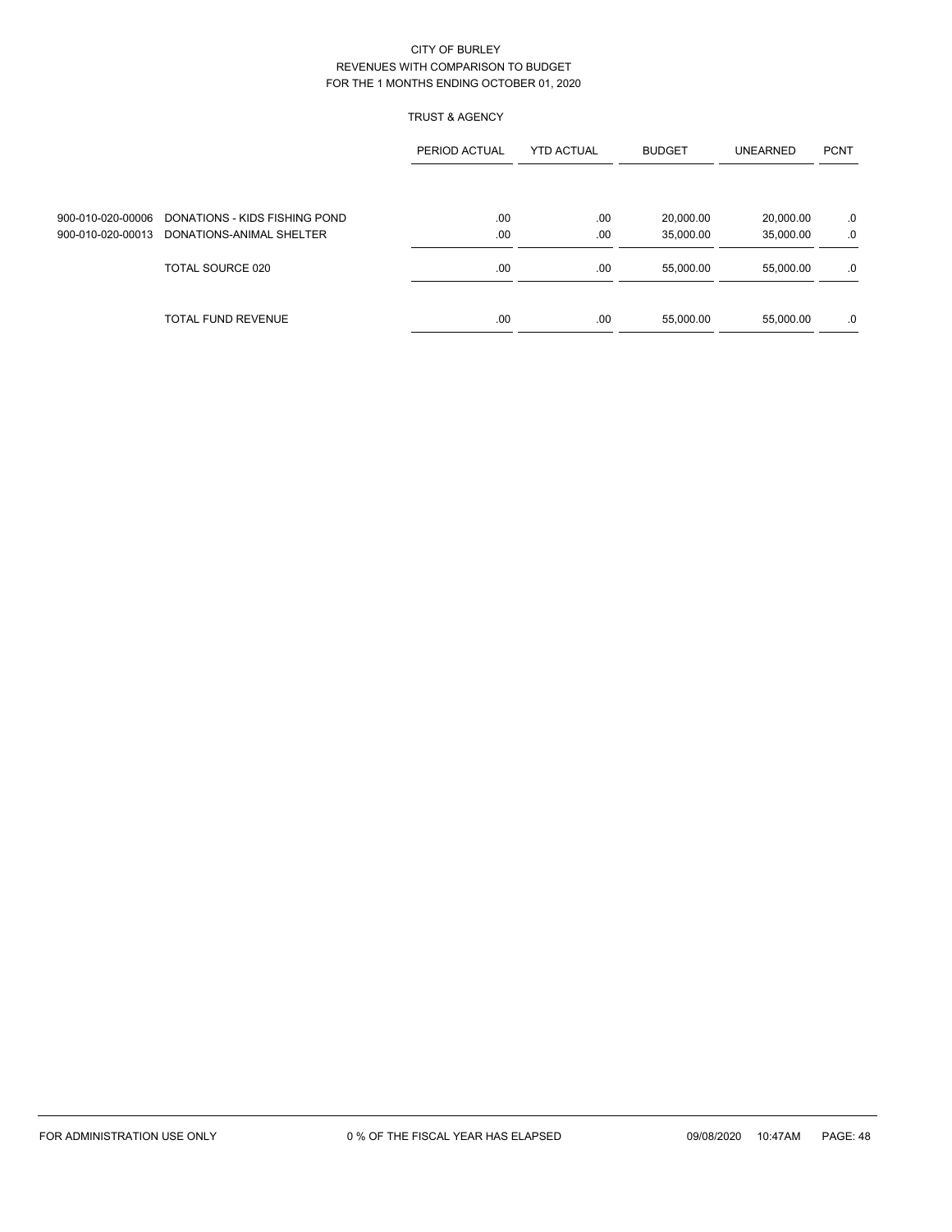CITY OF BURLEY
REVENUES WITH COMPARISON TO BUDGET
FOR THE 1 MONTHS ENDING OCTOBER 01, 2020

TRUST & AGENCY

| | | PERIOD ACTUAL | YTD ACTUAL | BUDGET | UNEARNED | PCNT |
|---|---|---|---|---|---|---|
| 900-010-020-00006 | DONATIONS - KIDS FISHING POND | .00 | .00 | 20,000.00 | 20,000.00 | .0 |
| 900-010-020-00013 | DONATIONS-ANIMAL SHELTER | .00 | .00 | 35,000.00 | 35,000.00 | .0 |
| | TOTAL SOURCE 020 | .00 | .00 | 55,000.00 | 55,000.00 | .0 |
| | TOTAL FUND REVENUE | .00 | .00 | 55,000.00 | 55,000.00 | .0 |

FOR ADMINISTRATION USE ONLY    0 % OF THE FISCAL YEAR HAS ELAPSED    09/08/2020 10:47AM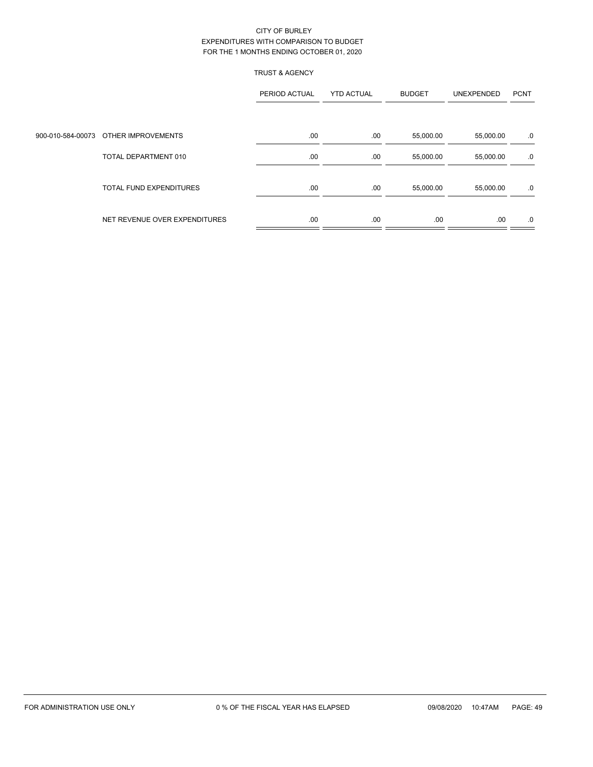CITY OF BURLEY
EXPENDITURES WITH COMPARISON TO BUDGET
FOR THE 1 MONTHS ENDING OCTOBER 01, 2020

TRUST & AGENCY

| | | PERIOD ACTUAL | YTD ACTUAL | BUDGET | UNEXPENDED | PCNT |
|---|---|---|---|---|---|---|
| 900-010-584-00073 | OTHER IMPROVEMENTS | .00 | .00 | 55,000.00 | 55,000.00 | .0 |
| | TOTAL DEPARTMENT 010 | .00 | .00 | 55,000.00 | 55,000.00 | .0 |
| | TOTAL FUND EXPENDITURES | .00 | .00 | 55,000.00 | 55,000.00 | .0 |
| | NET REVENUE OVER EXPENDITURES | .00 | .00 | .00 | .00 | .0 |

FOR ADMINISTRATION USE ONLY    0 % OF THE FISCAL YEAR HAS ELAPSED    09/08/2020 10:47AM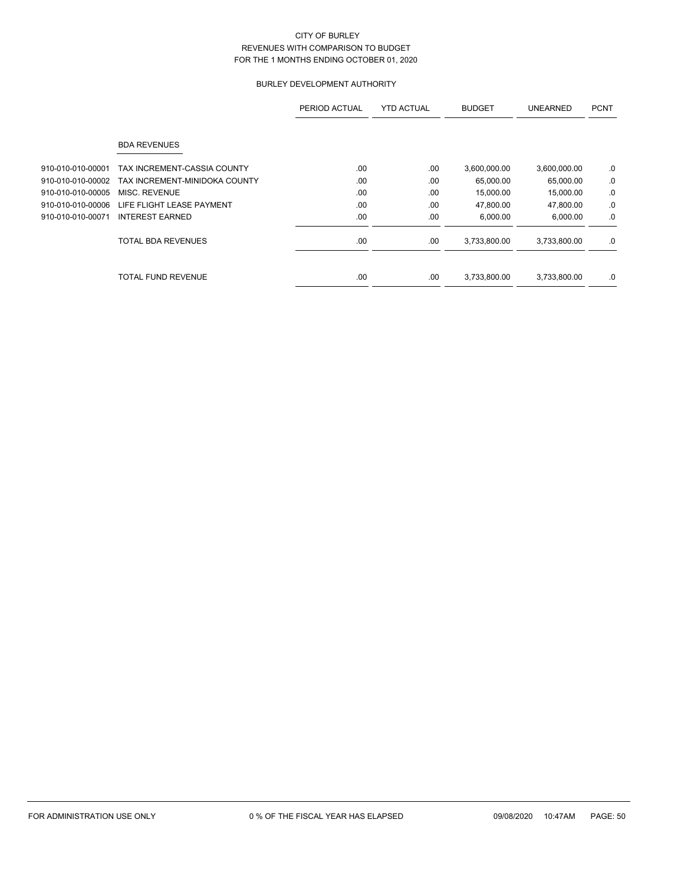CITY OF BURLEY
REVENUES WITH COMPARISON TO BUDGET
FOR THE 1 MONTHS ENDING OCTOBER 01, 2020

BURLEY DEVELOPMENT AUTHORITY

| | | PERIOD ACTUAL | YTD ACTUAL | BUDGET | UNEARNED | PCNT |
|---|---|---|---|---|---|---|
| | BDA REVENUES | | | | | |
| 910-010-010-00001 | TAX INCREMENT-CASSIA COUNTY | .00 | .00 | 3,600,000.00 | 3,600,000.00 | .0 |
| 910-010-010-00002 | TAX INCREMENT-MINIDOKA COUNTY | .00 | .00 | 65,000.00 | 65,000.00 | .0 |
| 910-010-010-00005 | MISC. REVENUE | .00 | .00 | 15,000.00 | 15,000.00 | .0 |
| 910-010-010-00006 | LIFE FLIGHT LEASE PAYMENT | .00 | .00 | 47,800.00 | 47,800.00 | .0 |
| 910-010-010-00071 | INTEREST EARNED | .00 | .00 | 6,000.00 | 6,000.00 | .0 |
| | TOTAL BDA REVENUES | .00 | .00 | 3,733,800.00 | 3,733,800.00 | .0 |
| | TOTAL FUND REVENUE | .00 | .00 | 3,733,800.00 | 3,733,800.00 | .0 |

FOR ADMINISTRATION USE ONLY 0 % OF THE FISCAL YEAR HAS ELAPSED 09/08/2020 10:47AM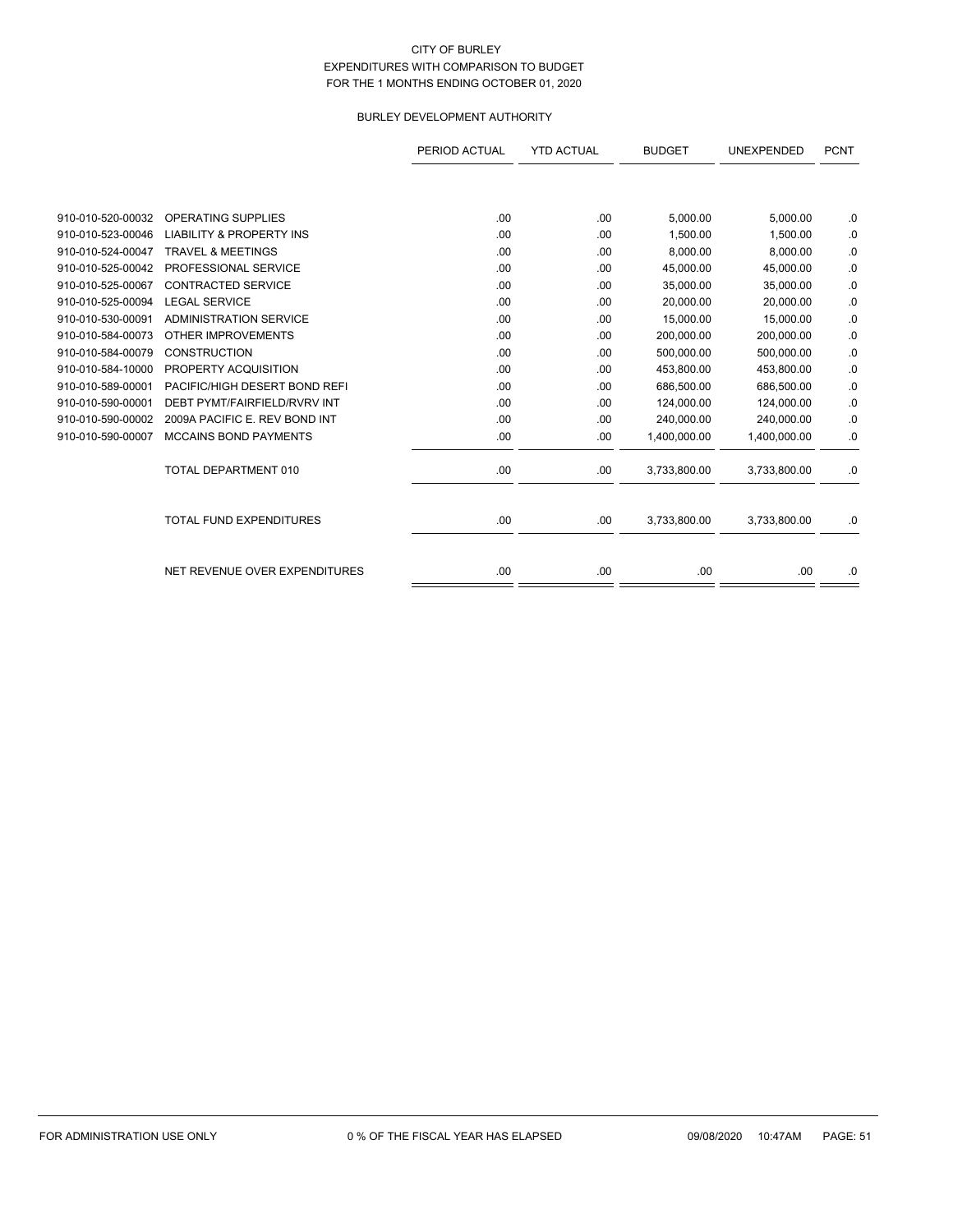CITY OF BURLEY
EXPENDITURES WITH COMPARISON TO BUDGET
FOR THE 1 MONTHS ENDING OCTOBER 01, 2020

BURLEY DEVELOPMENT AUTHORITY

| | | PERIOD ACTUAL | YTD ACTUAL | BUDGET | UNEXPENDED | PCNT |
|---|---|---|---|---|---|---|
| 910-010-520-00032 | OPERATING SUPPLIES | .00 | .00 | 5,000.00 | 5,000.00 | .0 |
| 910-010-523-00046 | LIABILITY & PROPERTY INS | .00 | .00 | 1,500.00 | 1,500.00 | .0 |
| 910-010-524-00047 | TRAVEL & MEETINGS | .00 | .00 | 8,000.00 | 8,000.00 | .0 |
| 910-010-525-00042 | PROFESSIONAL SERVICE | .00 | .00 | 45,000.00 | 45,000.00 | .0 |
| 910-010-525-00067 | CONTRACTED SERVICE | .00 | .00 | 35,000.00 | 35,000.00 | .0 |
| 910-010-525-00094 | LEGAL SERVICE | .00 | .00 | 20,000.00 | 20,000.00 | .0 |
| 910-010-530-00091 | ADMINISTRATION SERVICE | .00 | .00 | 15,000.00 | 15,000.00 | .0 |
| 910-010-584-00073 | OTHER IMPROVEMENTS | .00 | .00 | 200,000.00 | 200,000.00 | .0 |
| 910-010-584-00079 | CONSTRUCTION | .00 | .00 | 500,000.00 | 500,000.00 | .0 |
| 910-010-584-10000 | PROPERTY ACQUISITION | .00 | .00 | 453,800.00 | 453,800.00 | .0 |
| 910-010-589-00001 | PACIFIC/HIGH DESERT BOND REFI | .00 | .00 | 686,500.00 | 686,500.00 | .0 |
| 910-010-590-00001 | DEBT PYMT/FAIRFIELD/RVRV INT | .00 | .00 | 124,000.00 | 124,000.00 | .0 |
| 910-010-590-00002 | 2009A PACIFIC E. REV BOND INT | .00 | .00 | 240,000.00 | 240,000.00 | .0 |
| 910-010-590-00007 | MCCAINS BOND PAYMENTS | .00 | .00 | 1,400,000.00 | 1,400,000.00 | .0 |
| | TOTAL DEPARTMENT 010 | .00 | .00 | 3,733,800.00 | 3,733,800.00 | .0 |
| | TOTAL FUND EXPENDITURES | .00 | .00 | 3,733,800.00 | 3,733,800.00 | .0 |
| | NET REVENUE OVER EXPENDITURES | .00 | .00 | .00 | .00 | .0 |

FOR ADMINISTRATION USE ONLY — 0 % OF THE FISCAL YEAR HAS ELAPSED — 09/08/2020 10:47AM